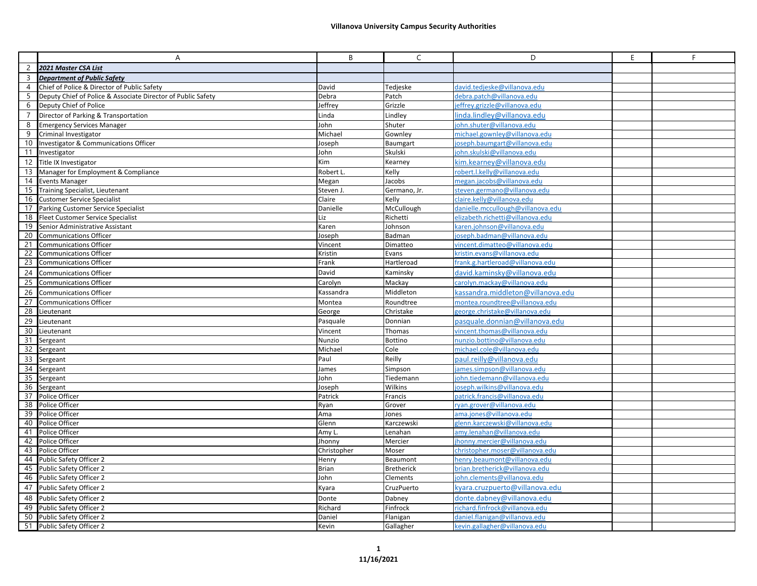# Villanova University Campus Security Authorities

| | A | B | C | D | E | F |
|---|---|---|---|---|---|---|
| 2 | ***2021 Master CSA List*** | | | | | |
| 3 | ***Department of Public Safety*** | | | | | |
| 4 | Chief of Police & Director of Public Safety | David | Tedjeske | david.tedjeske@villanova.edu | | |
| 5 | Deputy Chief of Police & Associate Director of Public Safety | Debra | Patch | debra.patch@villanova.edu | | |
| 6 | Deputy Chief of Police | Jeffrey | Grizzle | jeffrey.grizzle@villanova.edu | | |
| 7 | Director of Parking & Transportation | Linda | Lindley | linda.lindley@villanova.edu | | |
| 8 | Emergency Services Manager | John | Shuter | john.shuter@villanova.edu | | |
| 9 | Criminal Investigator | Michael | Gownley | michael.gownley@villanova.edu | | |
| 10 | Investigator & Communications Officer | Joseph | Baumgart | joseph.baumgart@villanova.edu | | |
| 11 | Investigator | John | Skulski | john.skulski@villanova.edu | | |
| 12 | Title IX Investigator | Kim | Kearney | kim.kearney@villanova.edu | | |
| 13 | Manager for Employment & Compliance | Robert L. | Kelly | robert.l.kelly@villanova.edu | | |
| 14 | Events Manager | Megan | Jacobs | megan.jacobs@villanova.edu | | |
| 15 | Training Specialist, Lieutenant | Steven J. | Germano, Jr. | steven.germano@villanova.edu | | |
| 16 | Customer Service Specialist | Claire | Kelly | claire.kelly@villanova.edu | | |
| 17 | Parking Customer Service Specialist | Danielle | McCullough | danielle.mccullough@villanova.edu | | |
| 18 | Fleet Customer Service Specialist | Liz | Richetti | elizabeth.richetti@villanova.edu | | |
| 19 | Senior Administrative Assistant | Karen | Johnson | karen.johnson@villanova.edu | | |
| 20 | Communications Officer | Joseph | Badman | joseph.badman@villanova.edu | | |
| 21 | Communications Officer | Vincent | Dimatteo | vincent.dimatteo@villanova.edu | | |
| 22 | Communications Officer | Kristin | Evans | kristin.evans@villanova.edu | | |
| 23 | Communications Officer | Frank | Hartleroad | frank.g.hartleroad@villanova.edu | | |
| 24 | Communications Officer | David | Kaminsky | david.kaminsky@villanova.edu | | |
| 25 | Communications Officer | Carolyn | Mackay | carolyn.mackay@villanova.edu | | |
| 26 | Communications Officer | Kassandra | Middleton | kassandra.middleton@villanova.edu | | |
| 27 | Communications Officer | Montea | Roundtree | montea.roundtree@villanova.edu | | |
| 28 | Lieutenant | George | Christake | george.christake@villanova.edu | | |
| 29 | Lieutenant | Pasquale | Donnian | pasquale.donnian@villanova.edu | | |
| 30 | Lieutenant | Vincent | Thomas | vincent.thomas@villanova.edu | | |
| 31 | Sergeant | Nunzio | Bottino | nunzio.bottino@villanova.edu | | |
| 32 | Sergeant | Michael | Cole | michael.cole@villanova.edu | | |
| 33 | Sergeant | Paul | Reilly | paul.reilly@villanova.edu | | |
| 34 | Sergeant | James | Simpson | james.simpson@villanova.edu | | |
| 35 | Sergeant | John | Tiedemann | john.tiedemann@villanova.edu | | |
| 36 | Sergeant | Joseph | Wilkins | joseph.wilkins@villanova.edu | | |
| 37 | Police Officer | Patrick | Francis | patrick.francis@villanova.edu | | |
| 38 | Police Officer | Ryan | Grover | ryan.grover@villanova.edu | | |
| 39 | Police Officer | Ama | Jones | ama.jones@villanova.edu | | |
| 40 | Police Officer | Glenn | Karczewski | glenn.karczewski@villanova.edu | | |
| 41 | Police Officer | Amy L. | Lenahan | amy.lenahan@villanova.edu | | |
| 42 | Police Officer | Jhonny | Mercier | jhonny.mercier@villanova.edu | | |
| 43 | Police Officer | Christopher | Moser | christopher.moser@villanova.edu | | |
| 44 | Public Safety Officer 2 | Henry | Beaumont | henry.beaumont@villanova.edu | | |
| 45 | Public Safety Officer 2 | Brian | Bretherick | brian.bretherick@villanova.edu | | |
| 46 | Public Safety Officer 2 | John | Clements | john.clements@villanova.edu | | |
| 47 | Public Safety Officer 2 | Kyara | CruzPuerto | kyara.cruzpuerto@villanova.edu | | |
| 48 | Public Safety Officer 2 | Donte | Dabney | donte.dabney@villanova.edu | | |
| 49 | Public Safety Officer 2 | Richard | Finfrock | richard.finfrock@villanova.edu | | |
| 50 | Public Safety Officer 2 | Daniel | Flanigan | daniel.flanigan@villanova.edu | | |
| 51 | Public Safety Officer 2 | Kevin | Gallagher | kevin.gallagher@villanova.edu | | |

11/16/2021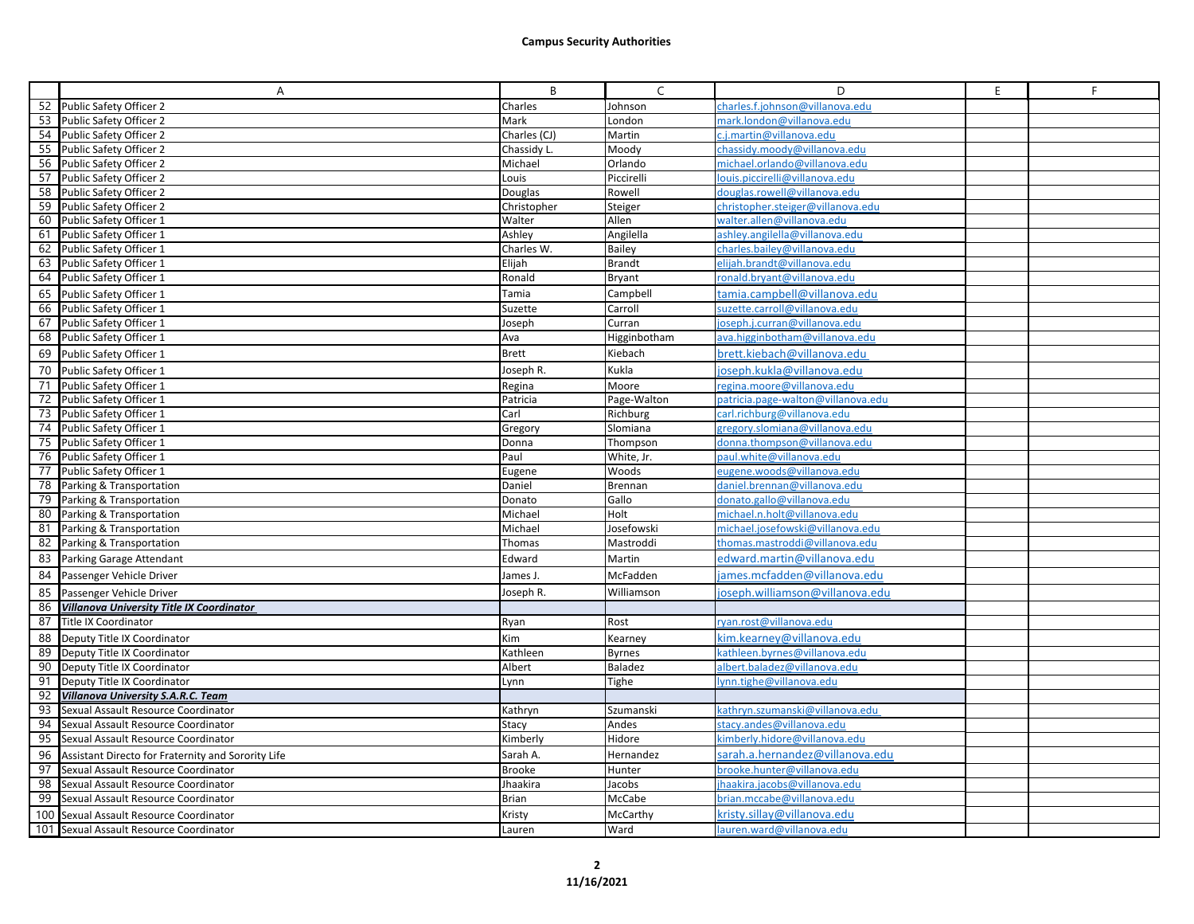## Campus Security Authorities

| | A | B | C | D | E | F |
|---|---|---|---|---|---|---|
| 52 | Public Safety Officer 2 | Charles | Johnson | charles.f.johnson@villanova.edu | | |
| 53 | Public Safety Officer 2 | Mark | London | mark.london@villanova.edu | | |
| 54 | Public Safety Officer 2 | Charles (CJ) | Martin | c.j.martin@villanova.edu | | |
| 55 | Public Safety Officer 2 | Chassidy L. | Moody | chassidy.moody@villanova.edu | | |
| 56 | Public Safety Officer 2 | Michael | Orlando | michael.orlando@villanova.edu | | |
| 57 | Public Safety Officer 2 | Louis | Piccirelli | louis.piccirelli@villanova.edu | | |
| 58 | Public Safety Officer 2 | Douglas | Rowell | douglas.rowell@villanova.edu | | |
| 59 | Public Safety Officer 2 | Christopher | Steiger | christopher.steiger@villanova.edu | | |
| 60 | Public Safety Officer 1 | Walter | Allen | walter.allen@villanova.edu | | |
| 61 | Public Safety Officer 1 | Ashley | Angilella | ashley.angilella@villanova.edu | | |
| 62 | Public Safety Officer 1 | Charles W. | Bailey | charles.bailey@villanova.edu | | |
| 63 | Public Safety Officer 1 | Elijah | Brandt | elijah.brandt@villanova.edu | | |
| 64 | Public Safety Officer 1 | Ronald | Bryant | ronald.bryant@villanova.edu | | |
| 65 | Public Safety Officer 1 | Tamia | Campbell | tamia.campbell@villanova.edu | | |
| 66 | Public Safety Officer 1 | Suzette | Carroll | suzette.carroll@villanova.edu | | |
| 67 | Public Safety Officer 1 | Joseph | Curran | joseph.j.curran@villanova.edu | | |
| 68 | Public Safety Officer 1 | Ava | Higginbotham | ava.higginbotham@villanova.edu | | |
| 69 | Public Safety Officer 1 | Brett | Kiebach | brett.kiebach@villanova.edu | | |
| 70 | Public Safety Officer 1 | Joseph R. | Kukla | joseph.kukla@villanova.edu | | |
| 71 | Public Safety Officer 1 | Regina | Moore | regina.moore@villanova.edu | | |
| 72 | Public Safety Officer 1 | Patricia | Page-Walton | patricia.page-walton@villanova.edu | | |
| 73 | Public Safety Officer 1 | Carl | Richburg | carl.richburg@villanova.edu | | |
| 74 | Public Safety Officer 1 | Gregory | Slomiana | gregory.slomiana@villanova.edu | | |
| 75 | Public Safety Officer 1 | Donna | Thompson | donna.thompson@villanova.edu | | |
| 76 | Public Safety Officer 1 | Paul | White, Jr. | paul.white@villanova.edu | | |
| 77 | Public Safety Officer 1 | Eugene | Woods | eugene.woods@villanova.edu | | |
| 78 | Parking & Transportation | Daniel | Brennan | daniel.brennan@villanova.edu | | |
| 79 | Parking & Transportation | Donato | Gallo | donato.gallo@villanova.edu | | |
| 80 | Parking & Transportation | Michael | Holt | michael.n.holt@villanova.edu | | |
| 81 | Parking & Transportation | Michael | Josefowski | michael.josefowski@villanova.edu | | |
| 82 | Parking & Transportation | Thomas | Mastroddi | thomas.mastroddi@villanova.edu | | |
| 83 | Parking Garage Attendant | Edward | Martin | edward.martin@villanova.edu | | |
| 84 | Passenger Vehicle Driver | James J. | McFadden | james.mcfadden@villanova.edu | | |
| 85 | Passenger Vehicle Driver | Joseph R. | Williamson | joseph.williamson@villanova.edu | | |
| 86 | ***Villanova University Title IX Coordinator*** | | | | | |
| 87 | Title IX Coordinator | Ryan | Rost | ryan.rost@villanova.edu | | |
| 88 | Deputy Title IX Coordinator | Kim | Kearney | kim.kearney@villanova.edu | | |
| 89 | Deputy Title IX Coordinator | Kathleen | Byrnes | kathleen.byrnes@villanova.edu | | |
| 90 | Deputy Title IX Coordinator | Albert | Baladez | albert.baladez@villanova.edu | | |
| 91 | Deputy Title IX Coordinator | Lynn | Tighe | lynn.tighe@villanova.edu | | |
| 92 | ***Villanova University S.A.R.C. Team*** | | | | | |
| 93 | Sexual Assault Resource Coordinator | Kathryn | Szumanski | kathryn.szumanski@villanova.edu | | |
| 94 | Sexual Assault Resource Coordinator | Stacy | Andes | stacy.andes@villanova.edu | | |
| 95 | Sexual Assault Resource Coordinator | Kimberly | Hidore | kimberly.hidore@villanova.edu | | |
| 96 | Assistant Directo for Fraternity and Sorority Life | Sarah A. | Hernandez | sarah.a.hernandez@villanova.edu | | |
| 97 | Sexual Assault Resource Coordinator | Brooke | Hunter | brooke.hunter@villanova.edu | | |
| 98 | Sexual Assault Resource Coordinator | Jhaakira | Jacobs | jhaakira.jacobs@villanova.edu | | |
| 99 | Sexual Assault Resource Coordinator | Brian | McCabe | brian.mccabe@villanova.edu | | |
| 100 | Sexual Assault Resource Coordinator | Kristy | McCarthy | kristy.sillay@villanova.edu | | |
| 101 | Sexual Assault Resource Coordinator | Lauren | Ward | lauren.ward@villanova.edu | | |

11/16/2021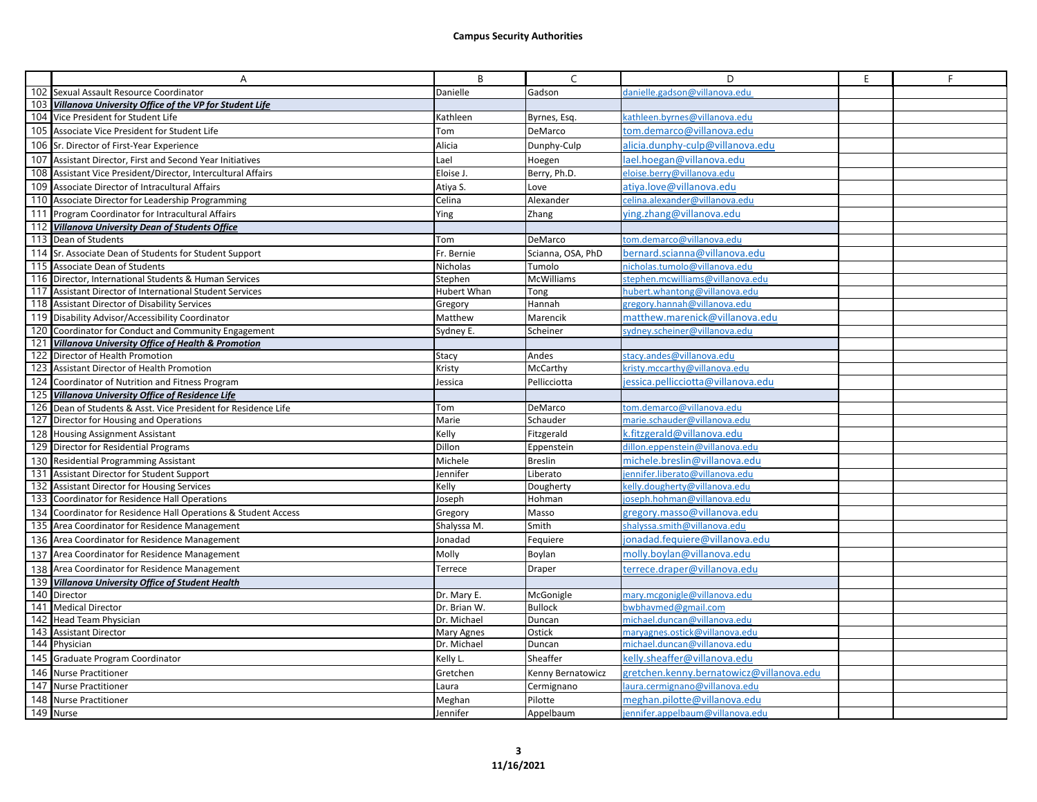## Campus Security Authorities

| | A | B | C | D | E | F |
|---|---|---|---|---|---|---|
| 102 | Sexual Assault Resource Coordinator | Danielle | Gadson | danielle.gadson@villanova.edu | | |
| 103 | ***Villanova University Office of the VP for Student Life*** | | | | | |
| 104 | Vice President for Student Life | Kathleen | Byrnes, Esq. | kathleen.byrnes@villanova.edu | | |
| 105 | Associate Vice President for Student Life | Tom | DeMarco | tom.demarco@villanova.edu | | |
| 106 | Sr. Director of First-Year Experience | Alicia | Dunphy-Culp | alicia.dunphy-culp@villanova.edu | | |
| 107 | Assistant Director, First and Second Year Initiatives | Lael | Hoegen | lael.hoegan@villanova.edu | | |
| 108 | Assistant Vice President/Director, Intercultural Affairs | Eloise J. | Berry, Ph.D. | eloise.berry@villanova.edu | | |
| 109 | Associate Director of Intracultural Affairs | Atiya S. | Love | atiya.love@villanova.edu | | |
| 110 | Associate Director for Leadership Programming | Celina | Alexander | celina.alexander@villanova.edu | | |
| 111 | Program Coordinator for Intracultural Affairs | Ying | Zhang | ying.zhang@villanova.edu | | |
| 112 | ***Villanova University Dean of Students Office*** | | | | | |
| 113 | Dean of Students | Tom | DeMarco | tom.demarco@villanova.edu | | |
| 114 | Sr. Associate Dean of Students for Student Support | Fr. Bernie | Scianna, OSA, PhD | bernard.scianna@villanova.edu | | |
| 115 | Associate Dean of Students | Nicholas | Tumolo | nicholas.tumolo@villanova.edu | | |
| 116 | Director, International Students & Human Services | Stephen | McWilliams | stephen.mcwilliams@villanova.edu | | |
| 117 | Assistant Director of International Student Services | Hubert Whan | Tong | hubert.whantong@villanova.edu | | |
| 118 | Assistant Director of Disability Services | Gregory | Hannah | gregory.hannah@villanova.edu | | |
| 119 | Disability Advisor/Accessibility Coordinator | Matthew | Marencik | matthew.marenick@villanova.edu | | |
| 120 | Coordinator for Conduct and Community Engagement | Sydney E. | Scheiner | sydney.scheiner@villanova.edu | | |
| 121 | ***Villanova University Office of Health & Promotion*** | | | | | |
| 122 | Director of Health Promotion | Stacy | Andes | stacy.andes@villanova.edu | | |
| 123 | Assistant Director of Health Promotion | Kristy | McCarthy | kristy.mccarthy@villanova.edu | | |
| 124 | Coordinator of Nutrition and Fitness Program | Jessica | Pellicciotta | jessica.pellicciotta@villanova.edu | | |
| 125 | ***Villanova University Office of Residence Life*** | | | | | |
| 126 | Dean of Students & Asst. Vice President for Residence Life | Tom | DeMarco | tom.demarco@villanova.edu | | |
| 127 | Director for Housing and Operations | Marie | Schauder | marie.schauder@villanova.edu | | |
| 128 | Housing Assignment Assistant | Kelly | Fitzgerald | k.fitzgerald@villanova.edu | | |
| 129 | Director for Residential Programs | Dillon | Eppenstein | dillon.eppenstein@villanova.edu | | |
| 130 | Residential Programming Assistant | Michele | Breslin | michele.breslin@villanova.edu | | |
| 131 | Assistant Director for Student Support | Jennifer | Liberato | jennifer.liberato@villanova.edu | | |
| 132 | Assistant Director for Housing Services | Kelly | Dougherty | kelly.dougherty@villanova.edu | | |
| 133 | Coordinator for Residence Hall Operations | Joseph | Hohman | joseph.hohman@villanova.edu | | |
| 134 | Coordinator for Residence Hall Operations & Student Access | Gregory | Masso | gregory.masso@villanova.edu | | |
| 135 | Area Coordinator for Residence Management | Shalyssa M. | Smith | shalyssa.smith@villanova.edu | | |
| 136 | Area Coordinator for Residence Management | Jonadad | Fequiere | jonadad.fequiere@villanova.edu | | |
| 137 | Area Coordinator for Residence Management | Molly | Boylan | molly.boylan@villanova.edu | | |
| 138 | Area Coordinator for Residence Management | Terrece | Draper | terrece.draper@villanova.edu | | |
| 139 | ***Villanova University Office of Student Health*** | | | | | |
| 140 | Director | Dr. Mary E. | McGonigle | mary.mcgonigle@villanova.edu | | |
| 141 | Medical Director | Dr. Brian W. | Bullock | bwbhavmed@gmail.com | | |
| 142 | Head Team Physician | Dr. Michael | Duncan | michael.duncan@villanova.edu | | |
| 143 | Assistant Director | Mary Agnes | Ostick | maryagnes.ostick@villanova.edu | | |
| 144 | Physician | Dr. Michael | Duncan | michael.duncan@villanova.edu | | |
| 145 | Graduate Program Coordinator | Kelly L. | Sheaffer | kelly.sheaffer@villanova.edu | | |
| 146 | Nurse Practitioner | Gretchen | Kenny Bernatowicz | gretchen.kenny.bernatowicz@villanova.edu | | |
| 147 | Nurse Practitioner | Laura | Cermignano | laura.cermignano@villanova.edu | | |
| 148 | Nurse Practitioner | Meghan | Pilotte | meghan.pilotte@villanova.edu | | |
| 149 | Nurse | Jennifer | Appelbaum | jennifer.appelbaum@villanova.edu | | |

11/16/2021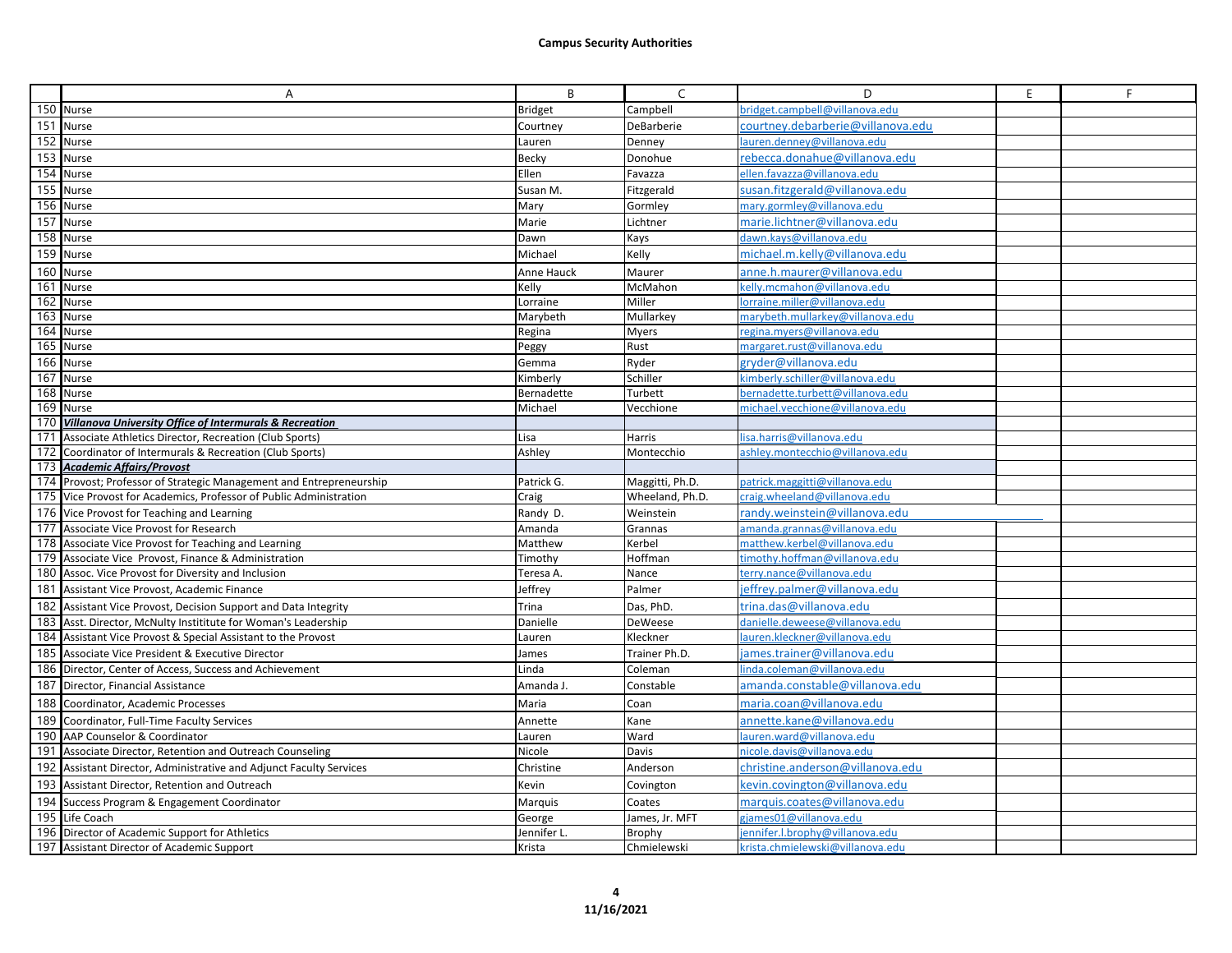**Campus Security Authorities**

| | A | B | C | D | E | F |
|---|---|---|---|---|---|---|
| 150 | Nurse | Bridget | Campbell | bridget.campbell@villanova.edu | | |
| 151 | Nurse | Courtney | DeBarberie | courtney.debarberie@villanova.edu | | |
| 152 | Nurse | Lauren | Denney | lauren.denney@villanova.edu | | |
| 153 | Nurse | Becky | Donohue | rebecca.donahue@villanova.edu | | |
| 154 | Nurse | Ellen | Favazza | ellen.favazza@villanova.edu | | |
| 155 | Nurse | Susan M. | Fitzgerald | susan.fitzgerald@villanova.edu | | |
| 156 | Nurse | Mary | Gormley | mary.gormley@villanova.edu | | |
| 157 | Nurse | Marie | Lichtner | marie.lichtner@villanova.edu | | |
| 158 | Nurse | Dawn | Kays | dawn.kays@villanova.edu | | |
| 159 | Nurse | Michael | Kelly | michael.m.kelly@villanova.edu | | |
| 160 | Nurse | Anne Hauck | Maurer | anne.h.maurer@villanova.edu | | |
| 161 | Nurse | Kelly | McMahon | kelly.mcmahon@villanova.edu | | |
| 162 | Nurse | Lorraine | Miller | lorraine.miller@villanova.edu | | |
| 163 | Nurse | Marybeth | Mullarkey | marybeth.mullarkey@villanova.edu | | |
| 164 | Nurse | Regina | Myers | regina.myers@villanova.edu | | |
| 165 | Nurse | Peggy | Rust | margaret.rust@villanova.edu | | |
| 166 | Nurse | Gemma | Ryder | gryder@villanova.edu | | |
| 167 | Nurse | Kimberly | Schiller | kimberly.schiller@villanova.edu | | |
| 168 | Nurse | Bernadette | Turbett | bernadette.turbett@villanova.edu | | |
| 169 | Nurse | Michael | Vecchione | michael.vecchione@villanova.edu | | |
| 170 | ***Villanova University Office of Intermurals & Recreation*** | | | | | |
| 171 | Associate Athletics Director, Recreation (Club Sports) | Lisa | Harris | lisa.harris@villanova.edu | | |
| 172 | Coordinator of Intermurals & Recreation (Club Sports) | Ashley | Montecchio | ashley.montecchio@villanova.edu | | |
| 173 | ***Academic Affairs/Provost*** | | | | | |
| 174 | Provost; Professor of Strategic Management and Entrepreneurship | Patrick G. | Maggitti, Ph.D. | patrick.maggitti@villanova.edu | | |
| 175 | Vice Provost for Academics, Professor of Public Administration | Craig | Wheeland, Ph.D. | craig.wheeland@villanova.edu | | |
| 176 | Vice Provost for Teaching and Learning | Randy D. | Weinstein | randy.weinstein@villanova.edu | | |
| 177 | Associate Vice Provost for Research | Amanda | Grannas | amanda.grannas@villanova.edu | | |
| 178 | Associate Vice Provost for Teaching and Learning | Matthew | Kerbel | matthew.kerbel@villanova.edu | | |
| 179 | Associate Vice Provost, Finance & Administration | Timothy | Hoffman | timothy.hoffman@villanova.edu | | |
| 180 | Assoc. Vice Provost for Diversity and Inclusion | Teresa A. | Nance | terry.nance@villanova.edu | | |
| 181 | Assistant Vice Provost, Academic Finance | Jeffrey | Palmer | jeffrey.palmer@villanova.edu | | |
| 182 | Assistant Vice Provost, Decision Support and Data Integrity | Trina | Das, PhD. | trina.das@villanova.edu | | |
| 183 | Asst. Director, McNulty Instititute for Woman's Leadership | Danielle | DeWeese | danielle.deweese@villanova.edu | | |
| 184 | Assistant Vice Provost & Special Assistant to the Provost | Lauren | Kleckner | lauren.kleckner@villanova.edu | | |
| 185 | Associate Vice President & Executive Director | James | Trainer Ph.D. | james.trainer@villanova.edu | | |
| 186 | Director, Center of Access, Success and Achievement | Linda | Coleman | linda.coleman@villanova.edu | | |
| 187 | Director, Financial Assistance | Amanda J. | Constable | amanda.constable@villanova.edu | | |
| 188 | Coordinator, Academic Processes | Maria | Coan | maria.coan@villanova.edu | | |
| 189 | Coordinator, Full-Time Faculty Services | Annette | Kane | annette.kane@villanova.edu | | |
| 190 | AAP Counselor & Coordinator | Lauren | Ward | lauren.ward@villanova.edu | | |
| 191 | Associate Director, Retention and Outreach Counseling | Nicole | Davis | nicole.davis@villanova.edu | | |
| 192 | Assistant Director, Administrative and Adjunct Faculty Services | Christine | Anderson | christine.anderson@villanova.edu | | |
| 193 | Assistant Director, Retention and Outreach | Kevin | Covington | kevin.covington@villanova.edu | | |
| 194 | Success Program & Engagement Coordinator | Marquis | Coates | marquis.coates@villanova.edu | | |
| 195 | Life Coach | George | James, Jr. MFT | gjames01@villanova.edu | | |
| 196 | Director of Academic Support for Athletics | Jennifer L. | Brophy | jennifer.l.brophy@villanova.edu | | |
| 197 | Assistant Director of Academic Support | Krista | Chmielewski | krista.chmielewski@villanova.edu | | |

11/16/2021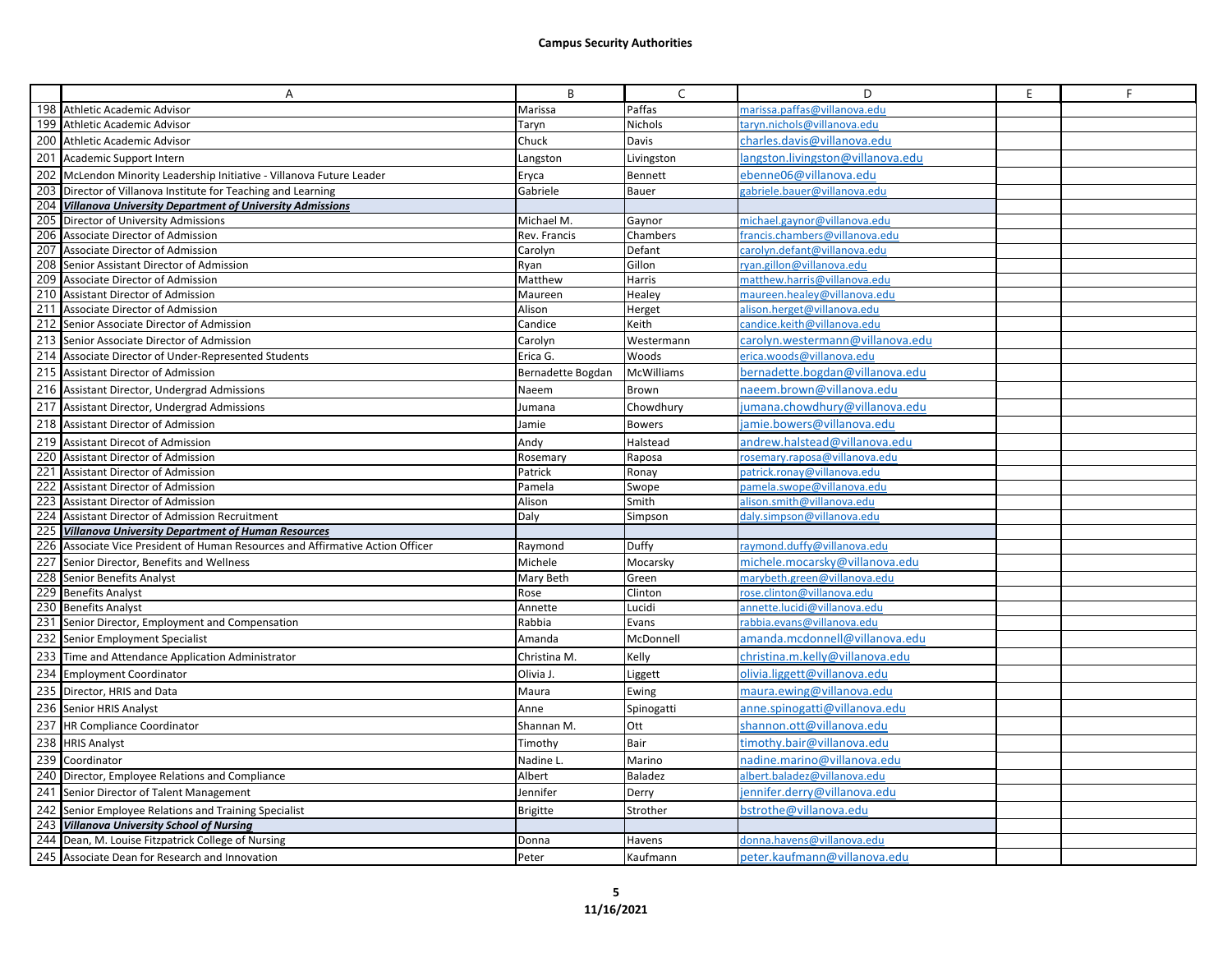## Campus Security Authorities

| | A | B | C | D | E | F |
|---|---|---|---|---|---|---|
| 198 | Athletic Academic Advisor | Marissa | Paffas | marissa.paffas@villanova.edu | | |
| 199 | Athletic Academic Advisor | Taryn | Nichols | taryn.nichols@villanova.edu | | |
| 200 | Athletic Academic Advisor | Chuck | Davis | charles.davis@villanova.edu | | |
| 201 | Academic Support Intern | Langston | Livingston | langston.livingston@villanova.edu | | |
| 202 | McLendon Minority Leadership Initiative - Villanova Future Leader | Eryca | Bennett | ebenne06@villanova.edu | | |
| 203 | Director of Villanova Institute for Teaching and Learning | Gabriele | Bauer | gabriele.bauer@villanova.edu | | |
| 204 | ***Villanova University Department of University Admissions*** | | | | | |
| 205 | Director of University Admissions | Michael M. | Gaynor | michael.gaynor@villanova.edu | | |
| 206 | Associate Director of Admission | Rev. Francis | Chambers | francis.chambers@villanova.edu | | |
| 207 | Associate Director of Admission | Carolyn | Defant | carolyn.defant@villanova.edu | | |
| 208 | Senior Assistant Director of Admission | Ryan | Gillon | ryan.gillon@villanova.edu | | |
| 209 | Associate Director of Admission | Matthew | Harris | matthew.harris@villanova.edu | | |
| 210 | Assistant Director of Admission | Maureen | Healey | maureen.healey@villanova.edu | | |
| 211 | Associate Director of Admission | Alison | Herget | alison.herget@villanova.edu | | |
| 212 | Senior Associate Director of Admission | Candice | Keith | candice.keith@villanova.edu | | |
| 213 | Senior Associate Director of Admission | Carolyn | Westermann | carolyn.westermann@villanova.edu | | |
| 214 | Associate Director of Under-Represented Students | Erica G. | Woods | erica.woods@villanova.edu | | |
| 215 | Assistant Director of Admission | Bernadette Bogdan | McWilliams | bernadette.bogdan@villanova.edu | | |
| 216 | Assistant Director, Undergrad Admissions | Naeem | Brown | naeem.brown@villanova.edu | | |
| 217 | Assistant Director, Undergrad Admissions | Jumana | Chowdhury | jumana.chowdhury@villanova.edu | | |
| 218 | Assistant Director of Admission | Jamie | Bowers | jamie.bowers@villanova.edu | | |
| 219 | Assistant Direcot of Admission | Andy | Halstead | andrew.halstead@villanova.edu | | |
| 220 | Assistant Director of Admission | Rosemary | Raposa | rosemary.raposa@villanova.edu | | |
| 221 | Assistant Director of Admission | Patrick | Ronay | patrick.ronay@villanova.edu | | |
| 222 | Assistant Director of Admission | Pamela | Swope | pamela.swope@villanova.edu | | |
| 223 | Assistant Director of Admission | Alison | Smith | alison.smith@villanova.edu | | |
| 224 | Assistant Director of Admission Recruitment | Daly | Simpson | daly.simpson@villanova.edu | | |
| 225 | ***Villanova University Department of Human Resources*** | | | | | |
| 226 | Associate Vice President of Human Resources and Affirmative Action Officer | Raymond | Duffy | raymond.duffy@villanova.edu | | |
| 227 | Senior Director, Benefits and Wellness | Michele | Mocarsky | michele.mocarsky@villanova.edu | | |
| 228 | Senior Benefits Analyst | Mary Beth | Green | marybeth.green@villanova.edu | | |
| 229 | Benefits Analyst | Rose | Clinton | rose.clinton@villanova.edu | | |
| 230 | Benefits Analyst | Annette | Lucidi | annette.lucidi@villanova.edu | | |
| 231 | Senior Director, Employment and Compensation | Rabbia | Evans | rabbia.evans@villanova.edu | | |
| 232 | Senior Employment Specialist | Amanda | McDonnell | amanda.mcdonnell@villanova.edu | | |
| 233 | Time and Attendance Application Administrator | Christina M. | Kelly | christina.m.kelly@villanova.edu | | |
| 234 | Employment Coordinator | Olivia J. | Liggett | olivia.liggett@villanova.edu | | |
| 235 | Director, HRIS and Data | Maura | Ewing | maura.ewing@villanova.edu | | |
| 236 | Senior HRIS Analyst | Anne | Spinogatti | anne.spinogatti@villanova.edu | | |
| 237 | HR Compliance Coordinator | Shannan M. | Ott | shannon.ott@villanova.edu | | |
| 238 | HRIS Analyst | Timothy | Bair | timothy.bair@villanova.edu | | |
| 239 | Coordinator | Nadine L. | Marino | nadine.marino@villanova.edu | | |
| 240 | Director, Employee Relations and Compliance | Albert | Baladez | albert.baladez@villanova.edu | | |
| 241 | Senior Director of Talent Management | Jennifer | Derry | jennifer.derry@villanova.edu | | |
| 242 | Senior Employee Relations and Training Specialist | Brigitte | Strother | bstrothe@villanova.edu | | |
| 243 | ***Villanova University School of Nursing*** | | | | | |
| 244 | Dean, M. Louise Fitzpatrick College of Nursing | Donna | Havens | donna.havens@villanova.edu | | |
| 245 | Associate Dean for Research and Innovation | Peter | Kaufmann | peter.kaufmann@villanova.edu | | |

11/16/2021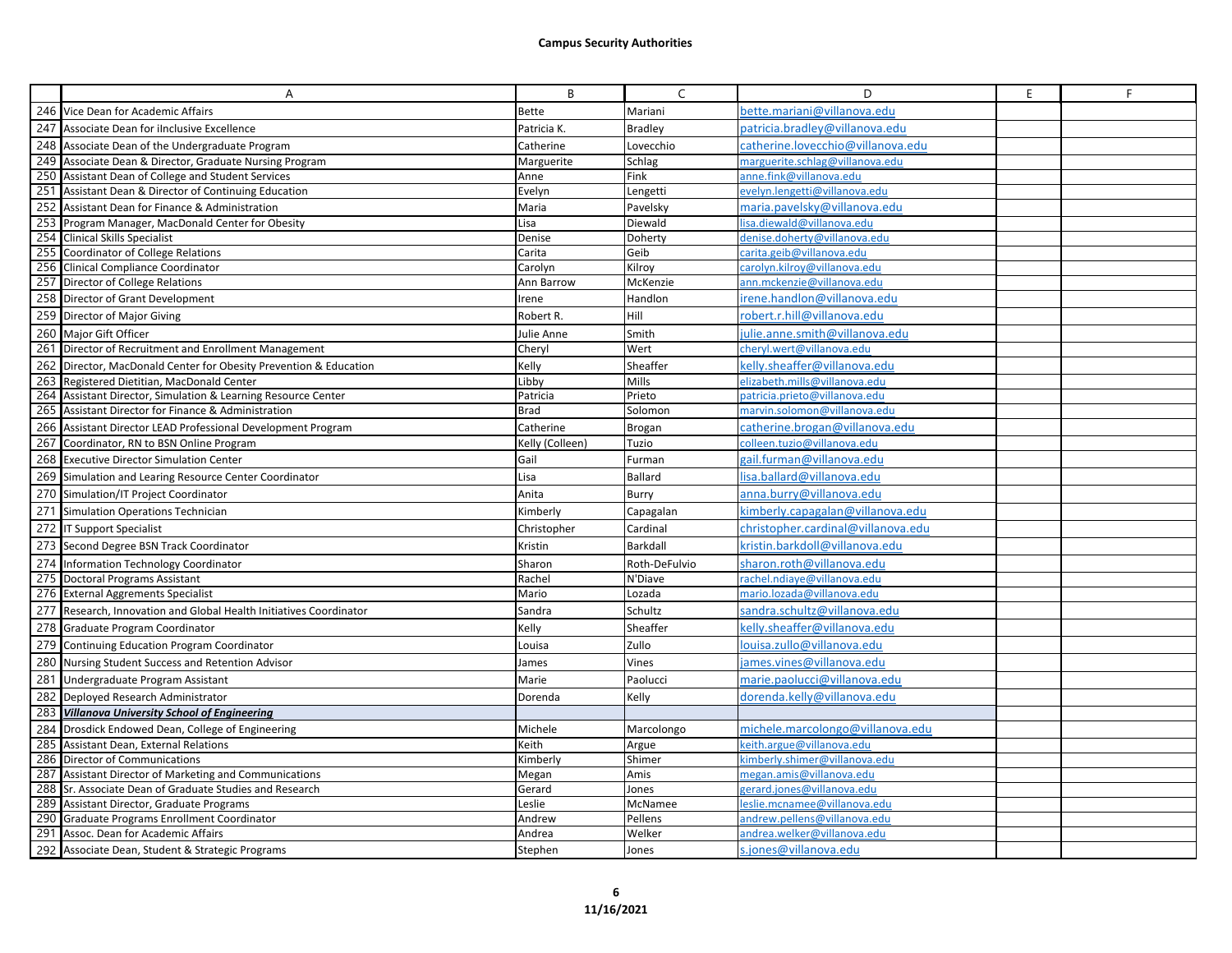**Campus Security Authorities**

| | A | B | C | D | E | F |
|---|---|---|---|---|---|---|
| 246 | Vice Dean for Academic Affairs | Bette | Mariani | bette.mariani@villanova.edu | | |
| 247 | Associate Dean for iInclusive Excellence | Patricia K. | Bradley | patricia.bradley@villanova.edu | | |
| 248 | Associate Dean of the Undergraduate Program | Catherine | Lovecchio | catherine.lovecchio@villanova.edu | | |
| 249 | Associate Dean & Director, Graduate Nursing Program | Marguerite | Schlag | marguerite.schlag@villanova.edu | | |
| 250 | Assistant Dean of College and Student Services | Anne | Fink | anne.fink@villanova.edu | | |
| 251 | Assistant Dean & Director of Continuing Education | Evelyn | Lengetti | evelyn.lengetti@villanova.edu | | |
| 252 | Assistant Dean for Finance & Administration | Maria | Pavelsky | maria.pavelsky@villanova.edu | | |
| 253 | Program Manager, MacDonald Center for Obesity | Lisa | Diewald | lisa.diewald@villanova.edu | | |
| 254 | Clinical Skills Specialist | Denise | Doherty | denise.doherty@villanova.edu | | |
| 255 | Coordinator of College Relations | Carita | Geib | carita.geib@villanova.edu | | |
| 256 | Clinical Compliance Coordinator | Carolyn | Kilroy | carolyn.kilroy@villanova.edu | | |
| 257 | Director of College Relations | Ann Barrow | McKenzie | ann.mckenzie@villanova.edu | | |
| 258 | Director of Grant Development | Irene | Handlon | irene.handlon@villanova.edu | | |
| 259 | Director of Major Giving | Robert R. | Hill | robert.r.hill@villanova.edu | | |
| 260 | Major Gift Officer | Julie Anne | Smith | julie.anne.smith@villanova.edu | | |
| 261 | Director of Recruitment and Enrollment Management | Cheryl | Wert | cheryl.wert@villanova.edu | | |
| 262 | Director, MacDonald Center for Obesity Prevention & Education | Kelly | Sheaffer | kelly.sheaffer@villanova.edu | | |
| 263 | Registered Dietitian, MacDonald Center | Libby | Mills | elizabeth.mills@villanova.edu | | |
| 264 | Assistant Director, Simulation & Learning Resource Center | Patricia | Prieto | patricia.prieto@villanova.edu | | |
| 265 | Assistant Director for Finance & Administration | Brad | Solomon | marvin.solomon@villanova.edu | | |
| 266 | Assistant Director LEAD Professional Development Program | Catherine | Brogan | catherine.brogan@villanova.edu | | |
| 267 | Coordinator, RN to BSN Online Program | Kelly (Colleen) | Tuzio | colleen.tuzio@villanova.edu | | |
| 268 | Executive Director Simulation Center | Gail | Furman | gail.furman@villanova.edu | | |
| 269 | Simulation and Learing Resource Center Coordinator | Lisa | Ballard | lisa.ballard@villanova.edu | | |
| 270 | Simulation/IT Project Coordinator | Anita | Burry | anna.burry@villanova.edu | | |
| 271 | Simulation Operations Technician | Kimberly | Capagalan | kimberly.capagalan@villanova.edu | | |
| 272 | IT Support Specialist | Christopher | Cardinal | christopher.cardinal@villanova.edu | | |
| 273 | Second Degree BSN Track Coordinator | Kristin | Barkdall | kristin.barkdoll@villanova.edu | | |
| 274 | Information Technology Coordinator | Sharon | Roth-DeFulvio | sharon.roth@villanova.edu | | |
| 275 | Doctoral Programs Assistant | Rachel | N'Diave | rachel.ndiaye@villanova.edu | | |
| 276 | External Aggrements Specialist | Mario | Lozada | mario.lozada@villanova.edu | | |
| 277 | Research, Innovation and Global Health Initiatives Coordinator | Sandra | Schultz | sandra.schultz@villanova.edu | | |
| 278 | Graduate Program Coordinator | Kelly | Sheaffer | kelly.sheaffer@villanova.edu | | |
| 279 | Continuing Education Program Coordinator | Louisa | Zullo | louisa.zullo@villanova.edu | | |
| 280 | Nursing Student Success and Retention Advisor | James | Vines | james.vines@villanova.edu | | |
| 281 | Undergraduate Program Assistant | Marie | Paolucci | marie.paolucci@villanova.edu | | |
| 282 | Deployed Research Administrator | Dorenda | Kelly | dorenda.kelly@villanova.edu | | |
| 283 | ***Villanova University School of Engineering*** | | | | | |
| 284 | Drosdick Endowed Dean, College of Engineering | Michele | Marcolongo | michele.marcolongo@villanova.edu | | |
| 285 | Assistant Dean, External Relations | Keith | Argue | keith.argue@villanova.edu | | |
| 286 | Director of Communications | Kimberly | Shimer | kimberly.shimer@villanova.edu | | |
| 287 | Assistant Director of Marketing and Communications | Megan | Amis | megan.amis@villanova.edu | | |
| 288 | Sr. Associate Dean of Graduate Studies and Research | Gerard | Jones | gerard.jones@villanova.edu | | |
| 289 | Assistant Director, Graduate Programs | Leslie | McNamee | leslie.mcnamee@villanova.edu | | |
| 290 | Graduate Programs Enrollment Coordinator | Andrew | Pellens | andrew.pellens@villanova.edu | | |
| 291 | Assoc. Dean for Academic Affairs | Andrea | Welker | andrea.welker@villanova.edu | | |
| 292 | Associate Dean, Student & Strategic Programs | Stephen | Jones | s.jones@villanova.edu | | |

11/16/2021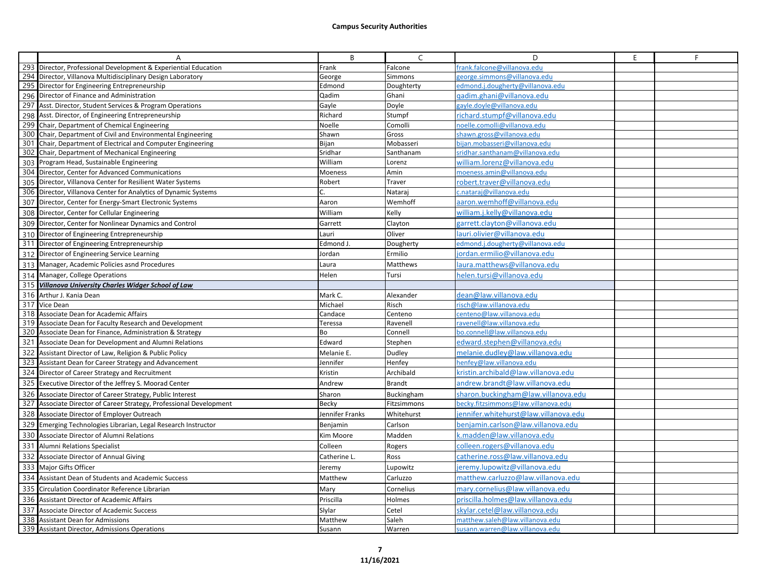## Campus Security Authorities

| | A | B | C | D | E | F |
|---|---|---|---|---|---|---|
| 293 | Director, Professional Development & Experiential Education | Frank | Falcone | frank.falcone@villanova.edu | | |
| 294 | Director, Villanova Multidisciplinary Design Laboratory | George | Simmons | george.simmons@villanova.edu | | |
| 295 | Director for Engineering Entrepreneurship | Edmond | Doughterty | edmond.j.dougherty@villanova.edu | | |
| 296 | Director of Finance and Administration | Qadim | Ghani | qadim.ghani@villanova.edu | | |
| 297 | Asst. Director, Student Services & Program Operations | Gayle | Doyle | gayle.doyle@villanova.edu | | |
| 298 | Asst. Director, of Engineering Entrepreneurship | Richard | Stumpf | richard.stumpf@villanova.edu | | |
| 299 | Chair, Department of Chemical Engineering | Noelle | Comolli | noelle.comolli@villanova.edu | | |
| 300 | Chair, Department of Civil and Environmental Engineering | Shawn | Gross | shawn.gross@villanova.edu | | |
| 301 | Chair, Department of Electrical and Computer Engineering | Bijan | Mobasseri | bijan.mobasseri@villanova.edu | | |
| 302 | Chair, Department of Mechanical Engineering | Sridhar | Santhanam | sridhar.santhanam@villanova.edu | | |
| 303 | Program Head, Sustainable Engineering | William | Lorenz | william.lorenz@villanova.edu | | |
| 304 | Director, Center for Advanced Communications | Moeness | Amin | moeness.amin@villanova.edu | | |
| 305 | Director, Villanova Center for Resilient Water Systems | Robert | Traver | robert.traver@villanova.edu | | |
| 306 | Director, Villanova Center for Analytics of Dynamic Systems | C. | Nataraj | c.nataraj@villanova.edu | | |
| 307 | Director, Center for Energy-Smart Electronic Systems | Aaron | Wemhoff | aaron.wemhoff@villanova.edu | | |
| 308 | Director, Center for Cellular Engineering | William | Kelly | william.j.kelly@villanova.edu | | |
| 309 | Director, Center for Nonlinear Dynamics and Control | Garrett | Clayton | garrett.clayton@villanova.edu | | |
| 310 | Director of Engineering Entrepreneurship | Lauri | Oliver | lauri.olivier@villanova.edu | | |
| 311 | Director of Engineering Entrepreneurship | Edmond J. | Dougherty | edmond.j.dougherty@villanova.edu | | |
| 312 | Director of Engineering Service Learning | Jordan | Ermilio | jordan.ermilio@villanova.edu | | |
| 313 | Manager, Academic Policies asnd Procedures | Laura | Matthews | laura.matthews@villanova.edu | | |
| 314 | Manager, College Operations | Helen | Tursi | helen.tursi@villanova.edu | | |
| 315 | ***Villanova University Charles Widger School of Law*** | | | | | |
| 316 | Arthur J. Kania Dean | Mark C. | Alexander | dean@law.villanova.edu | | |
| 317 | Vice Dean | Michael | Risch | risch@law.villanova.edu | | |
| 318 | Associate Dean for Academic Affairs | Candace | Centeno | centeno@law.villanova.edu | | |
| 319 | Associate Dean for Faculty Research and Development | Teressa | Ravenell | ravenell@law.villanova.edu | | |
| 320 | Associate Dean for Finance, Administration & Strategy | Bo | Connell | bo.connell@law.villanova.edu | | |
| 321 | Associate Dean for Development and Alumni Relations | Edward | Stephen | edward.stephen@villanova.edu | | |
| 322 | Assistant Director of Law, Religion & Public Policy | Melanie E. | Dudley | melanie.dudley@law.villanova.edu | | |
| 323 | Assistant Dean for Career Strategy and Advancement | Jennifer | Henfey | henfey@law.villanova.edu | | |
| 324 | Director of Career Strategy and Recruitment | Kristin | Archibald | kristin.archibald@law.villanova.edu | | |
| 325 | Executive Director of the Jeffrey S. Moorad Center | Andrew | Brandt | andrew.brandt@law.villanova.edu | | |
| 326 | Associate Director of Career Strategy, Public Interest | Sharon | Buckingham | sharon.buckingham@law.villanova.edu | | |
| 327 | Associate Director of Career Strategy, Professional Development | Becky | Fitzsimmons | becky.fitzsimmons@law.villanova.edu | | |
| 328 | Associate Director of Employer Outreach | Jennifer Franks | Whitehurst | jennifer.whitehurst@law.villanova.edu | | |
| 329 | Emerging Technologies Librarian, Legal Research Instructor | Benjamin | Carlson | benjamin.carlson@law.villanova.edu | | |
| 330 | Associate Director of Alumni Relations | Kim Moore | Madden | k.madden@law.villanova.edu | | |
| 331 | Alumni Relations Specialist | Colleen | Rogers | colleen.rogers@villanova.edu | | |
| 332 | Associate Director of Annual Giving | Catherine L. | Ross | catherine.ross@law.villanova.edu | | |
| 333 | Major Gifts Officer | Jeremy | Lupowitz | jeremy.lupowitz@villanova.edu | | |
| 334 | Assistant Dean of Students and Academic Success | Matthew | Carluzzo | matthew.carluzzo@law.villanova.edu | | |
| 335 | Circulation Coordinator Reference Librarian | Mary | Cornelius | mary.cornelius@law.villanova.edu | | |
| 336 | Assistant Director of Academic Affairs | Priscilla | Holmes | priscilla.holmes@law.villanova.edu | | |
| 337 | Associate Director of Academic Success | Slylar | Cetel | skylar.cetel@law.villanova.edu | | |
| 338 | Assistant Dean for Admissions | Matthew | Saleh | matthew.saleh@law.villanova.edu | | |
| 339 | Assistant Director, Admissions Operations | Susann | Warren | susann.warren@law.villanova.edu | | |

11/16/2021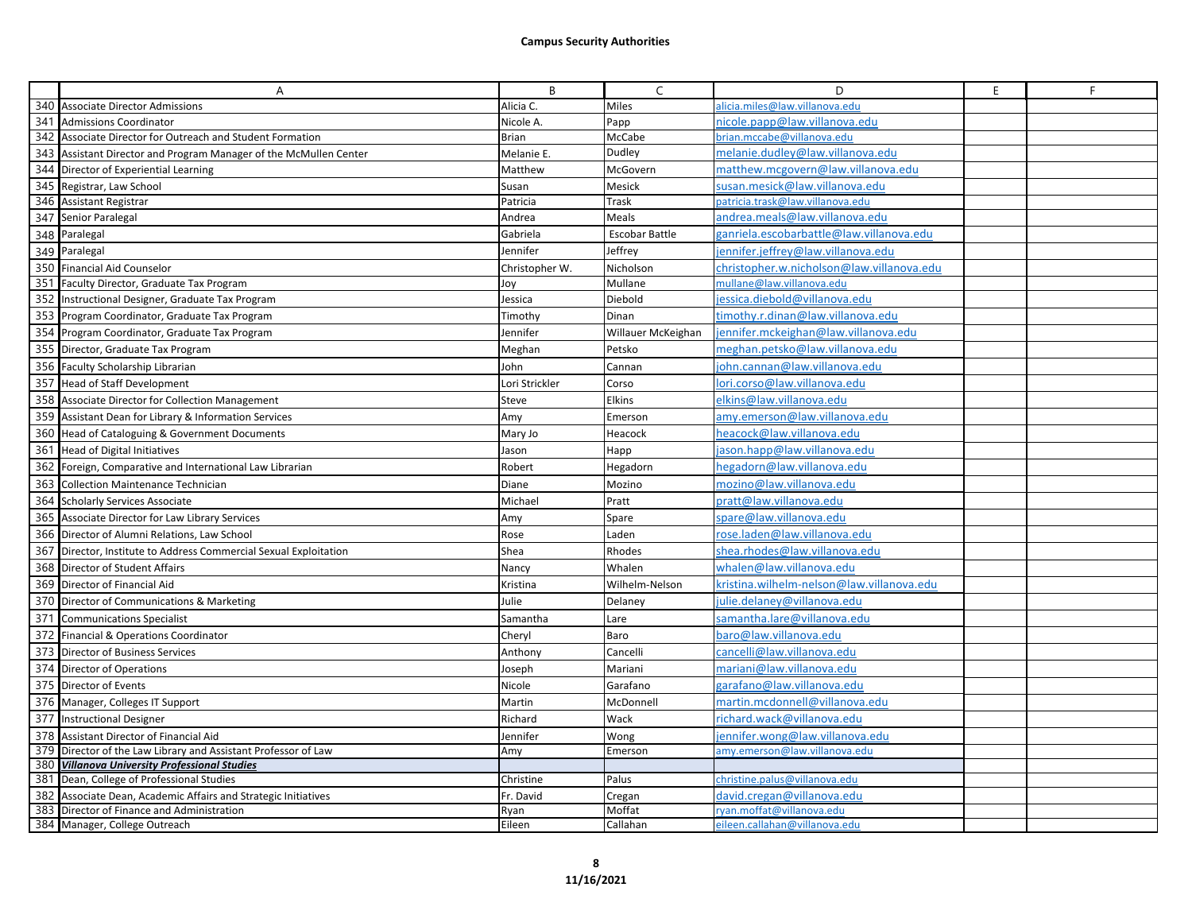## Campus Security Authorities

| | A | B | C | D | E | F |
|---|---|---|---|---|---|---|
| 340 | Associate Director Admissions | Alicia C. | Miles | alicia.miles@law.villanova.edu | | |
| 341 | Admissions Coordinator | Nicole A. | Papp | nicole.papp@law.villanova.edu | | |
| 342 | Associate Director for Outreach and Student Formation | Brian | McCabe | brian.mccabe@villanova.edu | | |
| 343 | Assistant Director and Program Manager of the McMullen Center | Melanie E. | Dudley | melanie.dudley@law.villanova.edu | | |
| 344 | Director of Experiential Learning | Matthew | McGovern | matthew.mcgovern@law.villanova.edu | | |
| 345 | Registrar, Law School | Susan | Mesick | susan.mesick@law.villanova.edu | | |
| 346 | Assistant Registrar | Patricia | Trask | patricia.trask@law.villanova.edu | | |
| 347 | Senior Paralegal | Andrea | Meals | andrea.meals@law.villanova.edu | | |
| 348 | Paralegal | Gabriela | Escobar Battle | ganriela.escobarbattle@law.villanova.edu | | |
| 349 | Paralegal | Jennifer | Jeffrey | jennifer.jeffrey@law.villanova.edu | | |
| 350 | Financial Aid Counselor | Christopher W. | Nicholson | christopher.w.nicholson@law.villanova.edu | | |
| 351 | Faculty Director, Graduate Tax Program | Joy | Mullane | mullane@law.villanova.edu | | |
| 352 | Instructional Designer, Graduate Tax Program | Jessica | Diebold | jessica.diebold@villanova.edu | | |
| 353 | Program Coordinator, Graduate Tax Program | Timothy | Dinan | timothy.r.dinan@law.villanova.edu | | |
| 354 | Program Coordinator, Graduate Tax Program | Jennifer | Willauer McKeighan | jennifer.mckeighan@law.villanova.edu | | |
| 355 | Director, Graduate Tax Program | Meghan | Petsko | meghan.petsko@law.villanova.edu | | |
| 356 | Faculty Scholarship Librarian | John | Cannan | john.cannan@law.villanova.edu | | |
| 357 | Head of Staff Development | Lori Strickler | Corso | lori.corso@law.villanova.edu | | |
| 358 | Associate Director for Collection Management | Steve | Elkins | elkins@law.villanova.edu | | |
| 359 | Assistant Dean for Library & Information Services | Amy | Emerson | amy.emerson@law.villanova.edu | | |
| 360 | Head of Cataloguing & Government Documents | Mary Jo | Heacock | heacock@law.villanova.edu | | |
| 361 | Head of Digital Initiatives | Jason | Happ | jason.happ@law.villanova.edu | | |
| 362 | Foreign, Comparative and International Law Librarian | Robert | Hegadorn | hegadorn@law.villanova.edu | | |
| 363 | Collection Maintenance Technician | Diane | Mozino | mozino@law.villanova.edu | | |
| 364 | Scholarly Services Associate | Michael | Pratt | pratt@law.villanova.edu | | |
| 365 | Associate Director for Law Library Services | Amy | Spare | spare@law.villanova.edu | | |
| 366 | Director of Alumni Relations, Law School | Rose | Laden | rose.laden@law.villanova.edu | | |
| 367 | Director, Institute to Address Commercial Sexual Exploitation | Shea | Rhodes | shea.rhodes@law.villanova.edu | | |
| 368 | Director of Student Affairs | Nancy | Whalen | whalen@law.villanova.edu | | |
| 369 | Director of Financial Aid | Kristina | Wilhelm-Nelson | kristina.wilhelm-nelson@law.villanova.edu | | |
| 370 | Director of Communications & Marketing | Julie | Delaney | julie.delaney@villanova.edu | | |
| 371 | Communications Specialist | Samantha | Lare | samantha.lare@villanova.edu | | |
| 372 | Financial & Operations Coordinator | Cheryl | Baro | baro@law.villanova.edu | | |
| 373 | Director of Business Services | Anthony | Cancelli | cancelli@law.villanova.edu | | |
| 374 | Director of Operations | Joseph | Mariani | mariani@law.villanova.edu | | |
| 375 | Director of Events | Nicole | Garafano | garafano@law.villanova.edu | | |
| 376 | Manager, Colleges IT Support | Martin | McDonnell | martin.mcdonnell@villanova.edu | | |
| 377 | Instructional Designer | Richard | Wack | richard.wack@villanova.edu | | |
| 378 | Assistant Director of Financial Aid | Jennifer | Wong | jennifer.wong@law.villanova.edu | | |
| 379 | Director of the Law Library and Assistant Professor of Law | Amy | Emerson | amy.emerson@law.villanova.edu | | |
| 380 | ***Villanova University Professional Studies*** | | | | | |
| 381 | Dean, College of Professional Studies | Christine | Palus | christine.palus@villanova.edu | | |
| 382 | Associate Dean, Academic Affairs and Strategic Initiatives | Fr. David | Cregan | david.cregan@villanova.edu | | |
| 383 | Director of Finance and Administration | Ryan | Moffat | ryan.moffat@villanova.edu | | |
| 384 | Manager, College Outreach | Eileen | Callahan | eileen.callahan@villanova.edu | | |

11/16/2021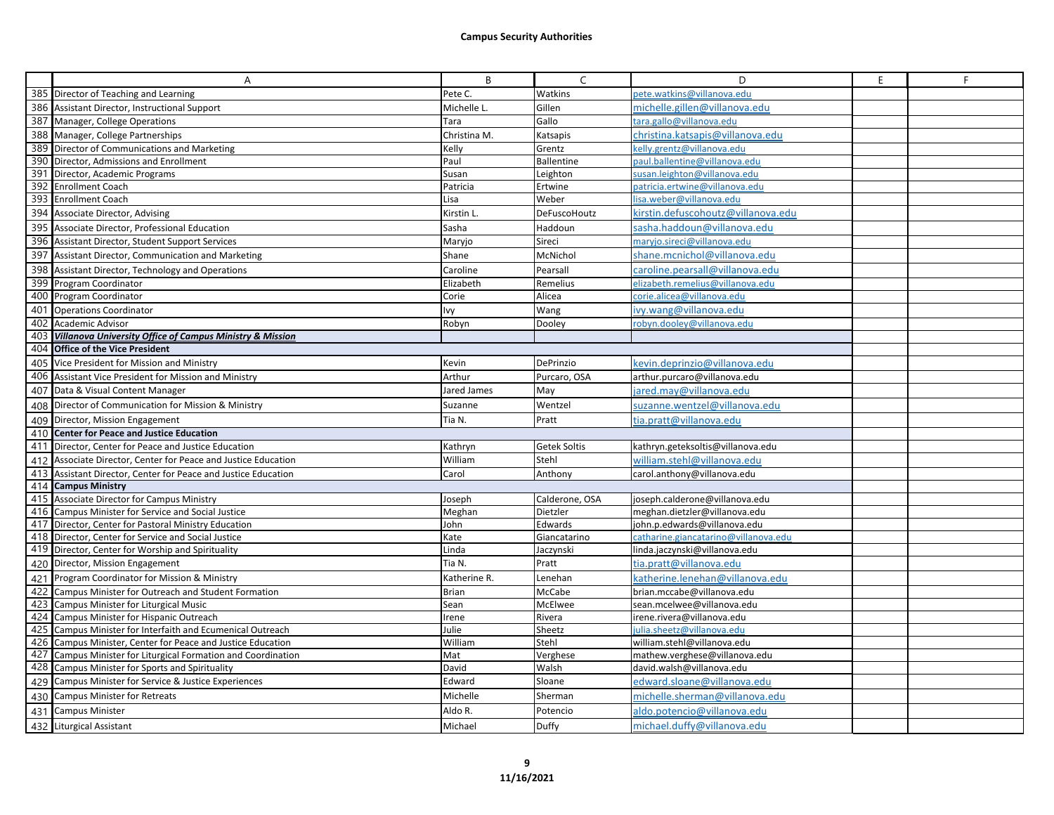**Campus Security Authorities**

| | A | B | C | D | E | F |
|---|---|---|---|---|---|---|
| 385 | Director of Teaching and Learning | Pete C. | Watkins | pete.watkins@villanova.edu | | |
| 386 | Assistant Director, Instructional Support | Michelle L. | Gillen | michelle.gillen@villanova.edu | | |
| 387 | Manager, College Operations | Tara | Gallo | tara.gallo@villanova.edu | | |
| 388 | Manager, College Partnerships | Christina M. | Katsapis | christina.katsapis@villanova.edu | | |
| 389 | Director of Communications and Marketing | Kelly | Grentz | kelly.grentz@villanova.edu | | |
| 390 | Director, Admissions and Enrollment | Paul | Ballentine | paul.ballentine@villanova.edu | | |
| 391 | Director, Academic Programs | Susan | Leighton | susan.leighton@villanova.edu | | |
| 392 | Enrollment Coach | Patricia | Ertwine | patricia.ertwine@villanova.edu | | |
| 393 | Enrollment Coach | Lisa | Weber | lisa.weber@villanova.edu | | |
| 394 | Associate Director, Advising | Kirstin L. | DeFuscoHoutz | kirstin.defuscohoutz@villanova.edu | | |
| 395 | Associate Director, Professional Education | Sasha | Haddoun | sasha.haddoun@villanova.edu | | |
| 396 | Assistant Director, Student Support Services | Maryjo | Sireci | maryjo.sireci@villanova.edu | | |
| 397 | Assistant Director, Communication and Marketing | Shane | McNichol | shane.mcnichol@villanova.edu | | |
| 398 | Assistant Director, Technology and Operations | Caroline | Pearsall | caroline.pearsall@villanova.edu | | |
| 399 | Program Coordinator | Elizabeth | Remelius | elizabeth.remelius@villanova.edu | | |
| 400 | Program Coordinator | Corie | Alicea | corie.alicea@villanova.edu | | |
| 401 | Operations Coordinator | Ivy | Wang | ivy.wang@villanova.edu | | |
| 402 | Academic Advisor | Robyn | Dooley | robyn.dooley@villanova.edu | | |
| 403 | ***Villanova University Office of Campus Ministry & Mission*** | | | | | |
| 404 | **Office of the Vice President** | | | | | |
| 405 | Vice President for Mission and Ministry | Kevin | DePrinzio | kevin.deprinzio@villanova.edu | | |
| 406 | Assistant Vice President for Mission and Ministry | Arthur | Purcaro, OSA | arthur.purcaro@villanova.edu | | |
| 407 | Data & Visual Content Manager | Jared James | May | jared.may@villanova.edu | | |
| 408 | Director of Communication for Mission & Ministry | Suzanne | Wentzel | suzanne.wentzel@villanova.edu | | |
| 409 | Director, Mission Engagement | Tia N. | Pratt | tia.pratt@villanova.edu | | |
| 410 | **Center for Peace and Justice Education** | | | | | |
| 411 | Director, Center for Peace and Justice Education | Kathryn | Getek Soltis | kathryn.geteksoltis@villanova.edu | | |
| 412 | Associate Director, Center for Peace and Justice Education | William | Stehl | william.stehl@villanova.edu | | |
| 413 | Assistant Director, Center for Peace and Justice Education | Carol | Anthony | carol.anthony@villanova.edu | | |
| 414 | **Campus Ministry** | | | | | |
| 415 | Associate Director for Campus Ministry | Joseph | Calderone, OSA | joseph.calderone@villanova.edu | | |
| 416 | Campus Minister for Service and Social Justice | Meghan | Dietzler | meghan.dietzler@villanova.edu | | |
| 417 | Director, Center for Pastoral Ministry Education | John | Edwards | john.p.edwards@villanova.edu | | |
| 418 | Director, Center for Service and Social Justice | Kate | Giancatarino | catharine.giancatarino@villanova.edu | | |
| 419 | Director, Center for Worship and Spirituality | Linda | Jaczynski | linda.jaczynski@villanova.edu | | |
| 420 | Director, Mission Engagement | Tia N. | Pratt | tia.pratt@villanova.edu | | |
| 421 | Program Coordinator for Mission & Ministry | Katherine R. | Lenehan | katherine.lenehan@villanova.edu | | |
| 422 | Campus Minister for Outreach and Student Formation | Brian | McCabe | brian.mccabe@villanova.edu | | |
| 423 | Campus Minister for Liturgical Music | Sean | McElwee | sean.mcelwee@villanova.edu | | |
| 424 | Campus Minister for Hispanic Outreach | Irene | Rivera | irene.rivera@villanova.edu | | |
| 425 | Campus Minister for Interfaith and Ecumenical Outreach | Julie | Sheetz | julia.sheetz@villanova.edu | | |
| 426 | Campus Minister, Center for Peace and Justice Education | William | Stehl | william.stehl@villanova.edu | | |
| 427 | Campus Minister for Liturgical Formation and Coordination | Mat | Verghese | mathew.verghese@villanova.edu | | |
| 428 | Campus Minister for Sports and Spirituality | David | Walsh | david.walsh@villanova.edu | | |
| 429 | Campus Minister for Service & Justice Experiences | Edward | Sloane | edward.sloane@villanova.edu | | |
| 430 | Campus Minister for Retreats | Michelle | Sherman | michelle.sherman@villanova.edu | | |
| 431 | Campus Minister | Aldo R. | Potencio | aldo.potencio@villanova.edu | | |
| 432 | Liturgical Assistant | Michael | Duffy | michael.duffy@villanova.edu | | |

11/16/2021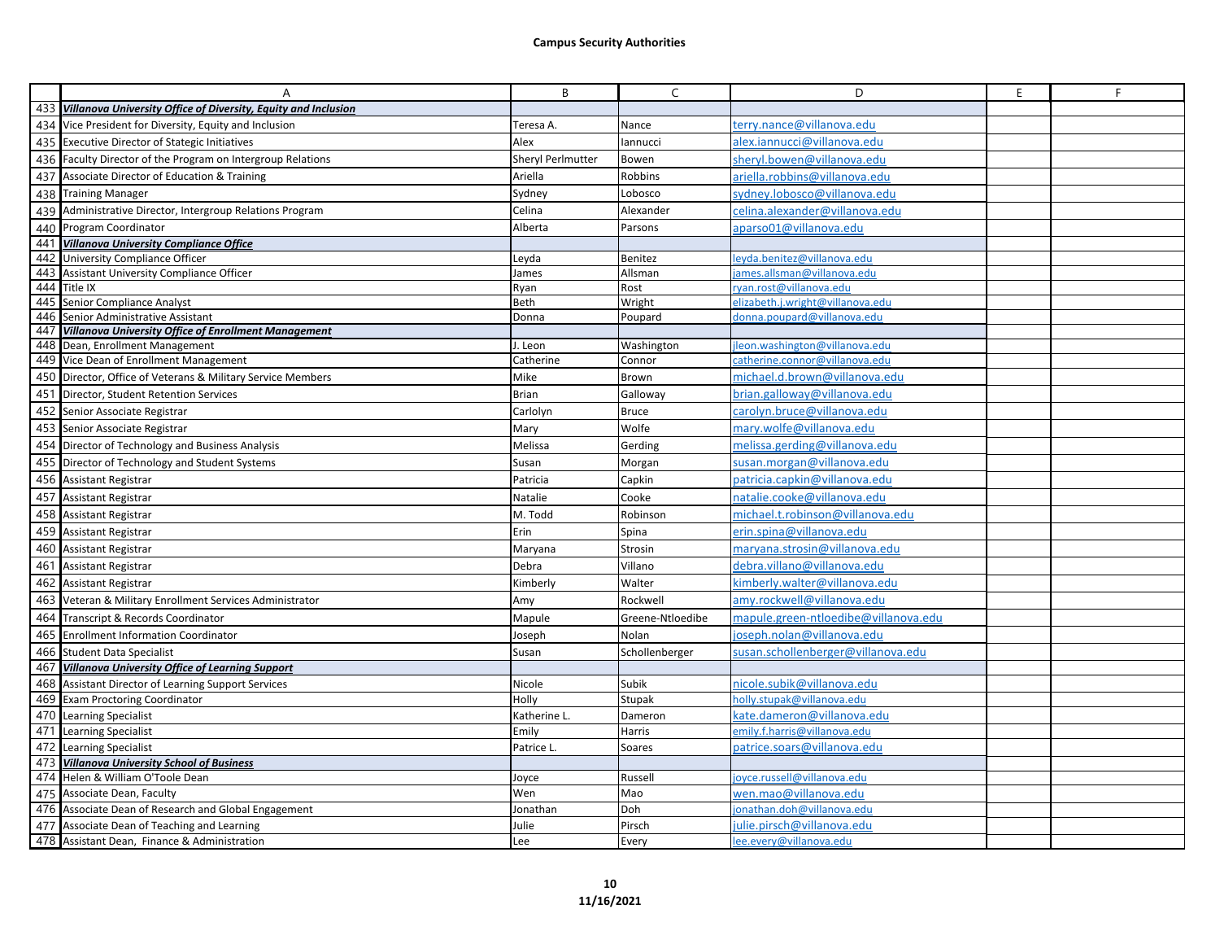## Campus Security Authorities

| | A | B | C | D | E | F |
|---|---|---|---|---|---|---|
| 433 | ***Villanova University Office of Diversity, Equity and Inclusion*** | | | | | |
| 434 | Vice President for Diversity, Equity and Inclusion | Teresa A. | Nance | terry.nance@villanova.edu | | |
| 435 | Executive Director of Stategic Initiatives | Alex | Iannucci | alex.iannucci@villanova.edu | | |
| 436 | Faculty Director of the Program on Intergroup Relations | Sheryl Perlmutter | Bowen | sheryl.bowen@villanova.edu | | |
| 437 | Associate Director of Education & Training | Ariella | Robbins | ariella.robbins@villanova.edu | | |
| 438 | Training Manager | Sydney | Lobosco | sydney.lobosco@villanova.edu | | |
| 439 | Administrative Director, Intergroup Relations Program | Celina | Alexander | celina.alexander@villanova.edu | | |
| 440 | Program Coordinator | Alberta | Parsons | aparso01@villanova.edu | | |
| 441 | ***Villanova University Compliance Office*** | | | | | |
| 442 | University Compliance Officer | Leyda | Benitez | leyda.benitez@villanova.edu | | |
| 443 | Assistant University Compliance Officer | James | Allsman | james.allsman@villanova.edu | | |
| 444 | Title IX | Ryan | Rost | ryan.rost@villanova.edu | | |
| 445 | Senior Compliance Analyst | Beth | Wright | elizabeth.j.wright@villanova.edu | | |
| 446 | Senior Administrative Assistant | Donna | Poupard | donna.poupard@villanova.edu | | |
| 447 | ***Villanova University Office of Enrollment Management*** | | | | | |
| 448 | Dean, Enrollment Management | J. Leon | Washington | jleon.washington@villanova.edu | | |
| 449 | Vice Dean of Enrollment Management | Catherine | Connor | catherine.connor@villanova.edu | | |
| 450 | Director, Office of Veterans & Military Service Members | Mike | Brown | michael.d.brown@villanova.edu | | |
| 451 | Director, Student Retention Services | Brian | Galloway | brian.galloway@villanova.edu | | |
| 452 | Senior Associate Registrar | Carlolyn | Bruce | carolyn.bruce@villanova.edu | | |
| 453 | Senior Associate Registrar | Mary | Wolfe | mary.wolfe@villanova.edu | | |
| 454 | Director of Technology and Business Analysis | Melissa | Gerding | melissa.gerding@villanova.edu | | |
| 455 | Director of Technology and Student Systems | Susan | Morgan | susan.morgan@villanova.edu | | |
| 456 | Assistant Registrar | Patricia | Capkin | patricia.capkin@villanova.edu | | |
| 457 | Assistant Registrar | Natalie | Cooke | natalie.cooke@villanova.edu | | |
| 458 | Assistant Registrar | M. Todd | Robinson | michael.t.robinson@villanova.edu | | |
| 459 | Assistant Registrar | Erin | Spina | erin.spina@villanova.edu | | |
| 460 | Assistant Registrar | Maryana | Strosin | maryana.strosin@villanova.edu | | |
| 461 | Assistant Registrar | Debra | Villano | debra.villano@villanova.edu | | |
| 462 | Assistant Registrar | Kimberly | Walter | kimberly.walter@villanova.edu | | |
| 463 | Veteran & Military Enrollment Services Administrator | Amy | Rockwell | amy.rockwell@villanova.edu | | |
| 464 | Transcript & Records Coordinator | Mapule | Greene-Ntloedibe | mapule.green-ntloedibe@villanova.edu | | |
| 465 | Enrollment Information Coordinator | Joseph | Nolan | joseph.nolan@villanova.edu | | |
| 466 | Student Data Specialist | Susan | Schollenberger | susan.schollenberger@villanova.edu | | |
| 467 | ***Villanova University Office of Learning Support*** | | | | | |
| 468 | Assistant Director of Learning Support Services | Nicole | Subik | nicole.subik@villanova.edu | | |
| 469 | Exam Proctoring Coordinator | Holly | Stupak | holly.stupak@villanova.edu | | |
| 470 | Learning Specialist | Katherine L. | Dameron | kate.dameron@villanova.edu | | |
| 471 | Learning Specialist | Emily | Harris | emily.f.harris@villanova.edu | | |
| 472 | Learning Specialist | Patrice L. | Soares | patrice.soars@villanova.edu | | |
| 473 | ***Villanova University School of Business*** | | | | | |
| 474 | Helen & William O'Toole Dean | Joyce | Russell | joyce.russell@villanova.edu | | |
| 475 | Associate Dean, Faculty | Wen | Mao | wen.mao@villanova.edu | | |
| 476 | Associate Dean of Research and Global Engagement | Jonathan | Doh | jonathan.doh@villanova.edu | | |
| 477 | Associate Dean of Teaching and Learning | Julie | Pirsch | julie.pirsch@villanova.edu | | |
| 478 | Assistant Dean, Finance & Administration | Lee | Every | lee.every@villanova.edu | | |

11/16/2021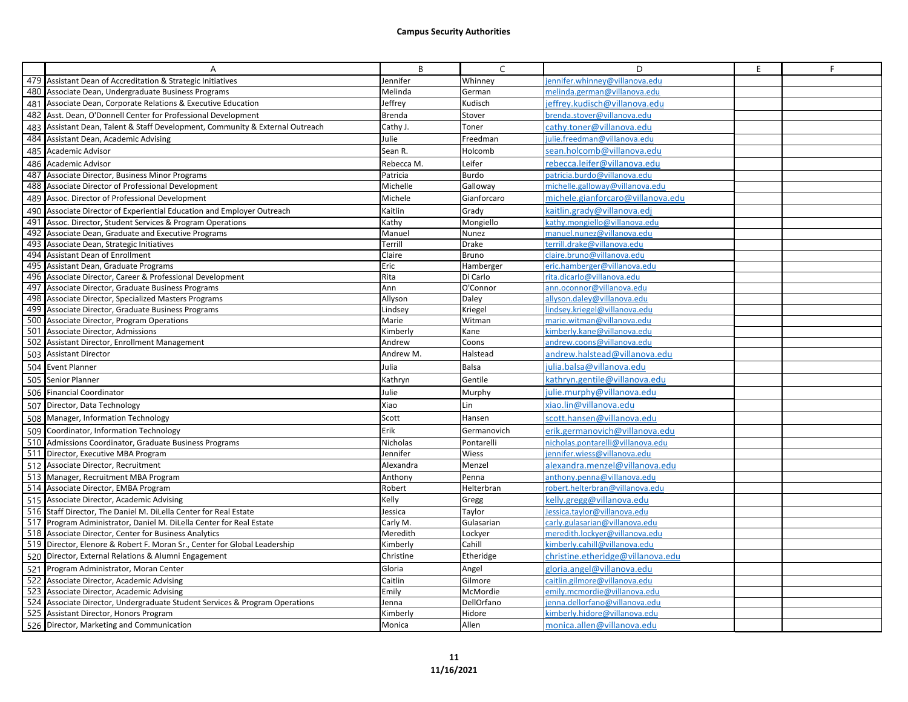**Campus Security Authorities**

| | A | B | C | D | E | F |
|---|---|---|---|---|---|---|
| 479 | Assistant Dean of Accreditation & Strategic Initiatives | Jennifer | Whinney | jennifer.whinney@villanova.edu | | |
| 480 | Associate Dean, Undergraduate Business Programs | Melinda | German | melinda.german@villanova.edu | | |
| 481 | Associate Dean, Corporate Relations & Executive Education | Jeffrey | Kudisch | jeffrey.kudisch@villanova.edu | | |
| 482 | Asst. Dean, O'Donnell Center for Professional Development | Brenda | Stover | brenda.stover@villanova.edu | | |
| 483 | Assistant Dean, Talent & Staff Development, Community & External Outreach | Cathy J. | Toner | cathy.toner@villanova.edu | | |
| 484 | Assistant Dean, Academic Advising | Julie | Freedman | julie.freedman@villanova.edu | | |
| 485 | Academic Advisor | Sean R. | Holcomb | sean.holcomb@villanova.edu | | |
| 486 | Academic Advisor | Rebecca M. | Leifer | rebecca.leifer@villanova.edu | | |
| 487 | Associate Director, Business Minor Programs | Patricia | Burdo | patricia.burdo@villanova.edu | | |
| 488 | Associate Director of Professional Development | Michelle | Galloway | michelle.galloway@villanova.edu | | |
| 489 | Assoc. Director of Professional Development | Michele | Gianforcaro | michele.gianforcaro@villanova.edu | | |
| 490 | Associate Director of Experiential Education and Employer Outreach | Kaitlin | Grady | kaitlin.grady@villanova.edj | | |
| 491 | Assoc. Director, Student Services & Program Operations | Kathy | Mongiello | kathy.mongiello@villanova.edu | | |
| 492 | Associate Dean, Graduate and Executive Programs | Manuel | Nunez | manuel.nunez@villanova.edu | | |
| 493 | Associate Dean, Strategic Initiatives | Terrill | Drake | terrill.drake@villanova.edu | | |
| 494 | Assistant Dean of Enrollment | Claire | Bruno | claire.bruno@villanova.edu | | |
| 495 | Assistant Dean, Graduate Programs | Eric | Hamberger | eric.hamberger@villanova.edu | | |
| 496 | Associate Director, Career & Professional Development | Rita | Di Carlo | rita.dicarlo@villanova.edu | | |
| 497 | Associate Director, Graduate Business Programs | Ann | O'Connor | ann.oconnor@villanova.edu | | |
| 498 | Associate Director, Specialized Masters Programs | Allyson | Daley | allyson.daley@villanova.edu | | |
| 499 | Associate Director, Graduate Business Programs | Lindsey | Kriegel | lindsey.kriegel@villanova.edu | | |
| 500 | Associate Director, Program Operations | Marie | Witman | marie.witman@villanova.edu | | |
| 501 | Associate Director, Admissions | Kimberly | Kane | kimberly.kane@villanova.edu | | |
| 502 | Assistant Director, Enrollment Management | Andrew | Coons | andrew.coons@villanova.edu | | |
| 503 | Assistant Director | Andrew M. | Halstead | andrew.halstead@villanova.edu | | |
| 504 | Event Planner | Julia | Balsa | julia.balsa@villanova.edu | | |
| 505 | Senior Planner | Kathryn | Gentile | kathryn.gentile@villanova.edu | | |
| 506 | Financial Coordinator | Julie | Murphy | julie.murphy@villanova.edu | | |
| 507 | Director, Data Technology | Xiao | Lin | xiao.lin@villanova.edu | | |
| 508 | Manager, Information Technology | Scott | Hansen | scott.hansen@villanova.edu | | |
| 509 | Coordinator, Information Technology | Erik | Germanovich | erik.germanovich@villanova.edu | | |
| 510 | Admissions Coordinator, Graduate Business Programs | Nicholas | Pontarelli | nicholas.pontarelli@villanova.edu | | |
| 511 | Director, Executive MBA Program | Jennifer | Wiess | jennifer.wiess@villanova.edu | | |
| 512 | Associate Director, Recruitment | Alexandra | Menzel | alexandra.menzel@villanova.edu | | |
| 513 | Manager, Recruitment MBA Program | Anthony | Penna | anthony.penna@villanova.edu | | |
| 514 | Associate Director, EMBA Program | Robert | Helterbran | robert.helterbran@villanova.edu | | |
| 515 | Associate Director, Academic Advising | Kelly | Gregg | kelly.gregg@villanova.edu | | |
| 516 | Staff Director, The Daniel M. DiLella Center for Real Estate | Jessica | Taylor | Jessica.taylor@villanova.edu | | |
| 517 | Program Administrator, Daniel M. DiLella Center for Real Estate | Carly M. | Gulasarian | carly.gulasarian@villanova.edu | | |
| 518 | Associate Director, Center for Business Analytics | Meredith | Lockyer | meredith.lockyer@villanova.edu | | |
| 519 | Director, Elenore & Robert F. Moran Sr., Center for Global Leadership | Kimberly | Cahill | kimberly.cahill@villanova.edu | | |
| 520 | Director, External Relations & Alumni Engagement | Christine | Etheridge | christine.etheridge@villanova.edu | | |
| 521 | Program Administrator, Moran Center | Gloria | Angel | gloria.angel@villanova.edu | | |
| 522 | Associate Director, Academic Advising | Caitlin | Gilmore | caitlin.gilmore@villanova.edu | | |
| 523 | Associate Director, Academic Advising | Emily | McMordie | emily.mcmordie@villanova.edu | | |
| 524 | Associate Director, Undergraduate Student Services & Program Operations | Jenna | DellOrfano | jenna.dellorfano@villanova.edu | | |
| 525 | Assistant Director, Honors Program | Kimberly | Hidore | kimberly.hidore@villanova.edu | | |
| 526 | Director, Marketing and Communication | Monica | Allen | monica.allen@villanova.edu | | |

11/16/2021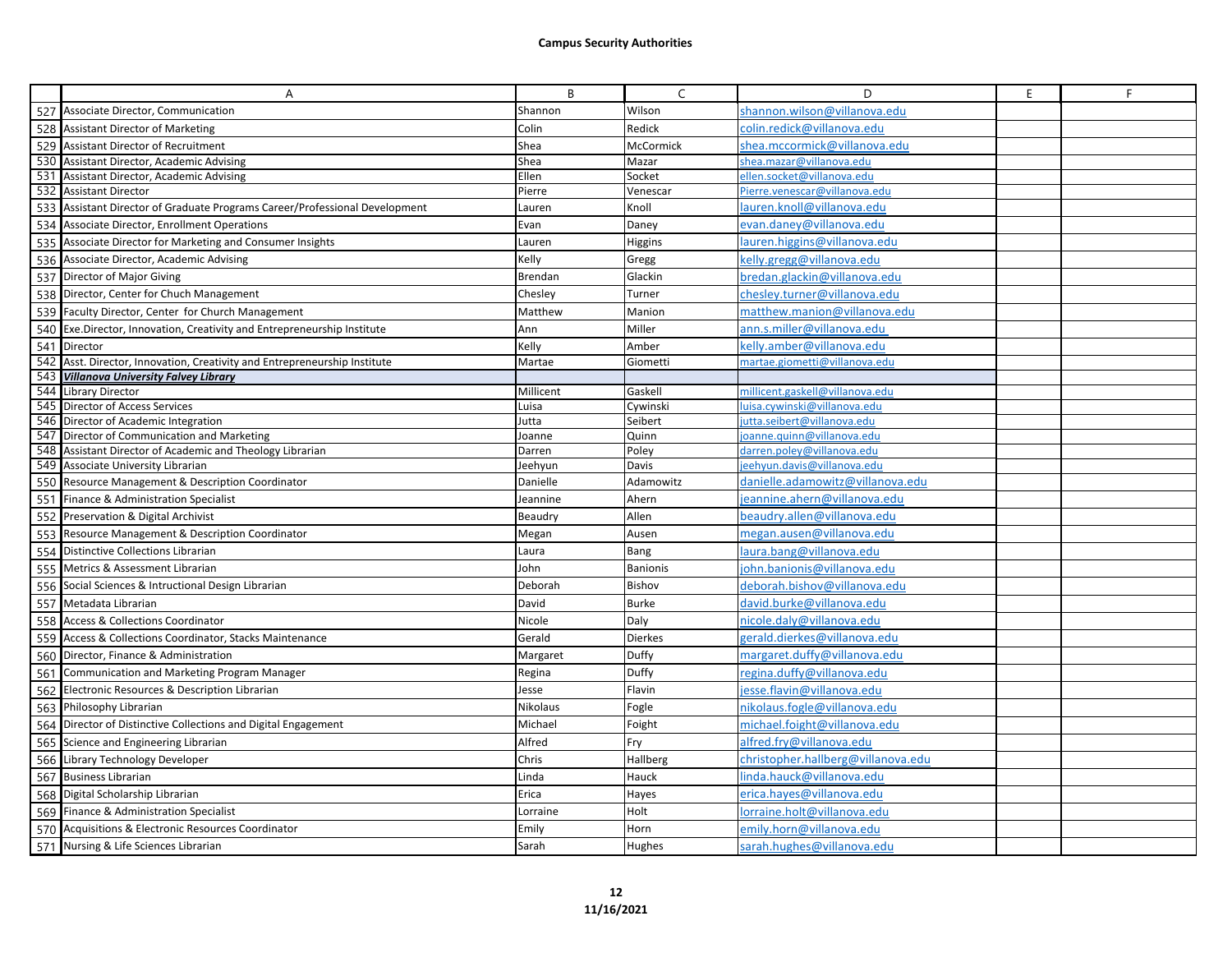**Campus Security Authorities**

| | A | B | C | D | E | F |
|---|---|---|---|---|---|---|
| 527 | Associate Director, Communication | Shannon | Wilson | shannon.wilson@villanova.edu | | |
| 528 | Assistant Director of Marketing | Colin | Redick | colin.redick@villanova.edu | | |
| 529 | Assistant Director of Recruitment | Shea | McCormick | shea.mccormick@villanova.edu | | |
| 530 | Assistant Director, Academic Advising | Shea | Mazar | shea.mazar@villanova.edu | | |
| 531 | Assistant Director, Academic Advising | Ellen | Socket | ellen.socket@villanova.edu | | |
| 532 | Assistant Director | Pierre | Venescar | Pierre.venescar@villanova.edu | | |
| 533 | Assistant Director of Graduate Programs Career/Professional Development | Lauren | Knoll | lauren.knoll@villanova.edu | | |
| 534 | Associate Director, Enrollment Operations | Evan | Daney | evan.daney@villanova.edu | | |
| 535 | Associate Director for Marketing and Consumer Insights | Lauren | Higgins | lauren.higgins@villanova.edu | | |
| 536 | Associate Director, Academic Advising | Kelly | Gregg | kelly.gregg@villanova.edu | | |
| 537 | Director of Major Giving | Brendan | Glackin | bredan.glackin@villanova.edu | | |
| 538 | Director, Center for Chuch Management | Chesley | Turner | chesley.turner@villanova.edu | | |
| 539 | Faculty Director, Center for Church Management | Matthew | Manion | matthew.manion@villanova.edu | | |
| 540 | Exe.Director, Innovation, Creativity and Entrepreneurship Institute | Ann | Miller | ann.s.miller@villanova.edu | | |
| 541 | Director | Kelly | Amber | kelly.amber@villanova.edu | | |
| 542 | Asst. Director, Innovation, Creativity and Entrepreneurship Institute | Martae | Giometti | martae.giometti@villanova.edu | | |
| 543 | ***Villanova University Falvey Library*** | | | | | |
| 544 | Library Director | Millicent | Gaskell | millicent.gaskell@villanova.edu | | |
| 545 | Director of Access Services | Luisa | Cywinski | luisa.cywinski@villanova.edu | | |
| 546 | Director of Academic Integration | Jutta | Seibert | jutta.seibert@villanova.edu | | |
| 547 | Director of Communication and Marketing | Joanne | Quinn | joanne.quinn@villanova.edu | | |
| 548 | Assistant Director of Academic and Theology Librarian | Darren | Poley | darren.poley@villanova.edu | | |
| 549 | Associate University Librarian | Jeehyun | Davis | jeehyun.davis@villanova.edu | | |
| 550 | Resource Management & Description Coordinator | Danielle | Adamowitz | danielle.adamowitz@villanova.edu | | |
| 551 | Finance & Administration Specialist | Jeannine | Ahern | jeannine.ahern@villanova.edu | | |
| 552 | Preservation & Digital Archivist | Beaudry | Allen | beaudry.allen@villanova.edu | | |
| 553 | Resource Management & Description Coordinator | Megan | Ausen | megan.ausen@villanova.edu | | |
| 554 | Distinctive Collections Librarian | Laura | Bang | laura.bang@villanova.edu | | |
| 555 | Metrics & Assessment Librarian | John | Banionis | john.banionis@villanova.edu | | |
| 556 | Social Sciences & Intructional Design Librarian | Deborah | Bishov | deborah.bishov@villanova.edu | | |
| 557 | Metadata Librarian | David | Burke | david.burke@villanova.edu | | |
| 558 | Access & Collections Coordinator | Nicole | Daly | nicole.daly@villanova.edu | | |
| 559 | Access & Collections Coordinator, Stacks Maintenance | Gerald | Dierkes | gerald.dierkes@villanova.edu | | |
| 560 | Director, Finance & Administration | Margaret | Duffy | margaret.duffy@villanova.edu | | |
| 561 | Communication and Marketing Program Manager | Regina | Duffy | regina.duffy@villanova.edu | | |
| 562 | Electronic Resources & Description Librarian | Jesse | Flavin | jesse.flavin@villanova.edu | | |
| 563 | Philosophy Librarian | Nikolaus | Fogle | nikolaus.fogle@villanova.edu | | |
| 564 | Director of Distinctive Collections and Digital Engagement | Michael | Foight | michael.foight@villanova.edu | | |
| 565 | Science and Engineering Librarian | Alfred | Fry | alfred.fry@villanova.edu | | |
| 566 | Library Technology Developer | Chris | Hallberg | christopher.hallberg@villanova.edu | | |
| 567 | Business Librarian | Linda | Hauck | linda.hauck@villanova.edu | | |
| 568 | Digital Scholarship Librarian | Erica | Hayes | erica.hayes@villanova.edu | | |
| 569 | Finance & Administration Specialist | Lorraine | Holt | lorraine.holt@villanova.edu | | |
| 570 | Acquisitions & Electronic Resources Coordinator | Emily | Horn | emily.horn@villanova.edu | | |
| 571 | Nursing & Life Sciences Librarian | Sarah | Hughes | sarah.hughes@villanova.edu | | |

11/16/2021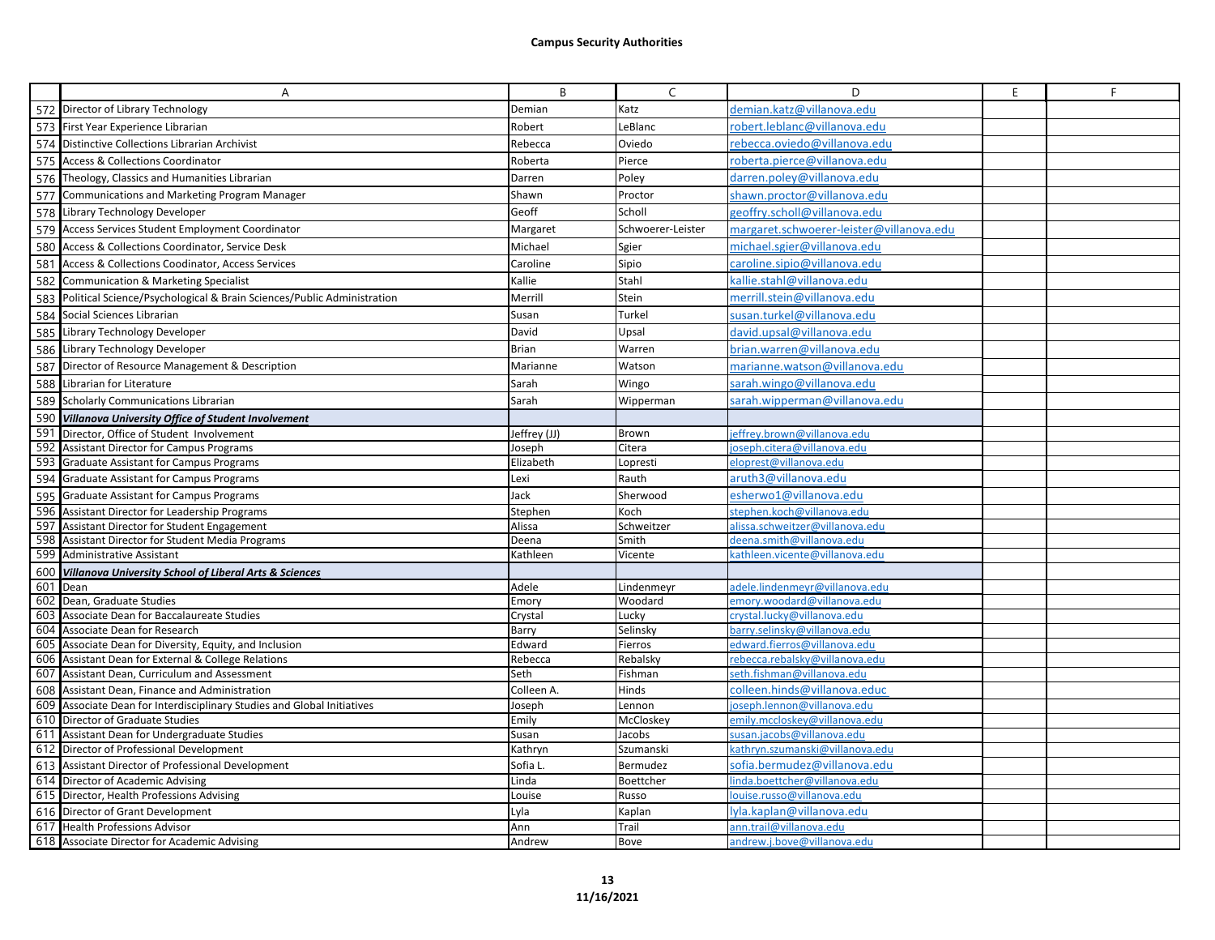## Campus Security Authorities

| | A | B | C | D | E | F |
|---|---|---|---|---|---|---|
| 572 | Director of Library Technology | Demian | Katz | demian.katz@villanova.edu | | |
| 573 | First Year Experience Librarian | Robert | LeBlanc | robert.leblanc@villanova.edu | | |
| 574 | Distinctive Collections Librarian Archivist | Rebecca | Oviedo | rebecca.oviedo@villanova.edu | | |
| 575 | Access & Collections Coordinator | Roberta | Pierce | roberta.pierce@villanova.edu | | |
| 576 | Theology, Classics and Humanities Librarian | Darren | Poley | darren.poley@villanova.edu | | |
| 577 | Communications and Marketing Program Manager | Shawn | Proctor | shawn.proctor@villanova.edu | | |
| 578 | Library Technology Developer | Geoff | Scholl | geoffry.scholl@villanova.edu | | |
| 579 | Access Services Student Employment Coordinator | Margaret | Schwoerer-Leister | margaret.schwoerer-leister@villanova.edu | | |
| 580 | Access & Collections Coordinator, Service Desk | Michael | Sgier | michael.sgier@villanova.edu | | |
| 581 | Access & Collections Coodinator, Access Services | Caroline | Sipio | caroline.sipio@villanova.edu | | |
| 582 | Communication & Marketing Specialist | Kallie | Stahl | kallie.stahl@villanova.edu | | |
| 583 | Political Science/Psychological & Brain Sciences/Public Administration | Merrill | Stein | merrill.stein@villanova.edu | | |
| 584 | Social Sciences Librarian | Susan | Turkel | susan.turkel@villanova.edu | | |
| 585 | Library Technology Developer | David | Upsal | david.upsal@villanova.edu | | |
| 586 | Library Technology Developer | Brian | Warren | brian.warren@villanova.edu | | |
| 587 | Director of Resource Management & Description | Marianne | Watson | marianne.watson@villanova.edu | | |
| 588 | Librarian for Literature | Sarah | Wingo | sarah.wingo@villanova.edu | | |
| 589 | Scholarly Communications Librarian | Sarah | Wipperman | sarah.wipperman@villanova.edu | | |
| 590 | ***Villanova University Office of Student Involvement*** | | | | | |
| 591 | Director, Office of Student Involvement | Jeffrey (JJ) | Brown | jeffrey.brown@villanova.edu | | |
| 592 | Assistant Director for Campus Programs | Joseph | Citera | joseph.citera@villanova.edu | | |
| 593 | Graduate Assistant for Campus Programs | Elizabeth | Lopresti | eloprest@villanova.edu | | |
| 594 | Graduate Assistant for Campus Programs | Lexi | Rauth | aruth3@villanova.edu | | |
| 595 | Graduate Assistant for Campus Programs | Jack | Sherwood | esherwo1@villanova.edu | | |
| 596 | Assistant Director for Leadership Programs | Stephen | Koch | stephen.koch@villanova.edu | | |
| 597 | Assistant Director for Student Engagement | Alissa | Schweitzer | alissa.schweitzer@villanova.edu | | |
| 598 | Assistant Director for Student Media Programs | Deena | Smith | deena.smith@villanova.edu | | |
| 599 | Administrative Assistant | Kathleen | Vicente | kathleen.vicente@villanova.edu | | |
| 600 | ***Villanova University School of Liberal Arts & Sciences*** | | | | | |
| 601 | Dean | Adele | Lindenmeyr | adele.lindenmeyr@villanova.edu | | |
| 602 | Dean, Graduate Studies | Emory | Woodard | emory.woodard@villanova.edu | | |
| 603 | Associate Dean for Baccalaureate Studies | Crystal | Lucky | crystal.lucky@villanova.edu | | |
| 604 | Associate Dean for Research | Barry | Selinsky | barry.selinsky@villanova.edu | | |
| 605 | Associate Dean for Diversity, Equity, and Inclusion | Edward | Fierros | edward.fierros@villanova.edu | | |
| 606 | Assistant Dean for External & College Relations | Rebecca | Rebalsky | rebecca.rebalsky@villanova.edu | | |
| 607 | Assistant Dean, Curriculum and Assessment | Seth | Fishman | seth.fishman@villanova.edu | | |
| 608 | Assistant Dean, Finance and Administration | Colleen A. | Hinds | colleen.hinds@villanova.educ | | |
| 609 | Associate Dean for Interdisciplinary Studies and Global Initiatives | Joseph | Lennon | joseph.lennon@villanova.edu | | |
| 610 | Director of Graduate Studies | Emily | McCloskey | emily.mccloskey@villanova.edu | | |
| 611 | Assistant Dean for Undergraduate Studies | Susan | Jacobs | susan.jacobs@villanova.edu | | |
| 612 | Director of Professional Development | Kathryn | Szumanski | kathryn.szumanski@villanova.edu | | |
| 613 | Assistant Director of Professional Development | Sofia L. | Bermudez | sofia.bermudez@villanova.edu | | |
| 614 | Director of Academic Advising | Linda | Boettcher | linda.boettcher@villanova.edu | | |
| 615 | Director, Health Professions Advising | Louise | Russo | louise.russo@villanova.edu | | |
| 616 | Director of Grant Development | Lyla | Kaplan | lyla.kaplan@villanova.edu | | |
| 617 | Health Professions Advisor | Ann | Trail | ann.trail@villanova.edu | | |
| 618 | Associate Director for Academic Advising | Andrew | Bove | andrew.j.bove@villanova.edu | | |

11/16/2021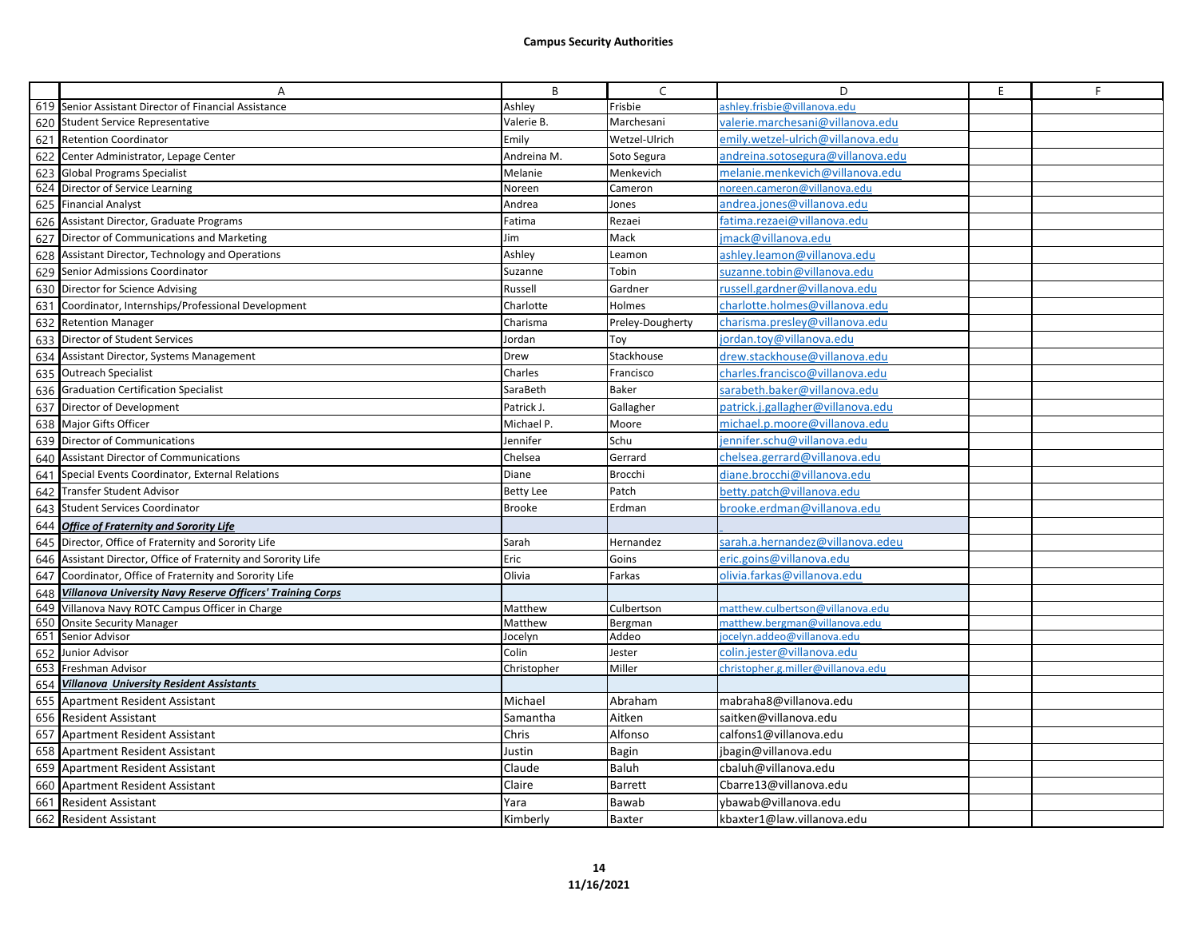## Campus Security Authorities

| | A | B | C | D | E | F |
|---|---|---|---|---|---|---|
| 619 | Senior Assistant Director of Financial Assistance | Ashley | Frisbie | ashley.frisbie@villanova.edu | | |
| 620 | Student Service Representative | Valerie B. | Marchesani | valerie.marchesani@villanova.edu | | |
| 621 | Retention Coordinator | Emily | Wetzel-Ulrich | emily.wetzel-ulrich@villanova.edu | | |
| 622 | Center Administrator, Lepage Center | Andreina M. | Soto Segura | andreina.sotosegura@villanova.edu | | |
| 623 | Global Programs Specialist | Melanie | Menkevich | melanie.menkevich@villanova.edu | | |
| 624 | Director of Service Learning | Noreen | Cameron | noreen.cameron@villanova.edu | | |
| 625 | Financial Analyst | Andrea | Jones | andrea.jones@villanova.edu | | |
| 626 | Assistant Director, Graduate Programs | Fatima | Rezaei | fatima.rezaei@villanova.edu | | |
| 627 | Director of Communications and Marketing | Jim | Mack | jmack@villanova.edu | | |
| 628 | Assistant Director, Technology and Operations | Ashley | Leamon | ashley.leamon@villanova.edu | | |
| 629 | Senior Admissions Coordinator | Suzanne | Tobin | suzanne.tobin@villanova.edu | | |
| 630 | Director for Science Advising | Russell | Gardner | russell.gardner@villanova.edu | | |
| 631 | Coordinator, Internships/Professional Development | Charlotte | Holmes | charlotte.holmes@villanova.edu | | |
| 632 | Retention Manager | Charisma | Preley-Dougherty | charisma.presley@villanova.edu | | |
| 633 | Director of Student Services | Jordan | Toy | jordan.toy@villanova.edu | | |
| 634 | Assistant Director, Systems Management | Drew | Stackhouse | drew.stackhouse@villanova.edu | | |
| 635 | Outreach Specialist | Charles | Francisco | charles.francisco@villanova.edu | | |
| 636 | Graduation Certification Specialist | SaraBeth | Baker | sarabeth.baker@villanova.edu | | |
| 637 | Director of Development | Patrick J. | Gallagher | patrick.j.gallagher@villanova.edu | | |
| 638 | Major Gifts Officer | Michael P. | Moore | michael.p.moore@villanova.edu | | |
| 639 | Director of Communications | Jennifer | Schu | jennifer.schu@villanova.edu | | |
| 640 | Assistant Director of Communications | Chelsea | Gerrard | chelsea.gerrard@villanova.edu | | |
| 641 | Special Events Coordinator, External Relations | Diane | Brocchi | diane.brocchi@villanova.edu | | |
| 642 | Transfer Student Advisor | Betty Lee | Patch | betty.patch@villanova.edu | | |
| 643 | Student Services Coordinator | Brooke | Erdman | brooke.erdman@villanova.edu | | |
| 644 | ***Office of Fraternity and Sorority Life*** | | | | | |
| 645 | Director, Office of Fraternity and Sorority Life | Sarah | Hernandez | sarah.a.hernandez@villanova.edeu | | |
| 646 | Assistant Director, Office of Fraternity and Sorority Life | Eric | Goins | eric.goins@villanova.edu | | |
| 647 | Coordinator, Office of Fraternity and Sorority Life | Olivia | Farkas | olivia.farkas@villanova.edu | | |
| 648 | ***Villanova University Navy Reserve Officers' Training Corps*** | | | | | |
| 649 | Villanova Navy ROTC Campus Officer in Charge | Matthew | Culbertson | matthew.culbertson@villanova.edu | | |
| 650 | Onsite Security Manager | Matthew | Bergman | matthew.bergman@villanova.edu | | |
| 651 | Senior Advisor | Jocelyn | Addeo | jocelyn.addeo@villanova.edu | | |
| 652 | Junior Advisor | Colin | Jester | colin.jester@villanova.edu | | |
| 653 | Freshman Advisor | Christopher | Miller | christopher.g.miller@villanova.edu | | |
| 654 | ***Villanova University Resident Assistants*** | | | | | |
| 655 | Apartment Resident Assistant | Michael | Abraham | mabraha8@villanova.edu | | |
| 656 | Resident Assistant | Samantha | Aitken | saitken@villanova.edu | | |
| 657 | Apartment Resident Assistant | Chris | Alfonso | calfons1@villanova.edu | | |
| 658 | Apartment Resident Assistant | Justin | Bagin | jbagin@villanova.edu | | |
| 659 | Apartment Resident Assistant | Claude | Baluh | cbaluh@villanova.edu | | |
| 660 | Apartment Resident Assistant | Claire | Barrett | Cbarre13@villanova.edu | | |
| 661 | Resident Assistant | Yara | Bawab | ybawab@villanova.edu | | |
| 662 | Resident Assistant | Kimberly | Baxter | kbaxter1@law.villanova.edu | | |

11/16/2021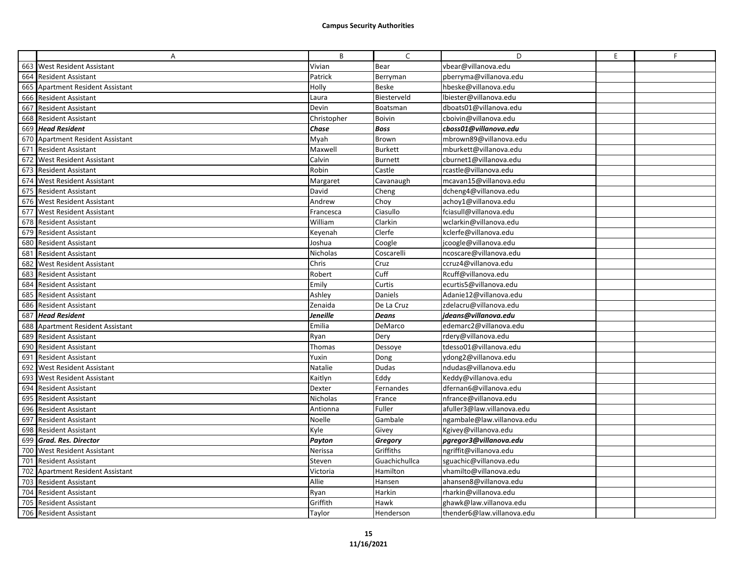**Campus Security Authorities**

| | A | B | C | D | E | F |
|---|---|---|---|---|---|---|
| 663 | West Resident Assistant | Vivian | Bear | vbear@villanova.edu | | |
| 664 | Resident Assistant | Patrick | Berryman | pberryma@villanova.edu | | |
| 665 | Apartment Resident Assistant | Holly | Beske | hbeske@villanova.edu | | |
| 666 | Resident Assistant | Laura | Biesterveld | lbiester@villanova.edu | | |
| 667 | Resident Assistant | Devin | Boatsman | dboats01@villanova.edu | | |
| 668 | Resident Assistant | Christopher | Boivin | cboivin@villanova.edu | | |
| 669 | ***Head Resident*** | ***Chase*** | ***Boss*** | ***cboss01@villanova.edu*** | | |
| 670 | Apartment Resident Assistant | Myah | Brown | mbrown89@villanova.edu | | |
| 671 | Resident Assistant | Maxwell | Burkett | mburkett@villanova.edu | | |
| 672 | West Resident Assistant | Calvin | Burnett | cburnet1@villanova.edu | | |
| 673 | Resident Assistant | Robin | Castle | rcastle@villanova.edu | | |
| 674 | West Resident Assistant | Margaret | Cavanaugh | mcavan15@villanova.edu | | |
| 675 | Resident Assistant | David | Cheng | dcheng4@villanova.edu | | |
| 676 | West Resident Assistant | Andrew | Choy | achoy1@villanova.edu | | |
| 677 | West Resident Assistant | Francesca | Ciasullo | fciasull@villanova.edu | | |
| 678 | Resident Assistant | William | Clarkin | wclarkin@villanova.edu | | |
| 679 | Resident Assistant | Keyenah | Clerfe | kclerfe@villanova.edu | | |
| 680 | Resident Assistant | Joshua | Coogle | jcoogle@villanova.edu | | |
| 681 | Resident Assistant | Nicholas | Coscarelli | ncoscare@villanova.edu | | |
| 682 | West Resident Assistant | Chris | Cruz | ccruz4@villanova.edu | | |
| 683 | Resident Assistant | Robert | Cuff | Rcuff@villanova.edu | | |
| 684 | Resident Assistant | Emily | Curtis | ecurtis5@villanova.edu | | |
| 685 | Resident Assistant | Ashley | Daniels | Adanie12@villanova.edu | | |
| 686 | Resident Assistant | Zenaida | De La Cruz | zdelacru@villanova.edu | | |
| 687 | ***Head Resident*** | ***Jeneille*** | ***Deans*** | ***jdeans@villanova.edu*** | | |
| 688 | Apartment Resident Assistant | Emilia | DeMarco | edemarc2@villanova.edu | | |
| 689 | Resident Assistant | Ryan | Dery | rdery@villanova.edu | | |
| 690 | Resident Assistant | Thomas | Dessoye | tdesso01@villanova.edu | | |
| 691 | Resident Assistant | Yuxin | Dong | ydong2@villanova.edu | | |
| 692 | West Resident Assistant | Natalie | Dudas | ndudas@villanova.edu | | |
| 693 | West Resident Assistant | Kaitlyn | Eddy | Keddy@villanova.edu | | |
| 694 | Resident Assistant | Dexter | Fernandes | dfernan6@villanova.edu | | |
| 695 | Resident Assistant | Nicholas | France | nfrance@villanova.edu | | |
| 696 | Resident Assistant | Antionna | Fuller | afuller3@law.villanova.edu | | |
| 697 | Resident Assistant | Noelle | Gambale | ngambale@law.villanova.edu | | |
| 698 | Resident Assistant | Kyle | Givey | Kgivey@villanova.edu | | |
| 699 | ***Grad. Res. Director*** | ***Payton*** | ***Gregory*** | ***pgregor3@villanova.edu*** | | |
| 700 | West Resident Assistant | Nerissa | Griffiths | ngriffit@villanova.edu | | |
| 701 | Resident Assistant | Steven | Guachichullca | sguachic@villanova.edu | | |
| 702 | Apartment Resident Assistant | Victoria | Hamilton | vhamilto@villanova.edu | | |
| 703 | Resident Assistant | Allie | Hansen | ahansen8@villanova.edu | | |
| 704 | Resident Assistant | Ryan | Harkin | rharkin@villanova.edu | | |
| 705 | Resident Assistant | Griffith | Hawk | ghawk@law.villanova.edu | | |
| 706 | Resident Assistant | Taylor | Henderson | thender6@law.villanova.edu | | |

11/16/2021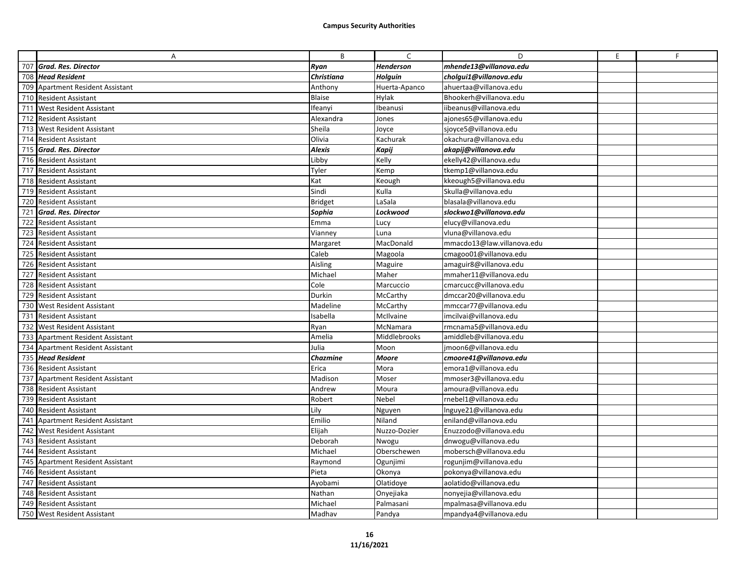**Campus Security Authorities**

| | A | B | C | D | E | F |
|---|---|---|---|---|---|---|
| 707 | ***Grad. Res. Director*** | ***Ryan*** | ***Henderson*** | ***mhende13@villanova.edu*** | | |
| 708 | ***Head Resident*** | ***Christiana*** | ***Holguin*** | ***cholgui1@villanova.edu*** | | |
| 709 | Apartment Resident Assistant | Anthony | Huerta-Apanco | ahuertaa@villanova.edu | | |
| 710 | Resident Assistant | Blaise | Hylak | Bhookerh@villanova.edu | | |
| 711 | West Resident Assistant | Ifeanyi | Ibeanusi | iibeanus@villanova.edu | | |
| 712 | Resident Assistant | Alexandra | Jones | ajones65@villanova.edu | | |
| 713 | West Resident Assistant | Sheila | Joyce | sjoyce5@villanova.edu | | |
| 714 | Resident Assistant | Olivia | Kachurak | okachura@villanova.edu | | |
| 715 | ***Grad. Res. Director*** | ***Alexis*** | ***Kapij*** | ***akapij@villanova.edu*** | | |
| 716 | Resident Assistant | Libby | Kelly | ekelly42@villanova.edu | | |
| 717 | Resident Assistant | Tyler | Kemp | tkemp1@villanova.edu | | |
| 718 | Resident Assistant | Kat | Keough | kkeough5@villanova.edu | | |
| 719 | Resident Assistant | Sindi | Kulla | Skulla@villanova.edu | | |
| 720 | Resident Assistant | Bridget | LaSala | blasala@villanova.edu | | |
| 721 | ***Grad. Res. Director*** | ***Sophia*** | ***Lockwood*** | ***slockwo1@villanova.edu*** | | |
| 722 | Resident Assistant | Emma | Lucy | elucy@villanova.edu | | |
| 723 | Resident Assistant | Vianney | Luna | vluna@villanova.edu | | |
| 724 | Resident Assistant | Margaret | MacDonald | mmacdo13@law.villanova.edu | | |
| 725 | Resident Assistant | Caleb | Magoola | cmagoo01@villanova.edu | | |
| 726 | Resident Assistant | Aisling | Maguire | amaguir8@villanova.edu | | |
| 727 | Resident Assistant | Michael | Maher | mmaher11@villanova.edu | | |
| 728 | Resident Assistant | Cole | Marcuccio | cmarcucc@villanova.edu | | |
| 729 | Resident Assistant | Durkin | McCarthy | dmccar20@villanova.edu | | |
| 730 | West Resident Assistant | Madeline | McCarthy | mmccar77@villanova.edu | | |
| 731 | Resident Assistant | Isabella | McIlvaine | imcilvai@villanova.edu | | |
| 732 | West Resident Assistant | Ryan | McNamara | rmcnama5@villanova.edu | | |
| 733 | Apartment Resident Assistant | Amelia | Middlebrooks | amiddleb@villanova.edu | | |
| 734 | Apartment Resident Assistant | Julia | Moon | jmoon6@villanova.edu | | |
| 735 | ***Head Resident*** | ***Chazmine*** | ***Moore*** | ***cmoore41@villanova.edu*** | | |
| 736 | Resident Assistant | Erica | Mora | emora1@villanova.edu | | |
| 737 | Apartment Resident Assistant | Madison | Moser | mmoser3@villanova.edu | | |
| 738 | Resident Assistant | Andrew | Moura | amoura@villanova.edu | | |
| 739 | Resident Assistant | Robert | Nebel | rnebel1@villanova.edu | | |
| 740 | Resident Assistant | Lily | Nguyen | lnguye21@villanova.edu | | |
| 741 | Apartment Resident Assistant | Emilio | Niland | eniland@villanova.edu | | |
| 742 | West Resident Assistant | Elijah | Nuzzo-Dozier | Enuzzodo@villanova.edu | | |
| 743 | Resident Assistant | Deborah | Nwogu | dnwogu@villanova.edu | | |
| 744 | Resident Assistant | Michael | Oberschewen | mobersch@villanova.edu | | |
| 745 | Apartment Resident Assistant | Raymond | Ogunjimi | rogunjim@villanova.edu | | |
| 746 | Resident Assistant | Pieta | Okonya | pokonya@villanova.edu | | |
| 747 | Resident Assistant | Ayobami | Olatidoye | aolatido@villanova.edu | | |
| 748 | Resident Assistant | Nathan | Onyejiaka | nonyejia@villanova.edu | | |
| 749 | Resident Assistant | Michael | Palmasani | mpalmasa@villanova.edu | | |
| 750 | West Resident Assistant | Madhav | Pandya | mpandya4@villanova.edu | | |

11/16/2021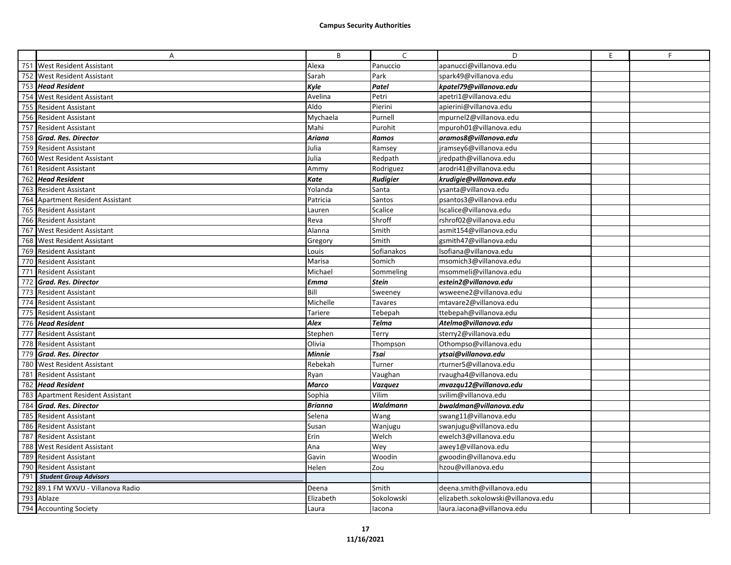| | A | B | C | D | E | F |
|---|---|---|---|---|---|---|
| 751 | West Resident Assistant | Alexa | Panuccio | apanucci@villanova.edu | | |
| 752 | West Resident Assistant | Sarah | Park | spark49@villanova.edu | | |
| 753 | ***Head Resident*** | ***Kyle*** | ***Patel*** | ***kpatel79@villanova.edu*** | | |
| 754 | West Resident Assistant | Avelina | Petri | apetri1@villanova.edu | | |
| 755 | Resident Assistant | Aldo | Pierini | apierini@villanova.edu | | |
| 756 | Resident Assistant | Mychaela | Purnell | mpurnel2@villanova.edu | | |
| 757 | Resident Assistant | Mahi | Purohit | mpuroh01@villanova.edu | | |
| 758 | ***Grad. Res. Director*** | ***Ariana*** | ***Ramos*** | ***aramos8@villanova.edu*** | | |
| 759 | Resident Assistant | Julia | Ramsey | jramsey6@villanova.edu | | |
| 760 | West Resident Assistant | Julia | Redpath | jredpath@villanova.edu | | |
| 761 | Resident Assistant | Ammy | Rodriguez | arodri41@villanova.edu | | |
| 762 | ***Head Resident*** | ***Kate*** | ***Rudigier*** | ***krudigie@villanova.edu*** | | |
| 763 | Resident Assistant | Yolanda | Santa | ysanta@villanova.edu | | |
| 764 | Apartment Resident Assistant | Patricia | Santos | psantos3@villanova.edu | | |
| 765 | Resident Assistant | Lauren | Scalice | lscalice@villanova.edu | | |
| 766 | Resident Assistant | Reva | Shroff | rshrof02@villanova.edu | | |
| 767 | West Resident Assistant | Alanna | Smith | asmit154@villanova.edu | | |
| 768 | West Resident Assistant | Gregory | Smith | gsmith47@villanova.edu | | |
| 769 | Resident Assistant | Louis | Sofianakos | lsofiana@villanova.edu | | |
| 770 | Resident Assistant | Marisa | Somich | msomich3@villanova.edu | | |
| 771 | Resident Assistant | Michael | Sommeling | msommeli@villanova.edu | | |
| 772 | ***Grad. Res. Director*** | ***Emma*** | ***Stein*** | ***estein2@villanova.edu*** | | |
| 773 | Resident Assistant | Bill | Sweeney | wsweene2@villanova.edu | | |
| 774 | Resident Assistant | Michelle | Tavares | mtavare2@villanova.edu | | |
| 775 | Resident Assistant | Tariere | Tebepah | ttebepah@villanova.edu | | |
| 776 | ***Head Resident*** | ***Alex*** | ***Telma*** | ***Atelma@villanova.edu*** | | |
| 777 | Resident Assistant | Stephen | Terry | sterry2@villanova.edu | | |
| 778 | Resident Assistant | Olivia | Thompson | Othompso@villanova.edu | | |
| 779 | ***Grad. Res. Director*** | ***Minnie*** | ***Tsai*** | ***ytsai@villanova.edu*** | | |
| 780 | West Resident Assistant | Rebekah | Turner | rturner5@villanova.edu | | |
| 781 | Resident Assistant | Ryan | Vaughan | rvaugha4@villanova.edu | | |
| 782 | ***Head Resident*** | ***Marco*** | ***Vazquez*** | ***mvazqu12@villanova.edu*** | | |
| 783 | Apartment Resident Assistant | Sophia | Vilim | svilim@villanova.edu | | |
| 784 | ***Grad. Res. Director*** | ***Brianna*** | ***Waldmann*** | ***bwaldman@villanova.edu*** | | |
| 785 | Resident Assistant | Selena | Wang | swang11@villanova.edu | | |
| 786 | Resident Assistant | Susan | Wanjugu | swanjugu@villanova.edu | | |
| 787 | Resident Assistant | Erin | Welch | ewelch3@villanova.edu | | |
| 788 | West Resident Assistant | Ana | Wey | awey1@villanova.edu | | |
| 789 | Resident Assistant | Gavin | Woodin | gwoodin@villanova.edu | | |
| 790 | Resident Assistant | Helen | Zou | hzou@villanova.edu | | |
| 791 | ***Student Group Advisors*** | | | | | |
| 792 | 89.1 FM WXVU - Villanova Radio | Deena | Smith | deena.smith@villanova.edu | | |
| 793 | Ablaze | Elizabeth | Sokolowski | elizabeth.sokolowski@villanova.edu | | |
| 794 | Accounting Society | Laura | Iacona | laura.iacona@villanova.edu | | |

11/16/2021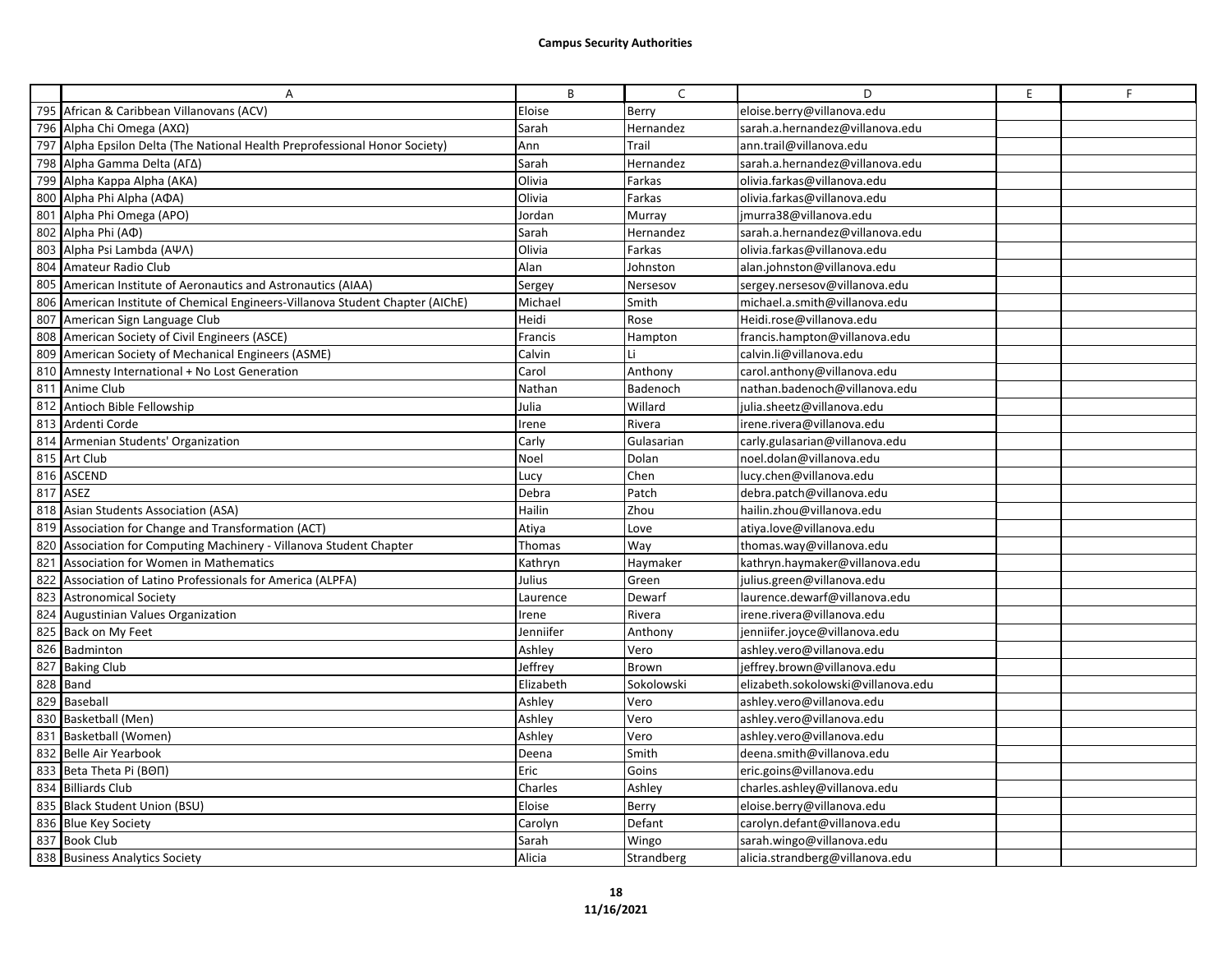**Campus Security Authorities**

| | A | B | C | D | E | F |
|---|---|---|---|---|---|---|
| 795 | African & Caribbean Villanovans (ACV) | Eloise | Berry | eloise.berry@villanova.edu | | |
| 796 | Alpha Chi Omega (ΑΧΩ) | Sarah | Hernandez | sarah.a.hernandez@villanova.edu | | |
| 797 | Alpha Epsilon Delta (The National Health Preprofessional Honor Society) | Ann | Trail | ann.trail@villanova.edu | | |
| 798 | Alpha Gamma Delta (ΑΓΔ) | Sarah | Hernandez | sarah.a.hernandez@villanova.edu | | |
| 799 | Alpha Kappa Alpha (AKA) | Olivia | Farkas | olivia.farkas@villanova.edu | | |
| 800 | Alpha Phi Alpha (ΑΦΑ) | Olivia | Farkas | olivia.farkas@villanova.edu | | |
| 801 | Alpha Phi Omega (APO) | Jordan | Murray | jmurra38@villanova.edu | | |
| 802 | Alpha Phi (ΑΦ) | Sarah | Hernandez | sarah.a.hernandez@villanova.edu | | |
| 803 | Alpha Psi Lambda (ΑΨΛ) | Olivia | Farkas | olivia.farkas@villanova.edu | | |
| 804 | Amateur Radio Club | Alan | Johnston | alan.johnston@villanova.edu | | |
| 805 | American Institute of Aeronautics and Astronautics (AIAA) | Sergey | Nersesov | sergey.nersesov@villanova.edu | | |
| 806 | American Institute of Chemical Engineers-Villanova Student Chapter (AIChE) | Michael | Smith | michael.a.smith@villanova.edu | | |
| 807 | American Sign Language Club | Heidi | Rose | Heidi.rose@villanova.edu | | |
| 808 | American Society of Civil Engineers (ASCE) | Francis | Hampton | francis.hampton@villanova.edu | | |
| 809 | American Society of Mechanical Engineers (ASME) | Calvin | Li | calvin.li@villanova.edu | | |
| 810 | Amnesty International + No Lost Generation | Carol | Anthony | carol.anthony@villanova.edu | | |
| 811 | Anime Club | Nathan | Badenoch | nathan.badenoch@villanova.edu | | |
| 812 | Antioch Bible Fellowship | Julia | Willard | julia.sheetz@villanova.edu | | |
| 813 | Ardenti Corde | Irene | Rivera | irene.rivera@villanova.edu | | |
| 814 | Armenian Students' Organization | Carly | Gulasarian | carly.gulasarian@villanova.edu | | |
| 815 | Art Club | Noel | Dolan | noel.dolan@villanova.edu | | |
| 816 | ASCEND | Lucy | Chen | lucy.chen@villanova.edu | | |
| 817 | ASEZ | Debra | Patch | debra.patch@villanova.edu | | |
| 818 | Asian Students Association (ASA) | Hailin | Zhou | hailin.zhou@villanova.edu | | |
| 819 | Association for Change and Transformation (ACT) | Atiya | Love | atiya.love@villanova.edu | | |
| 820 | Association for Computing Machinery - Villanova Student Chapter | Thomas | Way | thomas.way@villanova.edu | | |
| 821 | Association for Women in Mathematics | Kathryn | Haymaker | kathryn.haymaker@villanova.edu | | |
| 822 | Association of Latino Professionals for America (ALPFA) | Julius | Green | julius.green@villanova.edu | | |
| 823 | Astronomical Society | Laurence | Dewarf | laurence.dewarf@villanova.edu | | |
| 824 | Augustinian Values Organization | Irene | Rivera | irene.rivera@villanova.edu | | |
| 825 | Back on My Feet | Jenniifer | Anthony | jenniifer.joyce@villanova.edu | | |
| 826 | Badminton | Ashley | Vero | ashley.vero@villanova.edu | | |
| 827 | Baking Club | Jeffrey | Brown | jeffrey.brown@villanova.edu | | |
| 828 | Band | Elizabeth | Sokolowski | elizabeth.sokolowski@villanova.edu | | |
| 829 | Baseball | Ashley | Vero | ashley.vero@villanova.edu | | |
| 830 | Basketball (Men) | Ashley | Vero | ashley.vero@villanova.edu | | |
| 831 | Basketball (Women) | Ashley | Vero | ashley.vero@villanova.edu | | |
| 832 | Belle Air Yearbook | Deena | Smith | deena.smith@villanova.edu | | |
| 833 | Beta Theta Pi (ΒΘΠ) | Eric | Goins | eric.goins@villanova.edu | | |
| 834 | Billiards Club | Charles | Ashley | charles.ashley@villanova.edu | | |
| 835 | Black Student Union (BSU) | Eloise | Berry | eloise.berry@villanova.edu | | |
| 836 | Blue Key Society | Carolyn | Defant | carolyn.defant@villanova.edu | | |
| 837 | Book Club | Sarah | Wingo | sarah.wingo@villanova.edu | | |
| 838 | Business Analytics Society | Alicia | Strandberg | alicia.strandberg@villanova.edu | | |

11/16/2021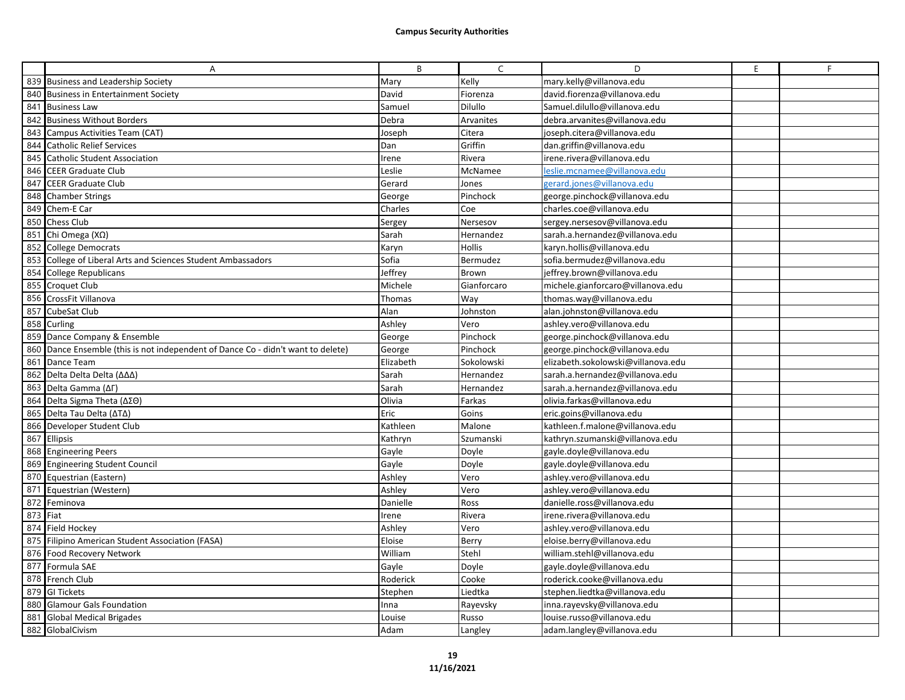# Campus Security Authorities

| | A | B | C | D | E | F |
|---|---|---|---|---|---|---|
| 839 | Business and Leadership Society | Mary | Kelly | mary.kelly@villanova.edu | | |
| 840 | Business in Entertainment Society | David | Fiorenza | david.fiorenza@villanova.edu | | |
| 841 | Business Law | Samuel | Dilullo | Samuel.dilullo@villanova.edu | | |
| 842 | Business Without Borders | Debra | Arvanites | debra.arvanites@villanova.edu | | |
| 843 | Campus Activities Team (CAT) | Joseph | Citera | joseph.citera@villanova.edu | | |
| 844 | Catholic Relief Services | Dan | Griffin | dan.griffin@villanova.edu | | |
| 845 | Catholic Student Association | Irene | Rivera | irene.rivera@villanova.edu | | |
| 846 | CEER Graduate Club | Leslie | McNamee | leslie.mcnamee@villanova.edu | | |
| 847 | CEER Graduate Club | Gerard | Jones | gerard.jones@villanova.edu | | |
| 848 | Chamber Strings | George | Pinchock | george.pinchock@villanova.edu | | |
| 849 | Chem-E Car | Charles | Coe | charles.coe@villanova.edu | | |
| 850 | Chess Club | Sergey | Nersesov | sergey.nersesov@villanova.edu | | |
| 851 | Chi Omega (ΧΩ) | Sarah | Hernandez | sarah.a.hernandez@villanova.edu | | |
| 852 | College Democrats | Karyn | Hollis | karyn.hollis@villanova.edu | | |
| 853 | College of Liberal Arts and Sciences Student Ambassadors | Sofia | Bermudez | sofia.bermudez@villanova.edu | | |
| 854 | College Republicans | Jeffrey | Brown | jeffrey.brown@villanova.edu | | |
| 855 | Croquet Club | Michele | Gianforcaro | michele.gianforcaro@villanova.edu | | |
| 856 | CrossFit Villanova | Thomas | Way | thomas.way@villanova.edu | | |
| 857 | CubeSat Club | Alan | Johnston | alan.johnston@villanova.edu | | |
| 858 | Curling | Ashley | Vero | ashley.vero@villanova.edu | | |
| 859 | Dance Company & Ensemble | George | Pinchock | george.pinchock@villanova.edu | | |
| 860 | Dance Ensemble (this is not independent of Dance Co - didn't want to delete) | George | Pinchock | george.pinchock@villanova.edu | | |
| 861 | Dance Team | Elizabeth | Sokolowski | elizabeth.sokolowski@villanova.edu | | |
| 862 | Delta Delta Delta (ΔΔΔ) | Sarah | Hernandez | sarah.a.hernandez@villanova.edu | | |
| 863 | Delta Gamma (ΔΓ) | Sarah | Hernandez | sarah.a.hernandez@villanova.edu | | |
| 864 | Delta Sigma Theta (ΔΣΘ) | Olivia | Farkas | olivia.farkas@villanova.edu | | |
| 865 | Delta Tau Delta (ΔΤΔ) | Eric | Goins | eric.goins@villanova.edu | | |
| 866 | Developer Student Club | Kathleen | Malone | kathleen.f.malone@villanova.edu | | |
| 867 | Ellipsis | Kathryn | Szumanski | kathryn.szumanski@villanova.edu | | |
| 868 | Engineering Peers | Gayle | Doyle | gayle.doyle@villanova.edu | | |
| 869 | Engineering Student Council | Gayle | Doyle | gayle.doyle@villanova.edu | | |
| 870 | Equestrian (Eastern) | Ashley | Vero | ashley.vero@villanova.edu | | |
| 871 | Equestrian (Western) | Ashley | Vero | ashley.vero@villanova.edu | | |
| 872 | Feminova | Danielle | Ross | danielle.ross@villanova.edu | | |
| 873 | Fiat | Irene | Rivera | irene.rivera@villanova.edu | | |
| 874 | Field Hockey | Ashley | Vero | ashley.vero@villanova.edu | | |
| 875 | Filipino American Student Association (FASA) | Eloise | Berry | eloise.berry@villanova.edu | | |
| 876 | Food Recovery Network | William | Stehl | william.stehl@villanova.edu | | |
| 877 | Formula SAE | Gayle | Doyle | gayle.doyle@villanova.edu | | |
| 878 | French Club | Roderick | Cooke | roderick.cooke@villanova.edu | | |
| 879 | GI Tickets | Stephen | Liedtka | stephen.liedtka@villanova.edu | | |
| 880 | Glamour Gals Foundation | Inna | Rayevsky | inna.rayevsky@villanova.edu | | |
| 881 | Global Medical Brigades | Louise | Russo | louise.russo@villanova.edu | | |
| 882 | GlobalCivism | Adam | Langley | adam.langley@villanova.edu | | |

11/16/2021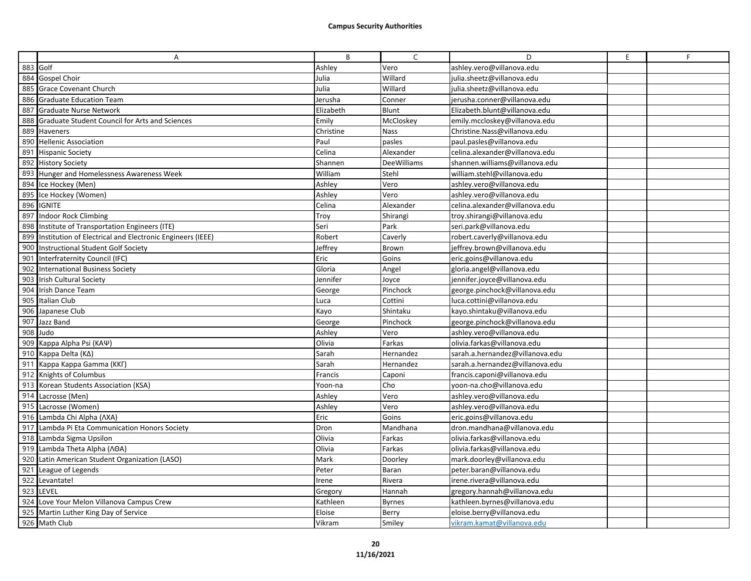**Campus Security Authorities**

| | A | B | C | D | E | F |
|---|---|---|---|---|---|---|
| 883 | Golf | Ashley | Vero | ashley.vero@villanova.edu | | |
| 884 | Gospel Choir | Julia | Willard | julia.sheetz@villanova.edu | | |
| 885 | Grace Covenant Church | Julia | Willard | julia.sheetz@villanova.edu | | |
| 886 | Graduate Education Team | Jerusha | Conner | jerusha.conner@villanova.edu | | |
| 887 | Graduate Nurse Network | Elizabeth | Blunt | Elizabeth.blunt@villanova.edu | | |
| 888 | Graduate Student Council for Arts and Sciences | Emily | McCloskey | emily.mccloskey@villanova.edu | | |
| 889 | Haveners | Christine | Nass | Christine.Nass@villanova.edu | | |
| 890 | Hellenic Association | Paul | pasles | paul.pasles@villanova.edu | | |
| 891 | Hispanic Society | Celina | Alexander | celina.alexander@villanova.edu | | |
| 892 | History Society | Shannen | DeeWilliams | shannen.williams@villanova.edu | | |
| 893 | Hunger and Homelessness Awareness Week | William | Stehl | william.stehl@villanova.edu | | |
| 894 | Ice Hockey (Men) | Ashley | Vero | ashley.vero@villanova.edu | | |
| 895 | Ice Hockey (Women) | Ashley | Vero | ashley.vero@villanova.edu | | |
| 896 | IGNITE | Celina | Alexander | celina.alexander@villanova.edu | | |
| 897 | Indoor Rock Climbing | Troy | Shirangi | troy.shirangi@villanova.edu | | |
| 898 | Institute of Transportation Engineers (ITE) | Seri | Park | seri.park@villanova.edu | | |
| 899 | Institution of Electrical and Electronic Engineers (IEEE) | Robert | Caverly | robert.caverly@villanova.edu | | |
| 900 | Instructional Student Golf Society | Jeffrey | Brown | jeffrey.brown@villanova.edu | | |
| 901 | Interfraternity Council (IFC) | Eric | Goins | eric.goins@villanova.edu | | |
| 902 | International Business Society | Gloria | Angel | gloria.angel@villanova.edu | | |
| 903 | Irish Cultural Society | Jennifer | Joyce | jennifer.joyce@villanova.edu | | |
| 904 | Irish Dance Team | George | Pinchock | george.pinchock@villanova.edu | | |
| 905 | Italian Club | Luca | Cottini | luca.cottini@villanova.edu | | |
| 906 | Japanese Club | Kayo | Shintaku | kayo.shintaku@villanova.edu | | |
| 907 | Jazz Band | George | Pinchock | george.pinchock@villanova.edu | | |
| 908 | Judo | Ashley | Vero | ashley.vero@villanova.edu | | |
| 909 | Kappa Alpha Psi (ΚΑΨ) | Olivia | Farkas | olivia.farkas@villanova.edu | | |
| 910 | Kappa Delta (ΚΔ) | Sarah | Hernandez | sarah.a.hernandez@villanova.edu | | |
| 911 | Kappa Kappa Gamma (ΚΚΓ) | Sarah | Hernandez | sarah.a.hernandez@villanova.edu | | |
| 912 | Knights of Columbus | Francis | Caponi | francis.caponi@villanova.edu | | |
| 913 | Korean Students Association (KSA) | Yoon-na | Cho | yoon-na.cho@villanova.edu | | |
| 914 | Lacrosse (Men) | Ashley | Vero | ashley.vero@villanova.edu | | |
| 915 | Lacrosse (Women) | Ashley | Vero | ashley.vero@villanova.edu | | |
| 916 | Lambda Chi Alpha (ΛΧΑ) | Eric | Goins | eric.goins@villanova.edu | | |
| 917 | Lambda Pi Eta Communication Honors Society | Dron | Mandhana | dron.mandhana@villanova.edu | | |
| 918 | Lambda Sigma Upsilon | Olivia | Farkas | olivia.farkas@villanova.edu | | |
| 919 | Lambda Theta Alpha (ΛΘΑ) | Olivia | Farkas | olivia.farkas@villanova.edu | | |
| 920 | Latin American Student Organization (LASO) | Mark | Doorley | mark.doorley@villanova.edu | | |
| 921 | League of Legends | Peter | Baran | peter.baran@villanova.edu | | |
| 922 | Levantate! | Irene | Rivera | irene.rivera@villanova.edu | | |
| 923 | LEVEL | Gregory | Hannah | gregory.hannah@villanova.edu | | |
| 924 | Love Your Melon Villanova Campus Crew | Kathleen | Byrnes | kathleen.byrnes@villanova.edu | | |
| 925 | Martin Luther King Day of Service | Eloise | Berry | eloise.berry@villanova.edu | | |
| 926 | Math Club | Vikram | Smiley | vikram.kamat@villanova.edu | | |

11/16/2021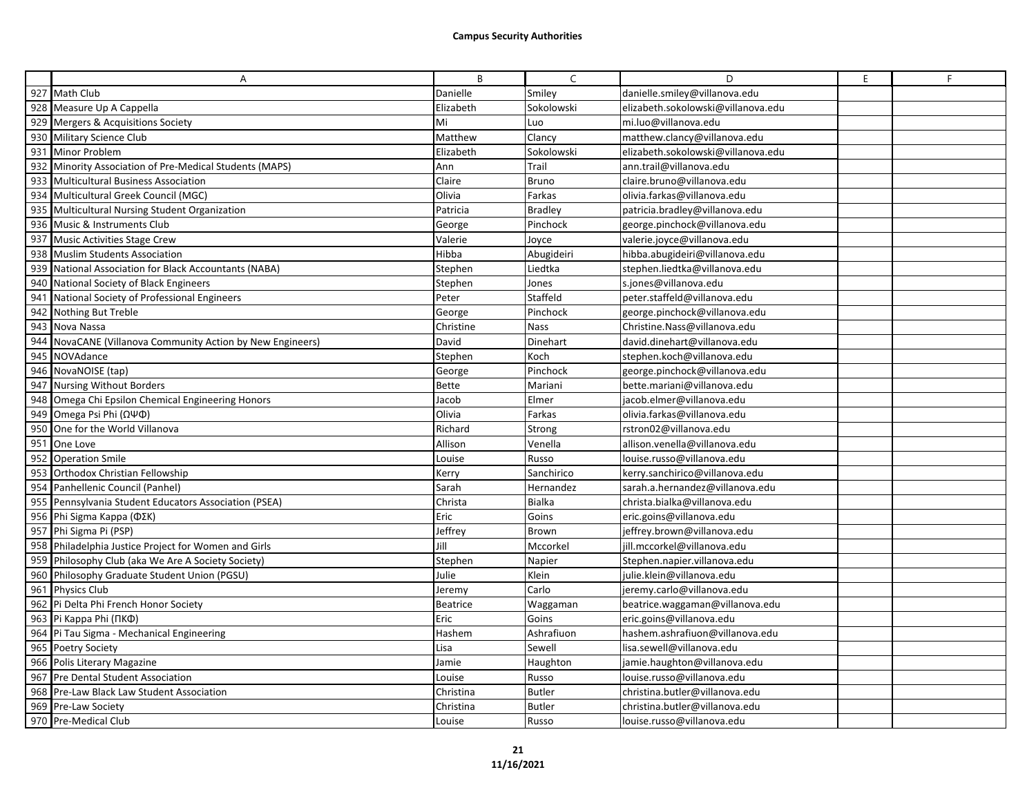**Campus Security Authorities**

| | A | B | C | D | E | F |
|---|---|---|---|---|---|---|
| 927 | Math Club | Danielle | Smiley | danielle.smiley@villanova.edu | | |
| 928 | Measure Up A Cappella | Elizabeth | Sokolowski | elizabeth.sokolowski@villanova.edu | | |
| 929 | Mergers & Acquisitions Society | Mi | Luo | mi.luo@villanova.edu | | |
| 930 | Military Science Club | Matthew | Clancy | matthew.clancy@villanova.edu | | |
| 931 | Minor Problem | Elizabeth | Sokolowski | elizabeth.sokolowski@villanova.edu | | |
| 932 | Minority Association of Pre-Medical Students (MAPS) | Ann | Trail | ann.trail@villanova.edu | | |
| 933 | Multicultural Business Association | Claire | Bruno | claire.bruno@villanova.edu | | |
| 934 | Multicultural Greek Council (MGC) | Olivia | Farkas | olivia.farkas@villanova.edu | | |
| 935 | Multicultural Nursing Student Organization | Patricia | Bradley | patricia.bradley@villanova.edu | | |
| 936 | Music & Instruments Club | George | Pinchock | george.pinchock@villanova.edu | | |
| 937 | Music Activities Stage Crew | Valerie | Joyce | valerie.joyce@villanova.edu | | |
| 938 | Muslim Students Association | Hibba | Abugideiri | hibba.abugideiri@villanova.edu | | |
| 939 | National Association for Black Accountants (NABA) | Stephen | Liedtka | stephen.liedtka@villanova.edu | | |
| 940 | National Society of Black Engineers | Stephen | Jones | s.jones@villanova.edu | | |
| 941 | National Society of Professional Engineers | Peter | Staffeld | peter.staffeld@villanova.edu | | |
| 942 | Nothing But Treble | George | Pinchock | george.pinchock@villanova.edu | | |
| 943 | Nova Nassa | Christine | Nass | Christine.Nass@villanova.edu | | |
| 944 | NovaCANE (Villanova Community Action by New Engineers) | David | Dinehart | david.dinehart@villanova.edu | | |
| 945 | NOVAdance | Stephen | Koch | stephen.koch@villanova.edu | | |
| 946 | NovaNOISE (tap) | George | Pinchock | george.pinchock@villanova.edu | | |
| 947 | Nursing Without Borders | Bette | Mariani | bette.mariani@villanova.edu | | |
| 948 | Omega Chi Epsilon Chemical Engineering Honors | Jacob | Elmer | jacob.elmer@villanova.edu | | |
| 949 | Omega Psi Phi (ΩΨΦ) | Olivia | Farkas | olivia.farkas@villanova.edu | | |
| 950 | One for the World Villanova | Richard | Strong | rstron02@villanova.edu | | |
| 951 | One Love | Allison | Venella | allison.venella@villanova.edu | | |
| 952 | Operation Smile | Louise | Russo | louise.russo@villanova.edu | | |
| 953 | Orthodox Christian Fellowship | Kerry | Sanchirico | kerry.sanchirico@villanova.edu | | |
| 954 | Panhellenic Council (Panhel) | Sarah | Hernandez | sarah.a.hernandez@villanova.edu | | |
| 955 | Pennsylvania Student Educators Association (PSEA) | Christa | Bialka | christa.bialka@villanova.edu | | |
| 956 | Phi Sigma Kappa (ΦΣΚ) | Eric | Goins | eric.goins@villanova.edu | | |
| 957 | Phi Sigma Pi (PSP) | Jeffrey | Brown | jeffrey.brown@villanova.edu | | |
| 958 | Philadelphia Justice Project for Women and Girls | Jill | Mccorkel | jill.mccorkel@villanova.edu | | |
| 959 | Philosophy Club (aka We Are A Society Society) | Stephen | Napier | Stephen.napier.villanova.edu | | |
| 960 | Philosophy Graduate Student Union (PGSU) | Julie | Klein | julie.klein@villanova.edu | | |
| 961 | Physics Club | Jeremy | Carlo | jeremy.carlo@villanova.edu | | |
| 962 | Pi Delta Phi French Honor Society | Beatrice | Waggaman | beatrice.waggaman@villanova.edu | | |
| 963 | Pi Kappa Phi (ΠΚΦ) | Eric | Goins | eric.goins@villanova.edu | | |
| 964 | Pi Tau Sigma - Mechanical Engineering | Hashem | Ashrafiuon | hashem.ashrafiuon@villanova.edu | | |
| 965 | Poetry Society | Lisa | Sewell | lisa.sewell@villanova.edu | | |
| 966 | Polis Literary Magazine | Jamie | Haughton | jamie.haughton@villanova.edu | | |
| 967 | Pre Dental Student Association | Louise | Russo | louise.russo@villanova.edu | | |
| 968 | Pre-Law Black Law Student Association | Christina | Butler | christina.butler@villanova.edu | | |
| 969 | Pre-Law Society | Christina | Butler | christina.butler@villanova.edu | | |
| 970 | Pre-Medical Club | Louise | Russo | louise.russo@villanova.edu | | |

11/16/2021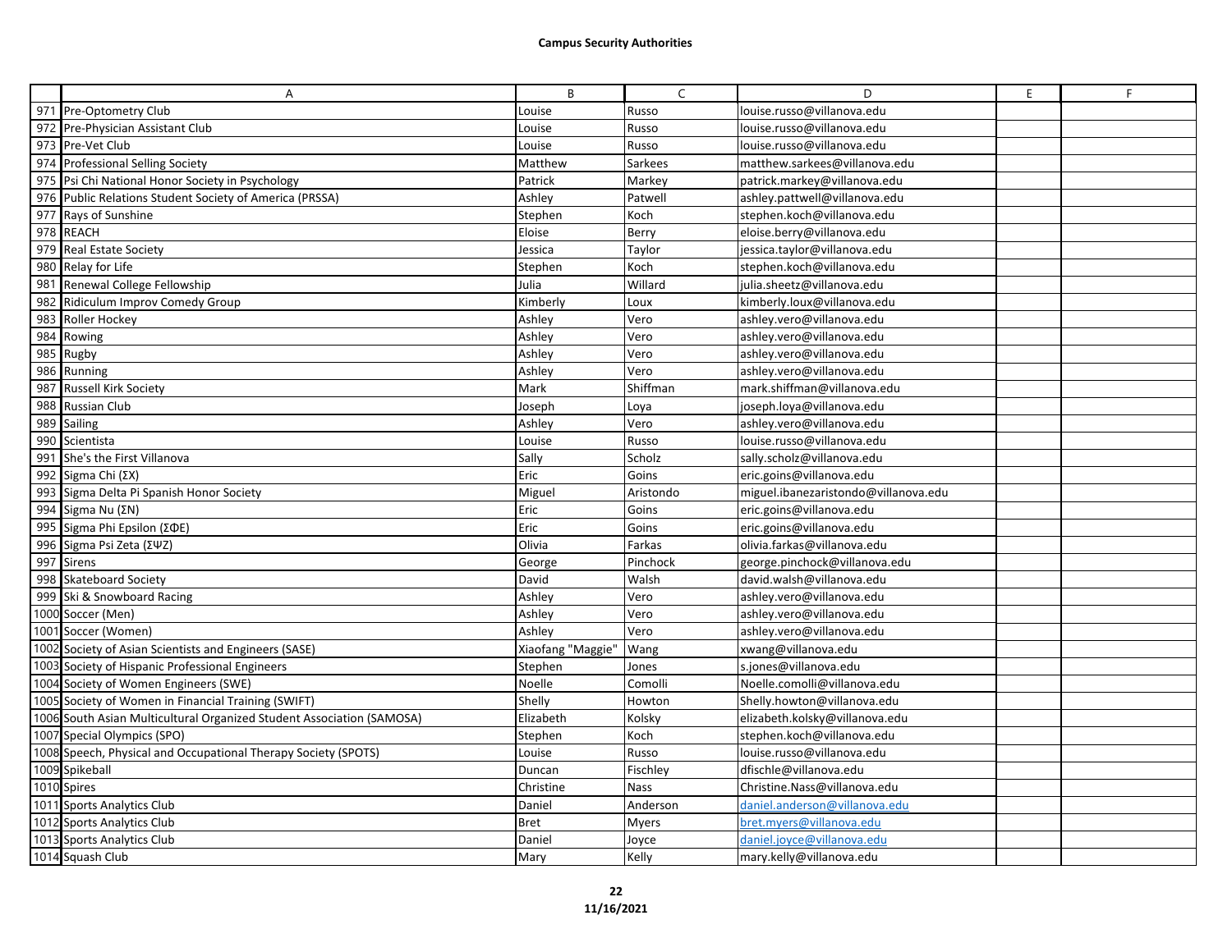**Campus Security Authorities**

| | A | B | C | D | E | F |
|---|---|---|---|---|---|---|
| 971 | Pre-Optometry Club | Louise | Russo | louise.russo@villanova.edu | | |
| 972 | Pre-Physician Assistant Club | Louise | Russo | louise.russo@villanova.edu | | |
| 973 | Pre-Vet Club | Louise | Russo | louise.russo@villanova.edu | | |
| 974 | Professional Selling Society | Matthew | Sarkees | matthew.sarkees@villanova.edu | | |
| 975 | Psi Chi National Honor Society in Psychology | Patrick | Markey | patrick.markey@villanova.edu | | |
| 976 | Public Relations Student Society of America (PRSSA) | Ashley | Patwell | ashley.pattwell@villanova.edu | | |
| 977 | Rays of Sunshine | Stephen | Koch | stephen.koch@villanova.edu | | |
| 978 | REACH | Eloise | Berry | eloise.berry@villanova.edu | | |
| 979 | Real Estate Society | Jessica | Taylor | jessica.taylor@villanova.edu | | |
| 980 | Relay for Life | Stephen | Koch | stephen.koch@villanova.edu | | |
| 981 | Renewal College Fellowship | Julia | Willard | julia.sheetz@villanova.edu | | |
| 982 | Ridiculum Improv Comedy Group | Kimberly | Loux | kimberly.loux@villanova.edu | | |
| 983 | Roller Hockey | Ashley | Vero | ashley.vero@villanova.edu | | |
| 984 | Rowing | Ashley | Vero | ashley.vero@villanova.edu | | |
| 985 | Rugby | Ashley | Vero | ashley.vero@villanova.edu | | |
| 986 | Running | Ashley | Vero | ashley.vero@villanova.edu | | |
| 987 | Russell Kirk Society | Mark | Shiffman | mark.shiffman@villanova.edu | | |
| 988 | Russian Club | Joseph | Loya | joseph.loya@villanova.edu | | |
| 989 | Sailing | Ashley | Vero | ashley.vero@villanova.edu | | |
| 990 | Scientista | Louise | Russo | louise.russo@villanova.edu | | |
| 991 | She's the First Villanova | Sally | Scholz | sally.scholz@villanova.edu | | |
| 992 | Sigma Chi (ΣΧ) | Eric | Goins | eric.goins@villanova.edu | | |
| 993 | Sigma Delta Pi Spanish Honor Society | Miguel | Aristondo | miguel.ibanezaristondo@villanova.edu | | |
| 994 | Sigma Nu (ΣΝ) | Eric | Goins | eric.goins@villanova.edu | | |
| 995 | Sigma Phi Epsilon (ΣΦΕ) | Eric | Goins | eric.goins@villanova.edu | | |
| 996 | Sigma Psi Zeta (ΣΨΖ) | Olivia | Farkas | olivia.farkas@villanova.edu | | |
| 997 | Sirens | George | Pinchock | george.pinchock@villanova.edu | | |
| 998 | Skateboard Society | David | Walsh | david.walsh@villanova.edu | | |
| 999 | Ski & Snowboard Racing | Ashley | Vero | ashley.vero@villanova.edu | | |
| 1000 | Soccer (Men) | Ashley | Vero | ashley.vero@villanova.edu | | |
| 1001 | Soccer (Women) | Ashley | Vero | ashley.vero@villanova.edu | | |
| 1002 | Society of Asian Scientists and Engineers (SASE) | Xiaofang "Maggie" | Wang | xwang@villanova.edu | | |
| 1003 | Society of Hispanic Professional Engineers | Stephen | Jones | s.jones@villanova.edu | | |
| 1004 | Society of Women Engineers (SWE) | Noelle | Comolli | Noelle.comolli@villanova.edu | | |
| 1005 | Society of Women in Financial Training (SWIFT) | Shelly | Howton | Shelly.howton@villanova.edu | | |
| 1006 | South Asian Multicultural Organized Student Association (SAMOSA) | Elizabeth | Kolsky | elizabeth.kolsky@villanova.edu | | |
| 1007 | Special Olympics (SPO) | Stephen | Koch | stephen.koch@villanova.edu | | |
| 1008 | Speech, Physical and Occupational Therapy Society (SPOTS) | Louise | Russo | louise.russo@villanova.edu | | |
| 1009 | Spikeball | Duncan | Fischley | dfischle@villanova.edu | | |
| 1010 | Spires | Christine | Nass | Christine.Nass@villanova.edu | | |
| 1011 | Sports Analytics Club | Daniel | Anderson | daniel.anderson@villanova.edu | | |
| 1012 | Sports Analytics Club | Bret | Myers | bret.myers@villanova.edu | | |
| 1013 | Sports Analytics Club | Daniel | Joyce | daniel.joyce@villanova.edu | | |
| 1014 | Squash Club | Mary | Kelly | mary.kelly@villanova.edu | | |

11/16/2021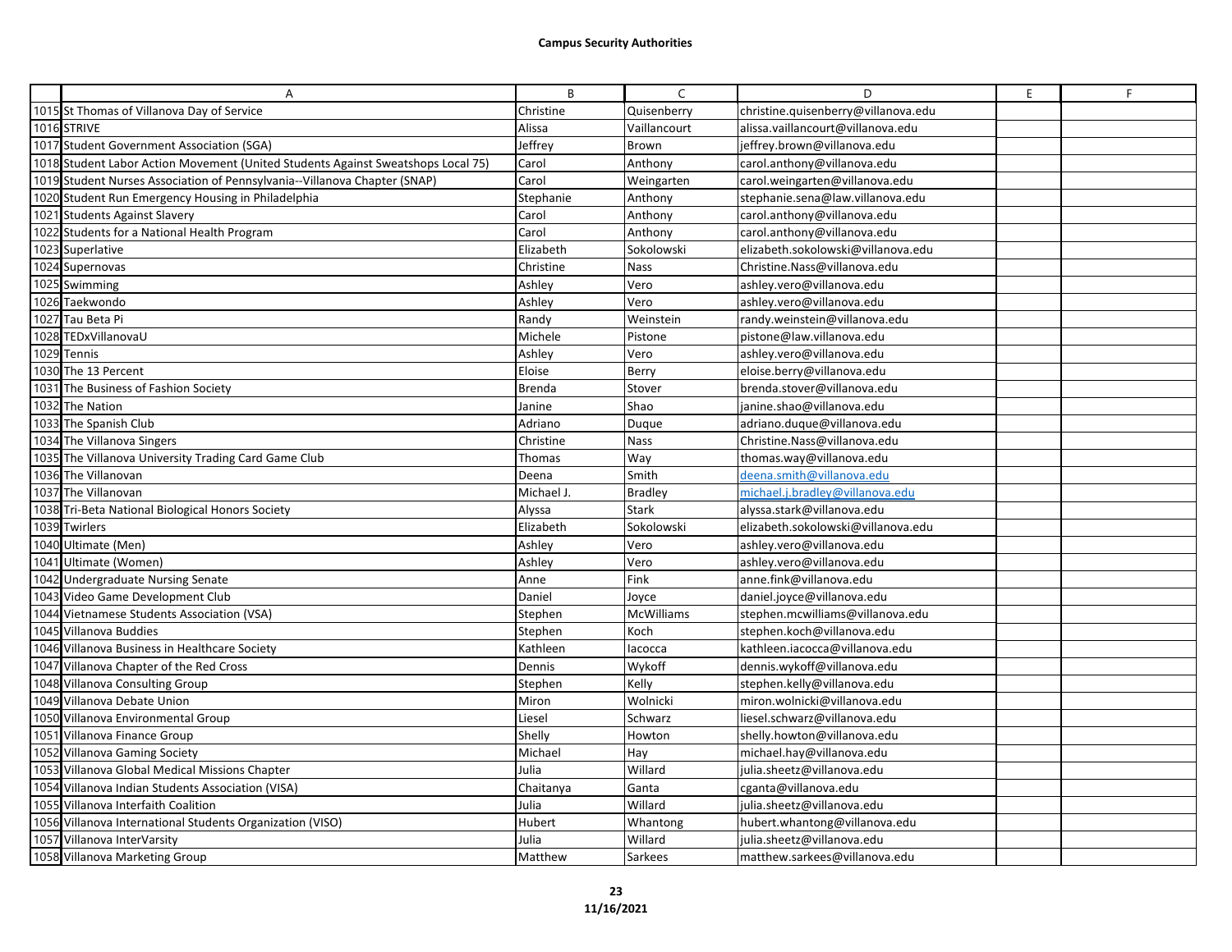**Campus Security Authorities**

| | A | B | C | D | E | F |
|---|---|---|---|---|---|---|
| 1015 | St Thomas of Villanova Day of Service | Christine | Quisenberry | christine.quisenberry@villanova.edu | | |
| 1016 | STRIVE | Alissa | Vaillancourt | alissa.vaillancourt@villanova.edu | | |
| 1017 | Student Government Association (SGA) | Jeffrey | Brown | jeffrey.brown@villanova.edu | | |
| 1018 | Student Labor Action Movement (United Students Against Sweatshops Local 75) | Carol | Anthony | carol.anthony@villanova.edu | | |
| 1019 | Student Nurses Association of Pennsylvania--Villanova Chapter (SNAP) | Carol | Weingarten | carol.weingarten@villanova.edu | | |
| 1020 | Student Run Emergency Housing in Philadelphia | Stephanie | Anthony | stephanie.sena@law.villanova.edu | | |
| 1021 | Students Against Slavery | Carol | Anthony | carol.anthony@villanova.edu | | |
| 1022 | Students for a National Health Program | Carol | Anthony | carol.anthony@villanova.edu | | |
| 1023 | Superlative | Elizabeth | Sokolowski | elizabeth.sokolowski@villanova.edu | | |
| 1024 | Supernovas | Christine | Nass | Christine.Nass@villanova.edu | | |
| 1025 | Swimming | Ashley | Vero | ashley.vero@villanova.edu | | |
| 1026 | Taekwondo | Ashley | Vero | ashley.vero@villanova.edu | | |
| 1027 | Tau Beta Pi | Randy | Weinstein | randy.weinstein@villanova.edu | | |
| 1028 | TEDxVillanovaU | Michele | Pistone | pistone@law.villanova.edu | | |
| 1029 | Tennis | Ashley | Vero | ashley.vero@villanova.edu | | |
| 1030 | The 13 Percent | Eloise | Berry | eloise.berry@villanova.edu | | |
| 1031 | The Business of Fashion Society | Brenda | Stover | brenda.stover@villanova.edu | | |
| 1032 | The Nation | Janine | Shao | janine.shao@villanova.edu | | |
| 1033 | The Spanish Club | Adriano | Duque | adriano.duque@villanova.edu | | |
| 1034 | The Villanova Singers | Christine | Nass | Christine.Nass@villanova.edu | | |
| 1035 | The Villanova University Trading Card Game Club | Thomas | Way | thomas.way@villanova.edu | | |
| 1036 | The Villanovan | Deena | Smith | deena.smith@villanova.edu | | |
| 1037 | The Villanovan | Michael J. | Bradley | michael.j.bradley@villanova.edu | | |
| 1038 | Tri-Beta National Biological Honors Society | Alyssa | Stark | alyssa.stark@villanova.edu | | |
| 1039 | Twirlers | Elizabeth | Sokolowski | elizabeth.sokolowski@villanova.edu | | |
| 1040 | Ultimate (Men) | Ashley | Vero | ashley.vero@villanova.edu | | |
| 1041 | Ultimate (Women) | Ashley | Vero | ashley.vero@villanova.edu | | |
| 1042 | Undergraduate Nursing Senate | Anne | Fink | anne.fink@villanova.edu | | |
| 1043 | Video Game Development Club | Daniel | Joyce | daniel.joyce@villanova.edu | | |
| 1044 | Vietnamese Students Association (VSA) | Stephen | McWilliams | stephen.mcwilliams@villanova.edu | | |
| 1045 | Villanova Buddies | Stephen | Koch | stephen.koch@villanova.edu | | |
| 1046 | Villanova Business in Healthcare Society | Kathleen | Iacocca | kathleen.iacocca@villanova.edu | | |
| 1047 | Villanova Chapter of the Red Cross | Dennis | Wykoff | dennis.wykoff@villanova.edu | | |
| 1048 | Villanova Consulting Group | Stephen | Kelly | stephen.kelly@villanova.edu | | |
| 1049 | Villanova Debate Union | Miron | Wolnicki | miron.wolnicki@villanova.edu | | |
| 1050 | Villanova Environmental Group | Liesel | Schwarz | liesel.schwarz@villanova.edu | | |
| 1051 | Villanova Finance Group | Shelly | Howton | shelly.howton@villanova.edu | | |
| 1052 | Villanova Gaming Society | Michael | Hay | michael.hay@villanova.edu | | |
| 1053 | Villanova Global Medical Missions Chapter | Julia | Willard | julia.sheetz@villanova.edu | | |
| 1054 | Villanova Indian Students Association (VISA) | Chaitanya | Ganta | cganta@villanova.edu | | |
| 1055 | Villanova Interfaith Coalition | Julia | Willard | julia.sheetz@villanova.edu | | |
| 1056 | Villanova International Students Organization (VISO) | Hubert | Whantong | hubert.whantong@villanova.edu | | |
| 1057 | Villanova InterVarsity | Julia | Willard | julia.sheetz@villanova.edu | | |
| 1058 | Villanova Marketing Group | Matthew | Sarkees | matthew.sarkees@villanova.edu | | |

11/16/2021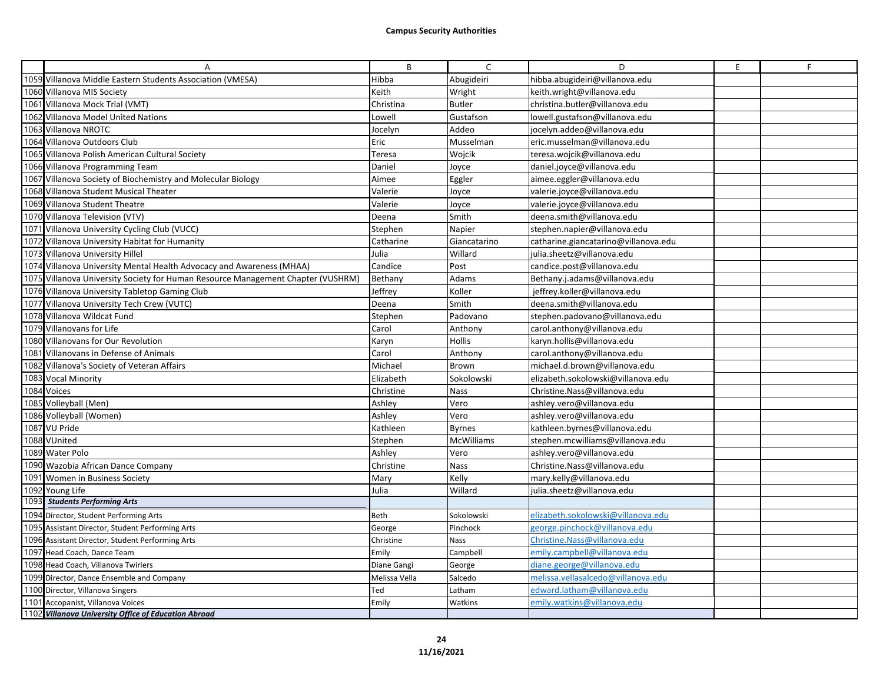**Campus Security Authorities**

| | A | B | C | D | E | F |
|---|---|---|---|---|---|---|
| 1059 | Villanova Middle Eastern Students Association (VMESA) | Hibba | Abugideiri | hibba.abugideiri@villanova.edu | | |
| 1060 | Villanova MIS Society | Keith | Wright | keith.wright@villanova.edu | | |
| 1061 | Villanova Mock Trial (VMT) | Christina | Butler | christina.butler@villanova.edu | | |
| 1062 | Villanova Model United Nations | Lowell | Gustafson | lowell.gustafson@villanova.edu | | |
| 1063 | Villanova NROTC | Jocelyn | Addeo | jocelyn.addeo@villanova.edu | | |
| 1064 | Villanova Outdoors Club | Eric | Musselman | eric.musselman@villanova.edu | | |
| 1065 | Villanova Polish American Cultural Society | Teresa | Wojcik | teresa.wojcik@villanova.edu | | |
| 1066 | Villanova Programming Team | Daniel | Joyce | daniel.joyce@villanova.edu | | |
| 1067 | Villanova Society of Biochemistry and Molecular Biology | Aimee | Eggler | aimee.eggler@villanova.edu | | |
| 1068 | Villanova Student Musical Theater | Valerie | Joyce | valerie.joyce@villanova.edu | | |
| 1069 | Villanova Student Theatre | Valerie | Joyce | valerie.joyce@villanova.edu | | |
| 1070 | Villanova Television (VTV) | Deena | Smith | deena.smith@villanova.edu | | |
| 1071 | Villanova University Cycling Club (VUCC) | Stephen | Napier | stephen.napier@villanova.edu | | |
| 1072 | Villanova University Habitat for Humanity | Catharine | Giancatarino | catharine.giancatarino@villanova.edu | | |
| 1073 | Villanova University Hillel | Julia | Willard | julia.sheetz@villanova.edu | | |
| 1074 | Villanova University Mental Health Advocacy and Awareness (MHAA) | Candice | Post | candice.post@villanova.edu | | |
| 1075 | Villanova University Society for Human Resource Management Chapter (VUSHRM) | Bethany | Adams | Bethany.j.adams@villanova.edu | | |
| 1076 | Villanova University Tabletop Gaming Club | Jeffrey | Koller | jeffrey.koller@villanova.edu | | |
| 1077 | Villanova University Tech Crew (VUTC) | Deena | Smith | deena.smith@villanova.edu | | |
| 1078 | Villanova Wildcat Fund | Stephen | Padovano | stephen.padovano@villanova.edu | | |
| 1079 | Villanovans for Life | Carol | Anthony | carol.anthony@villanova.edu | | |
| 1080 | Villanovans for Our Revolution | Karyn | Hollis | karyn.hollis@villanova.edu | | |
| 1081 | Villanovans in Defense of Animals | Carol | Anthony | carol.anthony@villanova.edu | | |
| 1082 | Villanova's Society of Veteran Affairs | Michael | Brown | michael.d.brown@villanova.edu | | |
| 1083 | Vocal Minority | Elizabeth | Sokolowski | elizabeth.sokolowski@villanova.edu | | |
| 1084 | Voices | Christine | Nass | Christine.Nass@villanova.edu | | |
| 1085 | Volleyball (Men) | Ashley | Vero | ashley.vero@villanova.edu | | |
| 1086 | Volleyball (Women) | Ashley | Vero | ashley.vero@villanova.edu | | |
| 1087 | VU Pride | Kathleen | Byrnes | kathleen.byrnes@villanova.edu | | |
| 1088 | VUnited | Stephen | McWilliams | stephen.mcwilliams@villanova.edu | | |
| 1089 | Water Polo | Ashley | Vero | ashley.vero@villanova.edu | | |
| 1090 | Wazobia African Dance Company | Christine | Nass | Christine.Nass@villanova.edu | | |
| 1091 | Women in Business Society | Mary | Kelly | mary.kelly@villanova.edu | | |
| 1092 | Young Life | Julia | Willard | julia.sheetz@villanova.edu | | |
| 1093 | ***Students Performing Arts*** | | | | | |
| 1094 | Director, Student Performing Arts | Beth | Sokolowski | elizabeth.sokolowski@villanova.edu | | |
| 1095 | Assistant Director, Student Performing Arts | George | Pinchock | george.pinchock@villanova.edu | | |
| 1096 | Assistant Director, Student Performing Arts | Christine | Nass | Christine.Nass@villanova.edu | | |
| 1097 | Head Coach, Dance Team | Emily | Campbell | emily.campbell@villanova.edu | | |
| 1098 | Head Coach, Villanova Twirlers | Diane Gangi | George | diane.george@villanova.edu | | |
| 1099 | Director, Dance Ensemble and Company | Melissa Vella | Salcedo | melissa.vellasalcedo@villanova.edu | | |
| 1100 | Director, Villanova Singers | Ted | Latham | edward.latham@villanova.edu | | |
| 1101 | Accopanist, Villanova Voices | Emily | Watkins | emily.watkins@villanova.edu | | |
| 1102 | ***Villanova University Office of Education Abroad*** | | | | | |

11/16/2021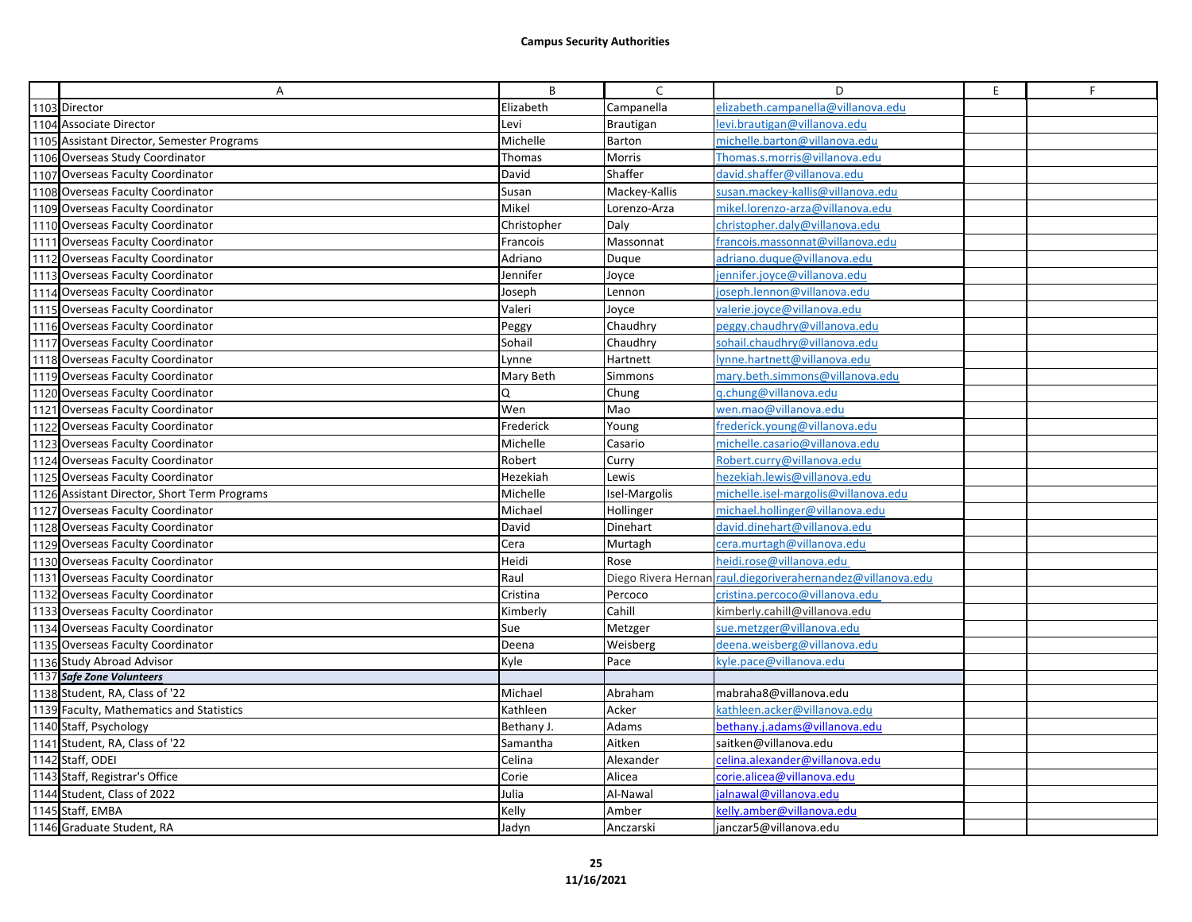**Campus Security Authorities**

| | A | B | C | D | E | F |
|---|---|---|---|---|---|---|
| 1103 | Director | Elizabeth | Campanella | elizabeth.campanella@villanova.edu | | |
| 1104 | Associate Director | Levi | Brautigan | levi.brautigan@villanova.edu | | |
| 1105 | Assistant Director, Semester Programs | Michelle | Barton | michelle.barton@villanova.edu | | |
| 1106 | Overseas Study Coordinator | Thomas | Morris | Thomas.s.morris@villanova.edu | | |
| 1107 | Overseas Faculty Coordinator | David | Shaffer | david.shaffer@villanova.edu | | |
| 1108 | Overseas Faculty Coordinator | Susan | Mackey-Kallis | susan.mackey-kallis@villanova.edu | | |
| 1109 | Overseas Faculty Coordinator | Mikel | Lorenzo-Arza | mikel.lorenzo-arza@villanova.edu | | |
| 1110 | Overseas Faculty Coordinator | Christopher | Daly | christopher.daly@villanova.edu | | |
| 1111 | Overseas Faculty Coordinator | Francois | Massonnat | francois.massonnat@villanova.edu | | |
| 1112 | Overseas Faculty Coordinator | Adriano | Duque | adriano.duque@villanova.edu | | |
| 1113 | Overseas Faculty Coordinator | Jennifer | Joyce | jennifer.joyce@villanova.edu | | |
| 1114 | Overseas Faculty Coordinator | Joseph | Lennon | joseph.lennon@villanova.edu | | |
| 1115 | Overseas Faculty Coordinator | Valeri | Joyce | valerie.joyce@villanova.edu | | |
| 1116 | Overseas Faculty Coordinator | Peggy | Chaudhry | peggy.chaudhry@villanova.edu | | |
| 1117 | Overseas Faculty Coordinator | Sohail | Chaudhry | sohail.chaudhry@villanova.edu | | |
| 1118 | Overseas Faculty Coordinator | Lynne | Hartnett | lynne.hartnett@villanova.edu | | |
| 1119 | Overseas Faculty Coordinator | Mary Beth | Simmons | mary.beth.simmons@villanova.edu | | |
| 1120 | Overseas Faculty Coordinator | Q | Chung | q.chung@villanova.edu | | |
| 1121 | Overseas Faculty Coordinator | Wen | Mao | wen.mao@villanova.edu | | |
| 1122 | Overseas Faculty Coordinator | Frederick | Young | frederick.young@villanova.edu | | |
| 1123 | Overseas Faculty Coordinator | Michelle | Casario | michelle.casario@villanova.edu | | |
| 1124 | Overseas Faculty Coordinator | Robert | Curry | Robert.curry@villanova.edu | | |
| 1125 | Overseas Faculty Coordinator | Hezekiah | Lewis | hezekiah.lewis@villanova.edu | | |
| 1126 | Assistant Director, Short Term Programs | Michelle | Isel-Margolis | michelle.isel-margolis@villanova.edu | | |
| 1127 | Overseas Faculty Coordinator | Michael | Hollinger | michael.hollinger@villanova.edu | | |
| 1128 | Overseas Faculty Coordinator | David | Dinehart | david.dinehart@villanova.edu | | |
| 1129 | Overseas Faculty Coordinator | Cera | Murtagh | cera.murtagh@villanova.edu | | |
| 1130 | Overseas Faculty Coordinator | Heidi | Rose | heidi.rose@villanova.edu | | |
| 1131 | Overseas Faculty Coordinator | Raul | Diego Rivera Hernan | raul.diegoriverahernandez@villanova.edu | | |
| 1132 | Overseas Faculty Coordinator | Cristina | Percoco | cristina.percoco@villanova.edu | | |
| 1133 | Overseas Faculty Coordinator | Kimberly | Cahill | kimberly.cahill@villanova.edu | | |
| 1134 | Overseas Faculty Coordinator | Sue | Metzger | sue.metzger@villanova.edu | | |
| 1135 | Overseas Faculty Coordinator | Deena | Weisberg | deena.weisberg@villanova.edu | | |
| 1136 | Study Abroad Advisor | Kyle | Pace | kyle.pace@villanova.edu | | |
| 1137 | ***Safe Zone Volunteers*** | | | | | |
| 1138 | Student, RA, Class of '22 | Michael | Abraham | mabraha8@villanova.edu | | |
| 1139 | Faculty, Mathematics and Statistics | Kathleen | Acker | kathleen.acker@villanova.edu | | |
| 1140 | Staff, Psychology | Bethany J. | Adams | bethany.j.adams@villanova.edu | | |
| 1141 | Student, RA, Class of '22 | Samantha | Aitken | saitken@villanova.edu | | |
| 1142 | Staff, ODEI | Celina | Alexander | celina.alexander@villanova.edu | | |
| 1143 | Staff, Registrar's Office | Corie | Alicea | corie.alicea@villanova.edu | | |
| 1144 | Student, Class of 2022 | Julia | Al-Nawal | jalnawal@villanova.edu | | |
| 1145 | Staff, EMBA | Kelly | Amber | kelly.amber@villanova.edu | | |
| 1146 | Graduate Student, RA | Jadyn | Anczarski | janczar5@villanova.edu | | |

11/16/2021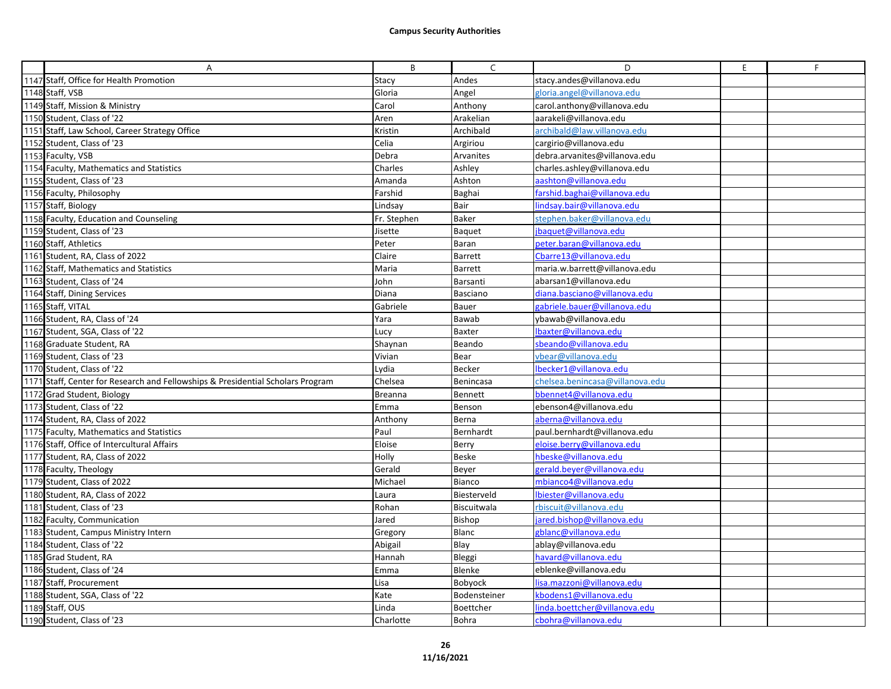**Campus Security Authorities**

| | A | B | C | D | E | F |
|---|---|---|---|---|---|---|
| 1147 | Staff, Office for Health Promotion | Stacy | Andes | stacy.andes@villanova.edu | | |
| 1148 | Staff, VSB | Gloria | Angel | gloria.angel@villanova.edu | | |
| 1149 | Staff, Mission & Ministry | Carol | Anthony | carol.anthony@villanova.edu | | |
| 1150 | Student, Class of '22 | Aren | Arakelian | aarakeli@villanova.edu | | |
| 1151 | Staff, Law School, Career Strategy Office | Kristin | Archibald | archibald@law.villanova.edu | | |
| 1152 | Student, Class of '23 | Celia | Argiriou | cargirio@villanova.edu | | |
| 1153 | Faculty, VSB | Debra | Arvanites | debra.arvanites@villanova.edu | | |
| 1154 | Faculty, Mathematics and Statistics | Charles | Ashley | charles.ashley@villanova.edu | | |
| 1155 | Student, Class of '23 | Amanda | Ashton | aashton@villanova.edu | | |
| 1156 | Faculty, Philosophy | Farshid | Baghai | farshid.baghai@villanova.edu | | |
| 1157 | Staff, Biology | Lindsay | Bair | lindsay.bair@villanova.edu | | |
| 1158 | Faculty, Education and Counseling | Fr. Stephen | Baker | stephen.baker@villanova.edu | | |
| 1159 | Student, Class of '23 | Jisette | Baquet | jbaquet@villanova.edu | | |
| 1160 | Staff, Athletics | Peter | Baran | peter.baran@villanova.edu | | |
| 1161 | Student, RA, Class of 2022 | Claire | Barrett | Cbarre13@villanova.edu | | |
| 1162 | Staff, Mathematics and Statistics | Maria | Barrett | maria.w.barrett@villanova.edu | | |
| 1163 | Student, Class of '24 | John | Barsanti | abarsan1@villanova.edu | | |
| 1164 | Staff, Dining Services | Diana | Basciano | diana.basciano@villanova.edu | | |
| 1165 | Staff, VITAL | Gabriele | Bauer | gabriele.bauer@villanova.edu | | |
| 1166 | Student, RA, Class of '24 | Yara | Bawab | ybawab@villanova.edu | | |
| 1167 | Student, SGA, Class of '22 | Lucy | Baxter | lbaxter@villanova.edu | | |
| 1168 | Graduate Student, RA | Shaynan | Beando | sbeando@villanova.edu | | |
| 1169 | Student, Class of '23 | Vivian | Bear | vbear@villanova.edu | | |
| 1170 | Student, Class of '22 | Lydia | Becker | lbecker1@villanova.edu | | |
| 1171 | Staff, Center for Research and Fellowships & Presidential Scholars Program | Chelsea | Benincasa | chelsea.benincasa@villanova.edu | | |
| 1172 | Grad Student, Biology | Breanna | Bennett | bbennet4@villanova.edu | | |
| 1173 | Student, Class of '22 | Emma | Benson | ebenson4@villanova.edu | | |
| 1174 | Student, RA, Class of 2022 | Anthony | Berna | aberna@villanova.edu | | |
| 1175 | Faculty, Mathematics and Statistics | Paul | Bernhardt | paul.bernhardt@villanova.edu | | |
| 1176 | Staff, Office of Intercultural Affairs | Eloise | Berry | eloise.berry@villanova.edu | | |
| 1177 | Student, RA, Class of 2022 | Holly | Beske | hbeske@villanova.edu | | |
| 1178 | Faculty, Theology | Gerald | Beyer | gerald.beyer@villanova.edu | | |
| 1179 | Student, Class of 2022 | Michael | Bianco | mbianco4@villanova.edu | | |
| 1180 | Student, RA, Class of 2022 | Laura | Biesterveld | lbiester@villanova.edu | | |
| 1181 | Student, Class of '23 | Rohan | Biscuitwala | rbiscuit@villanova.edu | | |
| 1182 | Faculty, Communication | Jared | Bishop | jared.bishop@villanova.edu | | |
| 1183 | Student, Campus Ministry Intern | Gregory | Blanc | gblanc@villanova.edu | | |
| 1184 | Student, Class of '22 | Abigail | Blay | ablay@villanova.edu | | |
| 1185 | Grad Student, RA | Hannah | Bleggi | havard@villanova.edu | | |
| 1186 | Student, Class of '24 | Emma | Blenke | eblenke@villanova.edu | | |
| 1187 | Staff, Procurement | Lisa | Bobyock | lisa.mazzoni@villanova.edu | | |
| 1188 | Student, SGA, Class of '22 | Kate | Bodensteiner | kbodens1@villanova.edu | | |
| 1189 | Staff, OUS | Linda | Boettcher | linda.boettcher@villanova.edu | | |
| 1190 | Student, Class of '23 | Charlotte | Bohra | cbohra@villanova.edu | | |

11/16/2021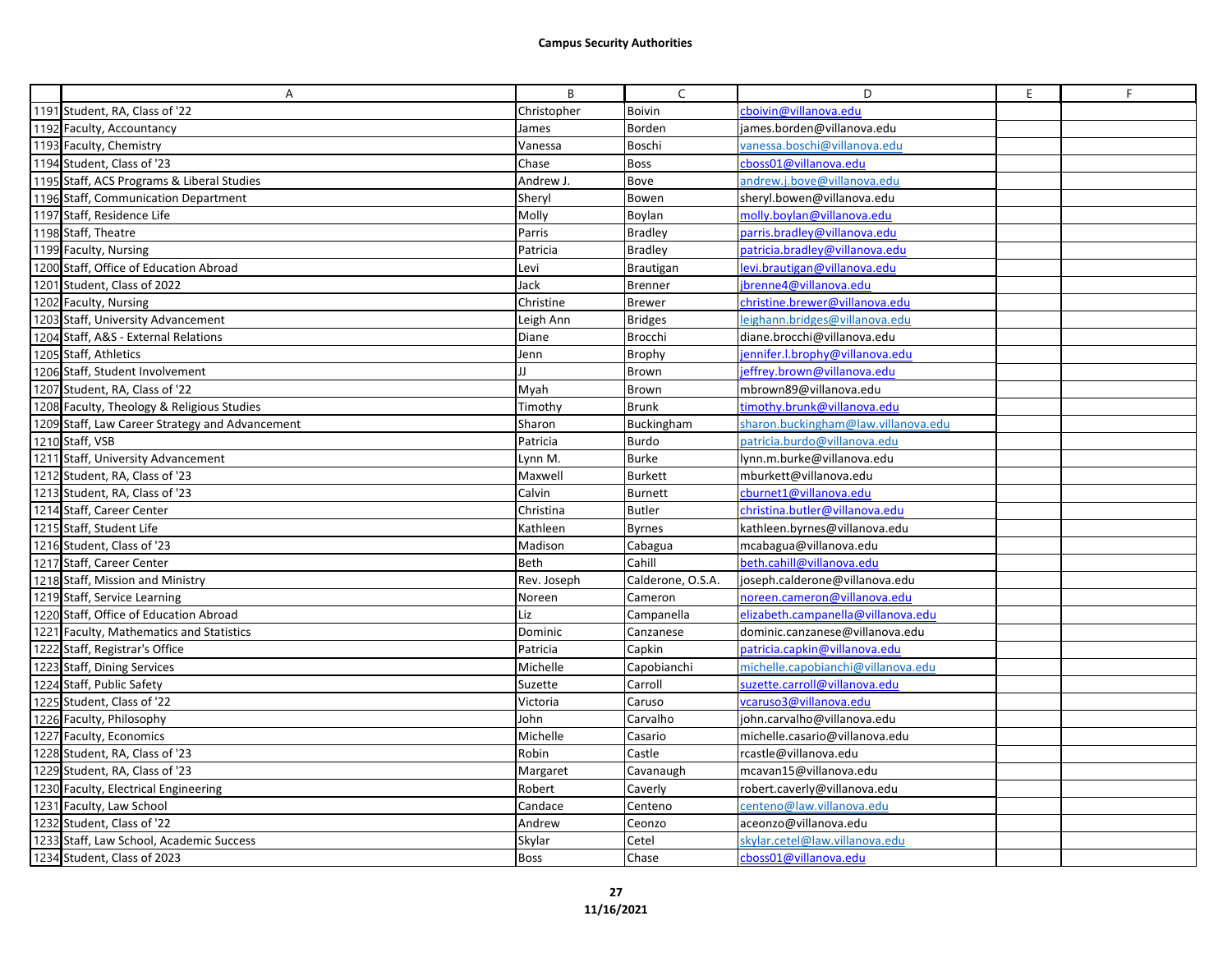**Campus Security Authorities**

| | A | B | C | D | E | F |
|---|---|---|---|---|---|---|
| 1191 | Student, RA, Class of '22 | Christopher | Boivin | cboivin@villanova.edu | | |
| 1192 | Faculty, Accountancy | James | Borden | james.borden@villanova.edu | | |
| 1193 | Faculty, Chemistry | Vanessa | Boschi | vanessa.boschi@villanova.edu | | |
| 1194 | Student, Class of '23 | Chase | Boss | cboss01@villanova.edu | | |
| 1195 | Staff, ACS Programs & Liberal Studies | Andrew J. | Bove | andrew.j.bove@villanova.edu | | |
| 1196 | Staff, Communication Department | Sheryl | Bowen | sheryl.bowen@villanova.edu | | |
| 1197 | Staff, Residence Life | Molly | Boylan | molly.boylan@villanova.edu | | |
| 1198 | Staff, Theatre | Parris | Bradley | parris.bradley@villanova.edu | | |
| 1199 | Faculty, Nursing | Patricia | Bradley | patricia.bradley@villanova.edu | | |
| 1200 | Staff, Office of Education Abroad | Levi | Brautigan | levi.brautigan@villanova.edu | | |
| 1201 | Student, Class of 2022 | Jack | Brenner | jbrenne4@villanova.edu | | |
| 1202 | Faculty, Nursing | Christine | Brewer | christine.brewer@villanova.edu | | |
| 1203 | Staff, University Advancement | Leigh Ann | Bridges | leighann.bridges@villanova.edu | | |
| 1204 | Staff, A&S - External Relations | Diane | Brocchi | diane.brocchi@villanova.edu | | |
| 1205 | Staff, Athletics | Jenn | Brophy | jennifer.l.brophy@villanova.edu | | |
| 1206 | Staff, Student Involvement | JJ | Brown | jeffrey.brown@villanova.edu | | |
| 1207 | Student, RA, Class of '22 | Myah | Brown | mbrown89@villanova.edu | | |
| 1208 | Faculty, Theology & Religious Studies | Timothy | Brunk | timothy.brunk@villanova.edu | | |
| 1209 | Staff, Law Career Strategy and Advancement | Sharon | Buckingham | sharon.buckingham@law.villanova.edu | | |
| 1210 | Staff, VSB | Patricia | Burdo | patricia.burdo@villanova.edu | | |
| 1211 | Staff, University Advancement | Lynn M. | Burke | lynn.m.burke@villanova.edu | | |
| 1212 | Student, RA, Class of '23 | Maxwell | Burkett | mburkett@villanova.edu | | |
| 1213 | Student, RA, Class of '23 | Calvin | Burnett | cburnet1@villanova.edu | | |
| 1214 | Staff, Career Center | Christina | Butler | christina.butler@villanova.edu | | |
| 1215 | Staff, Student Life | Kathleen | Byrnes | kathleen.byrnes@villanova.edu | | |
| 1216 | Student, Class of '23 | Madison | Cabagua | mcabagua@villanova.edu | | |
| 1217 | Staff, Career Center | Beth | Cahill | beth.cahill@villanova.edu | | |
| 1218 | Staff, Mission and Ministry | Rev. Joseph | Calderone, O.S.A. | joseph.calderone@villanova.edu | | |
| 1219 | Staff, Service Learning | Noreen | Cameron | noreen.cameron@villanova.edu | | |
| 1220 | Staff, Office of Education Abroad | Liz | Campanella | elizabeth.campanella@villanova.edu | | |
| 1221 | Faculty, Mathematics and Statistics | Dominic | Canzanese | dominic.canzanese@villanova.edu | | |
| 1222 | Staff, Registrar's Office | Patricia | Capkin | patricia.capkin@villanova.edu | | |
| 1223 | Staff, Dining Services | Michelle | Capobianchi | michelle.capobianchi@villanova.edu | | |
| 1224 | Staff, Public Safety | Suzette | Carroll | suzette.carroll@villanova.edu | | |
| 1225 | Student, Class of '22 | Victoria | Caruso | vcaruso3@villanova.edu | | |
| 1226 | Faculty, Philosophy | John | Carvalho | john.carvalho@villanova.edu | | |
| 1227 | Faculty, Economics | Michelle | Casario | michelle.casario@villanova.edu | | |
| 1228 | Student, RA, Class of '23 | Robin | Castle | rcastle@villanova.edu | | |
| 1229 | Student, RA, Class of '23 | Margaret | Cavanaugh | mcavan15@villanova.edu | | |
| 1230 | Faculty, Electrical Engineering | Robert | Caverly | robert.caverly@villanova.edu | | |
| 1231 | Faculty, Law School | Candace | Centeno | centeno@law.villanova.edu | | |
| 1232 | Student, Class of '22 | Andrew | Ceonzo | aceonzo@villanova.edu | | |
| 1233 | Staff, Law School, Academic Success | Skylar | Cetel | skylar.cetel@law.villanova.edu | | |
| 1234 | Student, Class of 2023 | Boss | Chase | cboss01@villanova.edu | | |

11/16/2021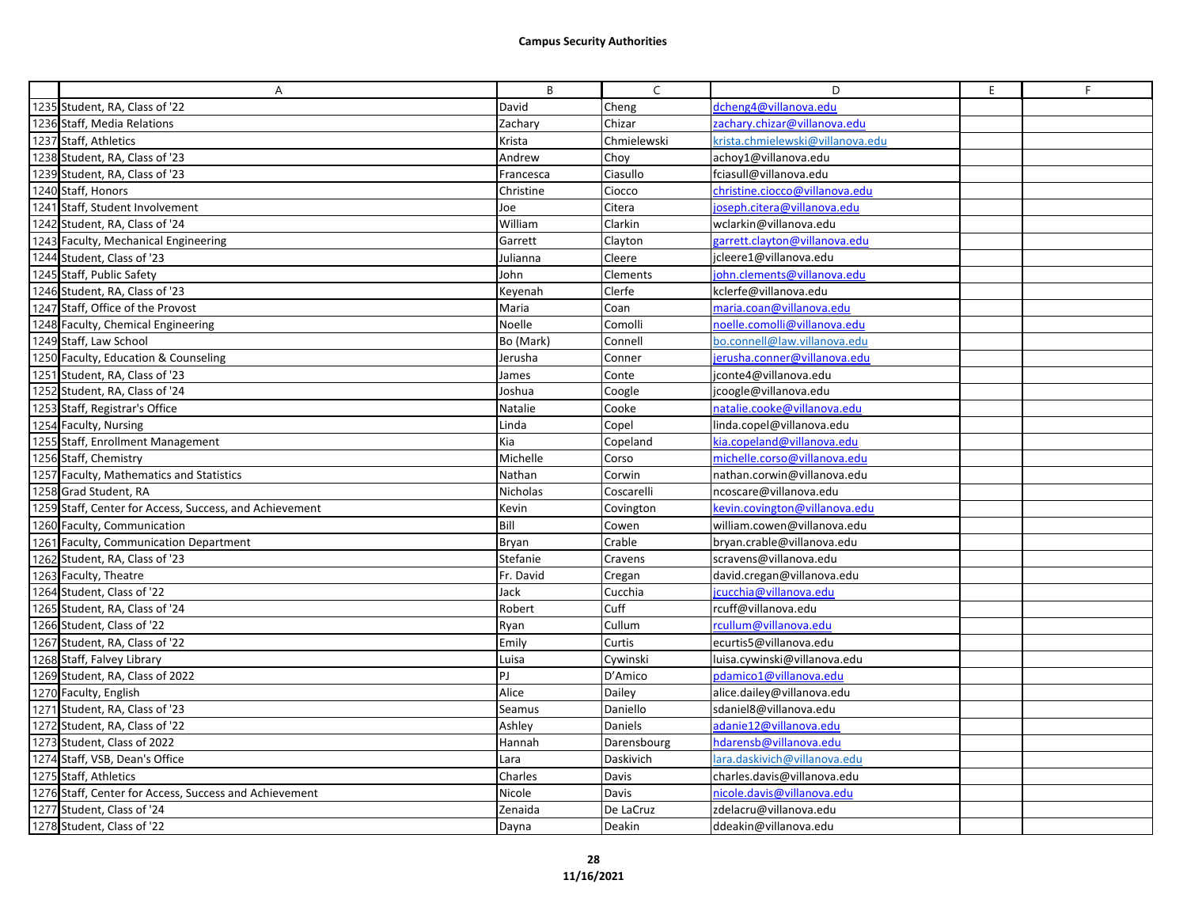**Campus Security Authorities**

| | A | B | C | D | E | F |
|---|---|---|---|---|---|---|
| 1235 | Student, RA, Class of '22 | David | Cheng | dcheng4@villanova.edu | | |
| 1236 | Staff, Media Relations | Zachary | Chizar | zachary.chizar@villanova.edu | | |
| 1237 | Staff, Athletics | Krista | Chmielewski | krista.chmielewski@villanova.edu | | |
| 1238 | Student, RA, Class of '23 | Andrew | Choy | achoy1@villanova.edu | | |
| 1239 | Student, RA, Class of '23 | Francesca | Ciasullo | fciasull@villanova.edu | | |
| 1240 | Staff, Honors | Christine | Ciocco | christine.ciocco@villanova.edu | | |
| 1241 | Staff, Student Involvement | Joe | Citera | joseph.citera@villanova.edu | | |
| 1242 | Student, RA, Class of '24 | William | Clarkin | wclarkin@villanova.edu | | |
| 1243 | Faculty, Mechanical Engineering | Garrett | Clayton | garrett.clayton@villanova.edu | | |
| 1244 | Student, Class of '23 | Julianna | Cleere | jcleere1@villanova.edu | | |
| 1245 | Staff, Public Safety | John | Clements | john.clements@villanova.edu | | |
| 1246 | Student, RA, Class of '23 | Keyenah | Clerfe | kclerfe@villanova.edu | | |
| 1247 | Staff, Office of the Provost | Maria | Coan | maria.coan@villanova.edu | | |
| 1248 | Faculty, Chemical Engineering | Noelle | Comolli | noelle.comolli@villanova.edu | | |
| 1249 | Staff, Law School | Bo (Mark) | Connell | bo.connell@law.villanova.edu | | |
| 1250 | Faculty, Education & Counseling | Jerusha | Conner | jerusha.conner@villanova.edu | | |
| 1251 | Student, RA, Class of '23 | James | Conte | jconte4@villanova.edu | | |
| 1252 | Student, RA, Class of '24 | Joshua | Coogle | jcoogle@villanova.edu | | |
| 1253 | Staff, Registrar's Office | Natalie | Cooke | natalie.cooke@villanova.edu | | |
| 1254 | Faculty, Nursing | Linda | Copel | linda.copel@villanova.edu | | |
| 1255 | Staff, Enrollment Management | Kia | Copeland | kia.copeland@villanova.edu | | |
| 1256 | Staff, Chemistry | Michelle | Corso | michelle.corso@villanova.edu | | |
| 1257 | Faculty, Mathematics and Statistics | Nathan | Corwin | nathan.corwin@villanova.edu | | |
| 1258 | Grad Student, RA | Nicholas | Coscarelli | ncoscare@villanova.edu | | |
| 1259 | Staff, Center for Access, Success, and Achievement | Kevin | Covington | kevin.covington@villanova.edu | | |
| 1260 | Faculty, Communication | Bill | Cowen | william.cowen@villanova.edu | | |
| 1261 | Faculty, Communication Department | Bryan | Crable | bryan.crable@villanova.edu | | |
| 1262 | Student, RA, Class of '23 | Stefanie | Cravens | scravens@villanova.edu | | |
| 1263 | Faculty, Theatre | Fr. David | Cregan | david.cregan@villanova.edu | | |
| 1264 | Student, Class of '22 | Jack | Cucchia | jcucchia@villanova.edu | | |
| 1265 | Student, RA, Class of '24 | Robert | Cuff | rcuff@villanova.edu | | |
| 1266 | Student, Class of '22 | Ryan | Cullum | rcullum@villanova.edu | | |
| 1267 | Student, RA, Class of '22 | Emily | Curtis | ecurtis5@villanova.edu | | |
| 1268 | Staff, Falvey Library | Luisa | Cywinski | luisa.cywinski@villanova.edu | | |
| 1269 | Student, RA, Class of 2022 | PJ | D'Amico | pdamico1@villanova.edu | | |
| 1270 | Faculty, English | Alice | Dailey | alice.dailey@villanova.edu | | |
| 1271 | Student, RA, Class of '23 | Seamus | Daniello | sdaniel8@villanova.edu | | |
| 1272 | Student, RA, Class of '22 | Ashley | Daniels | adanie12@villanova.edu | | |
| 1273 | Student, Class of 2022 | Hannah | Darensbourg | hdarensb@villanova.edu | | |
| 1274 | Staff, VSB, Dean's Office | Lara | Daskivich | lara.daskivich@villanova.edu | | |
| 1275 | Staff, Athletics | Charles | Davis | charles.davis@villanova.edu | | |
| 1276 | Staff, Center for Access, Success and Achievement | Nicole | Davis | nicole.davis@villanova.edu | | |
| 1277 | Student, Class of '24 | Zenaida | De LaCruz | zdelacru@villanova.edu | | |
| 1278 | Student, Class of '22 | Dayna | Deakin | ddeakin@villanova.edu | | |

11/16/2021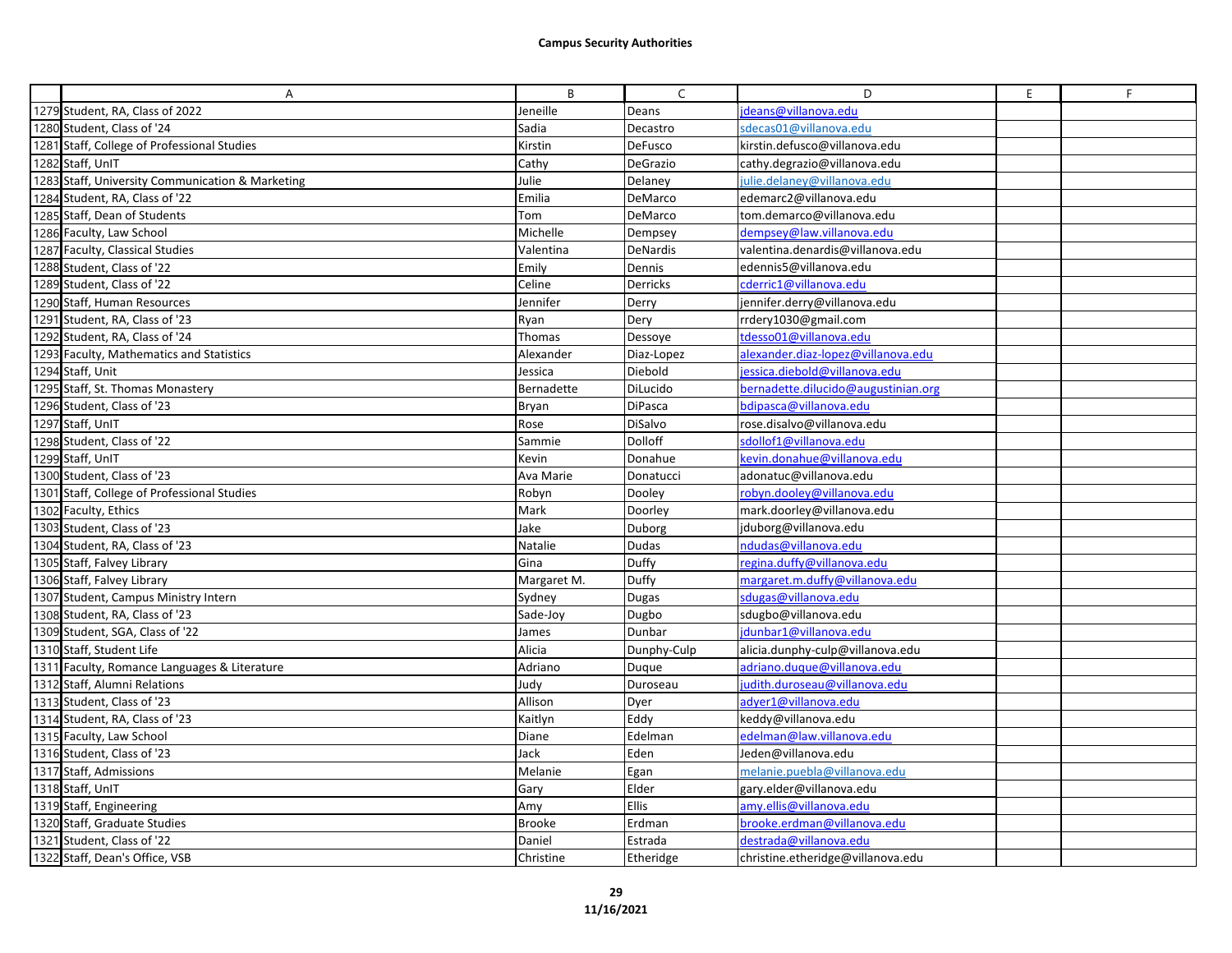**Campus Security Authorities**

| | A | B | C | D | E | F |
|---|---|---|---|---|---|---|
| 1279 | Student, RA, Class of 2022 | Jeneille | Deans | jdeans@villanova.edu | | |
| 1280 | Student, Class of '24 | Sadia | Decastro | sdecas01@villanova.edu | | |
| 1281 | Staff, College of Professional Studies | Kirstin | DeFusco | kirstin.defusco@villanova.edu | | |
| 1282 | Staff, UnIT | Cathy | DeGrazio | cathy.degrazio@villanova.edu | | |
| 1283 | Staff, University Communication & Marketing | Julie | Delaney | julie.delaney@villanova.edu | | |
| 1284 | Student, RA, Class of '22 | Emilia | DeMarco | edemarc2@villanova.edu | | |
| 1285 | Staff, Dean of Students | Tom | DeMarco | tom.demarco@villanova.edu | | |
| 1286 | Faculty, Law School | Michelle | Dempsey | dempsey@law.villanova.edu | | |
| 1287 | Faculty, Classical Studies | Valentina | DeNardis | valentina.denardis@villanova.edu | | |
| 1288 | Student, Class of '22 | Emily | Dennis | edennis5@villanova.edu | | |
| 1289 | Student, Class of '22 | Celine | Derricks | cderric1@villanova.edu | | |
| 1290 | Staff, Human Resources | Jennifer | Derry | jennifer.derry@villanova.edu | | |
| 1291 | Student, RA, Class of '23 | Ryan | Dery | rrdery1030@gmail.com | | |
| 1292 | Student, RA, Class of '24 | Thomas | Dessoye | tdesso01@villanova.edu | | |
| 1293 | Faculty, Mathematics and Statistics | Alexander | Diaz-Lopez | alexander.diaz-lopez@villanova.edu | | |
| 1294 | Staff, Unit | Jessica | Diebold | jessica.diebold@villanova.edu | | |
| 1295 | Staff, St. Thomas Monastery | Bernadette | DiLucido | bernadette.dilucido@augustinian.org | | |
| 1296 | Student, Class of '23 | Bryan | DiPasca | bdipasca@villanova.edu | | |
| 1297 | Staff, UnIT | Rose | DiSalvo | rose.disalvo@villanova.edu | | |
| 1298 | Student, Class of '22 | Sammie | Dolloff | sdollof1@villanova.edu | | |
| 1299 | Staff, UnIT | Kevin | Donahue | kevin.donahue@villanova.edu | | |
| 1300 | Student, Class of '23 | Ava Marie | Donatucci | adonatuc@villanova.edu | | |
| 1301 | Staff, College of Professional Studies | Robyn | Dooley | robyn.dooley@villanova.edu | | |
| 1302 | Faculty, Ethics | Mark | Doorley | mark.doorley@villanova.edu | | |
| 1303 | Student, Class of '23 | Jake | Duborg | jduborg@villanova.edu | | |
| 1304 | Student, RA, Class of '23 | Natalie | Dudas | ndudas@villanova.edu | | |
| 1305 | Staff, Falvey Library | Gina | Duffy | regina.duffy@villanova.edu | | |
| 1306 | Staff, Falvey Library | Margaret M. | Duffy | margaret.m.duffy@villanova.edu | | |
| 1307 | Student, Campus Ministry Intern | Sydney | Dugas | sdugas@villanova.edu | | |
| 1308 | Student, RA, Class of '23 | Sade-Joy | Dugbo | sdugbo@villanova.edu | | |
| 1309 | Student, SGA, Class of '22 | James | Dunbar | jdunbar1@villanova.edu | | |
| 1310 | Staff, Student Life | Alicia | Dunphy-Culp | alicia.dunphy-culp@villanova.edu | | |
| 1311 | Faculty, Romance Languages & Literature | Adriano | Duque | adriano.duque@villanova.edu | | |
| 1312 | Staff, Alumni Relations | Judy | Duroseau | judith.duroseau@villanova.edu | | |
| 1313 | Student, Class of '23 | Allison | Dyer | adyer1@villanova.edu | | |
| 1314 | Student, RA, Class of '23 | Kaitlyn | Eddy | keddy@villanova.edu | | |
| 1315 | Faculty, Law School | Diane | Edelman | edelman@law.villanova.edu | | |
| 1316 | Student, Class of '23 | Jack | Eden | Jeden@villanova.edu | | |
| 1317 | Staff, Admissions | Melanie | Egan | melanie.puebla@villanova.edu | | |
| 1318 | Staff, UnIT | Gary | Elder | gary.elder@villanova.edu | | |
| 1319 | Staff, Engineering | Amy | Ellis | amy.ellis@villanova.edu | | |
| 1320 | Staff, Graduate Studies | Brooke | Erdman | brooke.erdman@villanova.edu | | |
| 1321 | Student, Class of '22 | Daniel | Estrada | destrada@villanova.edu | | |
| 1322 | Staff, Dean's Office, VSB | Christine | Etheridge | christine.etheridge@villanova.edu | | |

11/16/2021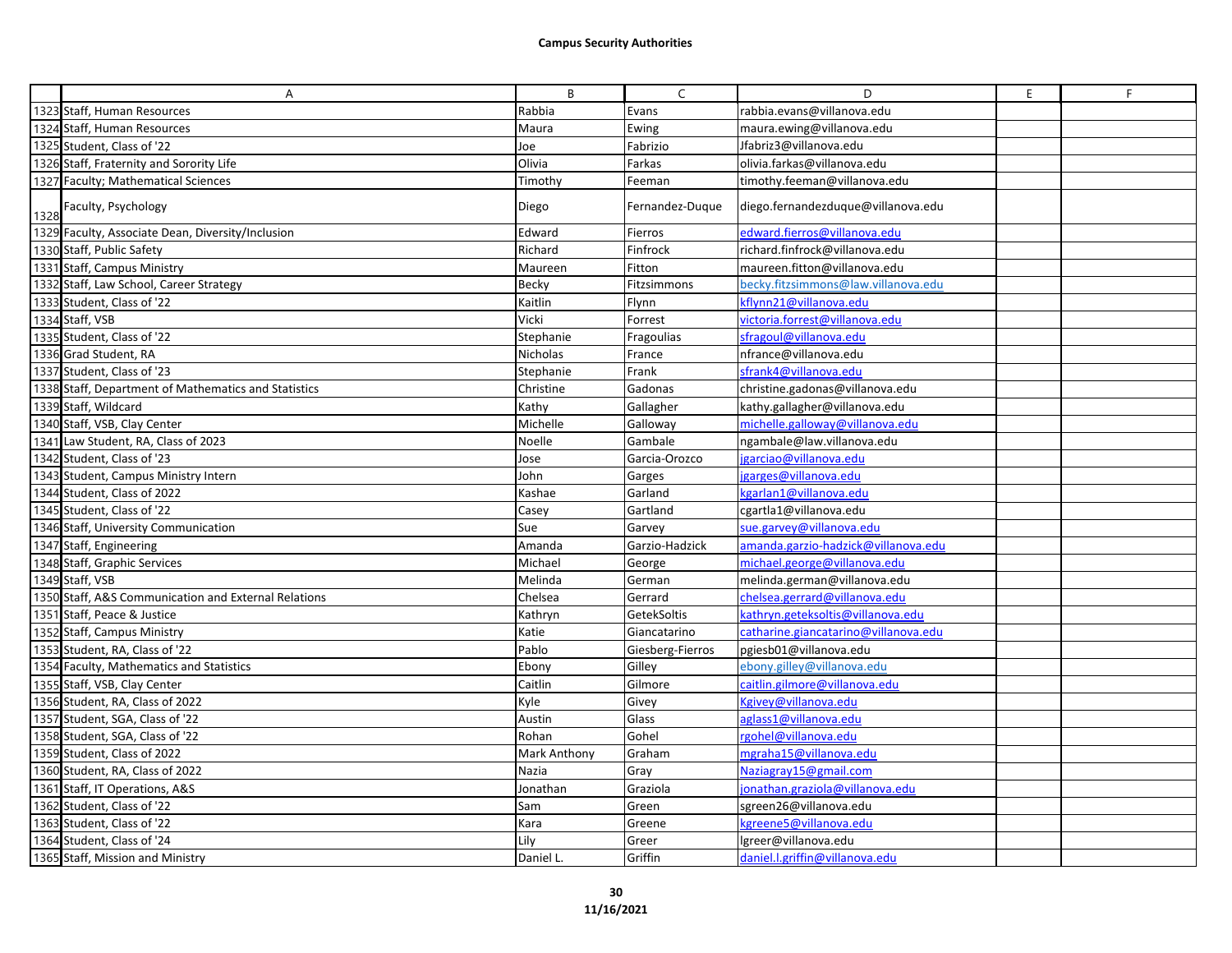**Campus Security Authorities**

| | A | B | C | D | E | F |
|---|---|---|---|---|---|---|
| 1323 | Staff, Human Resources | Rabbia | Evans | rabbia.evans@villanova.edu | | |
| 1324 | Staff, Human Resources | Maura | Ewing | maura.ewing@villanova.edu | | |
| 1325 | Student, Class of '22 | Joe | Fabrizio | Jfabriz3@villanova.edu | | |
| 1326 | Staff, Fraternity and Sorority Life | Olivia | Farkas | olivia.farkas@villanova.edu | | |
| 1327 | Faculty; Mathematical Sciences | Timothy | Feeman | timothy.feeman@villanova.edu | | |
| 1328 | Faculty, Psychology | Diego | Fernandez-Duque | diego.fernandezduque@villanova.edu | | |
| 1329 | Faculty, Associate Dean, Diversity/Inclusion | Edward | Fierros | edward.fierros@villanova.edu | | |
| 1330 | Staff, Public Safety | Richard | Finfrock | richard.finfrock@villanova.edu | | |
| 1331 | Staff, Campus Ministry | Maureen | Fitton | maureen.fitton@villanova.edu | | |
| 1332 | Staff, Law School, Career Strategy | Becky | Fitzsimmons | becky.fitzsimmons@law.villanova.edu | | |
| 1333 | Student, Class of '22 | Kaitlin | Flynn | kflynn21@villanova.edu | | |
| 1334 | Staff, VSB | Vicki | Forrest | victoria.forrest@villanova.edu | | |
| 1335 | Student, Class of '22 | Stephanie | Fragoulias | sfragoul@villanova.edu | | |
| 1336 | Grad Student, RA | Nicholas | France | nfrance@villanova.edu | | |
| 1337 | Student, Class of '23 | Stephanie | Frank | sfrank4@villanova.edu | | |
| 1338 | Staff, Department of Mathematics and Statistics | Christine | Gadonas | christine.gadonas@villanova.edu | | |
| 1339 | Staff, Wildcard | Kathy | Gallagher | kathy.gallagher@villanova.edu | | |
| 1340 | Staff, VSB, Clay Center | Michelle | Galloway | michelle.galloway@villanova.edu | | |
| 1341 | Law Student, RA, Class of 2023 | Noelle | Gambale | ngambale@law.villanova.edu | | |
| 1342 | Student, Class of '23 | Jose | Garcia-Orozco | jgarciao@villanova.edu | | |
| 1343 | Student, Campus Ministry Intern | John | Garges | jgarges@villanova.edu | | |
| 1344 | Student, Class of 2022 | Kashae | Garland | kgarlan1@villanova.edu | | |
| 1345 | Student, Class of '22 | Casey | Gartland | cgartla1@villanova.edu | | |
| 1346 | Staff, University Communication | Sue | Garvey | sue.garvey@villanova.edu | | |
| 1347 | Staff, Engineering | Amanda | Garzio-Hadzick | amanda.garzio-hadzick@villanova.edu | | |
| 1348 | Staff, Graphic Services | Michael | George | michael.george@villanova.edu | | |
| 1349 | Staff, VSB | Melinda | German | melinda.german@villanova.edu | | |
| 1350 | Staff, A&S Communication and External Relations | Chelsea | Gerrard | chelsea.gerrard@villanova.edu | | |
| 1351 | Staff, Peace & Justice | Kathryn | GetekSoltis | kathryn.geteksoltis@villanova.edu | | |
| 1352 | Staff, Campus Ministry | Katie | Giancatarino | catharine.giancatarino@villanova.edu | | |
| 1353 | Student, RA, Class of '22 | Pablo | Giesberg-Fierros | pgiesb01@villanova.edu | | |
| 1354 | Faculty, Mathematics and Statistics | Ebony | Gilley | ebony.gilley@villanova.edu | | |
| 1355 | Staff, VSB, Clay Center | Caitlin | Gilmore | caitlin.gilmore@villanova.edu | | |
| 1356 | Student, RA, Class of 2022 | Kyle | Givey | Kgivey@villanova.edu | | |
| 1357 | Student, SGA, Class of '22 | Austin | Glass | aglass1@villanova.edu | | |
| 1358 | Student, SGA, Class of '22 | Rohan | Gohel | rgohel@villanova.edu | | |
| 1359 | Student, Class of 2022 | Mark Anthony | Graham | mgraha15@villanova.edu | | |
| 1360 | Student, RA, Class of 2022 | Nazia | Gray | Naziagray15@gmail.com | | |
| 1361 | Staff, IT Operations, A&S | Jonathan | Graziola | jonathan.graziola@villanova.edu | | |
| 1362 | Student, Class of '22 | Sam | Green | sgreen26@villanova.edu | | |
| 1363 | Student, Class of '22 | Kara | Greene | kgreene5@villanova.edu | | |
| 1364 | Student, Class of '24 | Lily | Greer | lgreer@villanova.edu | | |
| 1365 | Staff, Mission and Ministry | Daniel L. | Griffin | daniel.l.griffin@villanova.edu | | |

11/16/2021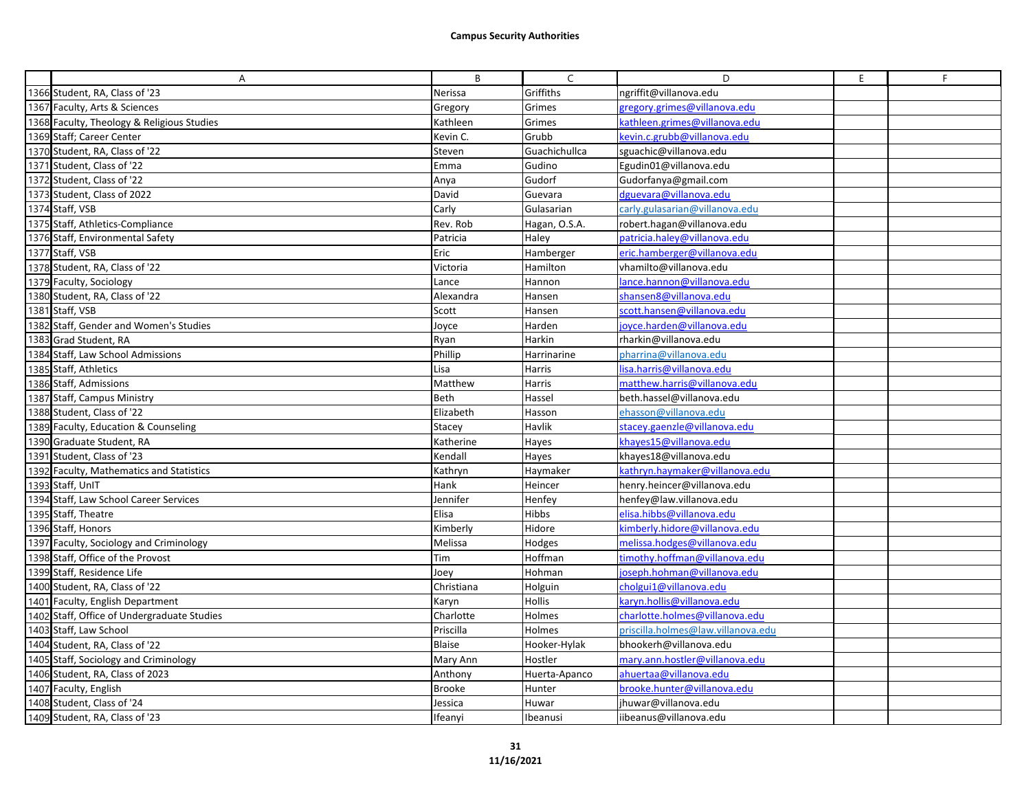**Campus Security Authorities**

| | A | B | C | D | E | F |
|---|---|---|---|---|---|---|
| 1366 | Student, RA, Class of '23 | Nerissa | Griffiths | ngriffit@villanova.edu | | |
| 1367 | Faculty, Arts & Sciences | Gregory | Grimes | gregory.grimes@villanova.edu | | |
| 1368 | Faculty, Theology & Religious Studies | Kathleen | Grimes | kathleen.grimes@villanova.edu | | |
| 1369 | Staff; Career Center | Kevin C. | Grubb | kevin.c.grubb@villanova.edu | | |
| 1370 | Student, RA, Class of '22 | Steven | Guachichullca | sguachic@villanova.edu | | |
| 1371 | Student, Class of '22 | Emma | Gudino | Egudin01@villanova.edu | | |
| 1372 | Student, Class of '22 | Anya | Gudorf | Gudorfanya@gmail.com | | |
| 1373 | Student, Class of 2022 | David | Guevara | dguevara@villanova.edu | | |
| 1374 | Staff, VSB | Carly | Gulasarian | carly.gulasarian@villanova.edu | | |
| 1375 | Staff, Athletics-Compliance | Rev. Rob | Hagan, O.S.A. | robert.hagan@villanova.edu | | |
| 1376 | Staff, Environmental Safety | Patricia | Haley | patricia.haley@villanova.edu | | |
| 1377 | Staff, VSB | Eric | Hamberger | eric.hamberger@villanova.edu | | |
| 1378 | Student, RA, Class of '22 | Victoria | Hamilton | vhamilto@villanova.edu | | |
| 1379 | Faculty, Sociology | Lance | Hannon | lance.hannon@villanova.edu | | |
| 1380 | Student, RA, Class of '22 | Alexandra | Hansen | shansen8@villanova.edu | | |
| 1381 | Staff, VSB | Scott | Hansen | scott.hansen@villanova.edu | | |
| 1382 | Staff, Gender and Women's Studies | Joyce | Harden | joyce.harden@villanova.edu | | |
| 1383 | Grad Student, RA | Ryan | Harkin | rharkin@villanova.edu | | |
| 1384 | Staff, Law School Admissions | Phillip | Harrinarine | pharrina@villanova.edu | | |
| 1385 | Staff, Athletics | Lisa | Harris | lisa.harris@villanova.edu | | |
| 1386 | Staff, Admissions | Matthew | Harris | matthew.harris@villanova.edu | | |
| 1387 | Staff, Campus Ministry | Beth | Hassel | beth.hassel@villanova.edu | | |
| 1388 | Student, Class of '22 | Elizabeth | Hasson | ehasson@villanova.edu | | |
| 1389 | Faculty, Education & Counseling | Stacey | Havlik | stacey.gaenzle@villanova.edu | | |
| 1390 | Graduate Student, RA | Katherine | Hayes | khayes15@villanova.edu | | |
| 1391 | Student, Class of '23 | Kendall | Hayes | khayes18@villanova.edu | | |
| 1392 | Faculty, Mathematics and Statistics | Kathryn | Haymaker | kathryn.haymaker@villanova.edu | | |
| 1393 | Staff, UnIT | Hank | Heincer | henry.heincer@villanova.edu | | |
| 1394 | Staff, Law School Career Services | Jennifer | Henfey | henfey@law.villanova.edu | | |
| 1395 | Staff, Theatre | Elisa | Hibbs | elisa.hibbs@villanova.edu | | |
| 1396 | Staff, Honors | Kimberly | Hidore | kimberly.hidore@villanova.edu | | |
| 1397 | Faculty, Sociology and Criminology | Melissa | Hodges | melissa.hodges@villanova.edu | | |
| 1398 | Staff, Office of the Provost | Tim | Hoffman | timothy.hoffman@villanova.edu | | |
| 1399 | Staff, Residence Life | Joey | Hohman | joseph.hohman@villanova.edu | | |
| 1400 | Student, RA, Class of '22 | Christiana | Holguin | cholgui1@villanova.edu | | |
| 1401 | Faculty, English Department | Karyn | Hollis | karyn.hollis@villanova.edu | | |
| 1402 | Staff, Office of Undergraduate Studies | Charlotte | Holmes | charlotte.holmes@villanova.edu | | |
| 1403 | Staff, Law School | Priscilla | Holmes | priscilla.holmes@law.villanova.edu | | |
| 1404 | Student, RA, Class of '22 | Blaise | Hooker-Hylak | bhookerh@villanova.edu | | |
| 1405 | Staff, Sociology and Criminology | Mary Ann | Hostler | mary.ann.hostler@villanova.edu | | |
| 1406 | Student, RA, Class of 2023 | Anthony | Huerta-Apanco | ahuertaa@villanova.edu | | |
| 1407 | Faculty, English | Brooke | Hunter | brooke.hunter@villanova.edu | | |
| 1408 | Student, Class of '24 | Jessica | Huwar | jhuwar@villanova.edu | | |
| 1409 | Student, RA, Class of '23 | Ifeanyi | Ibeanusi | iibeanus@villanova.edu | | |

11/16/2021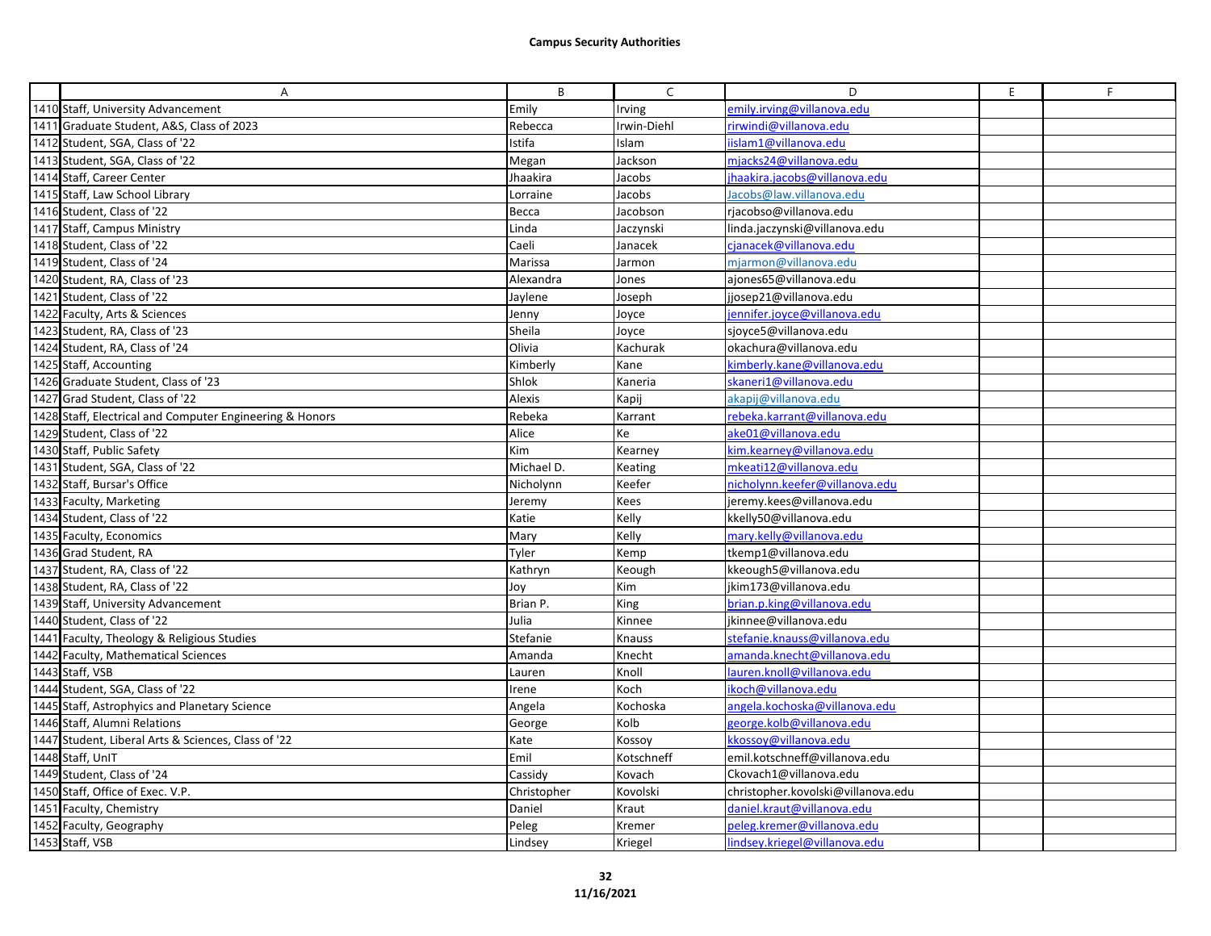**Campus Security Authorities**

| | A | B | C | D | E | F |
|---|---|---|---|---|---|---|
| 1410 | Staff, University Advancement | Emily | Irving | emily.irving@villanova.edu | | |
| 1411 | Graduate Student, A&S, Class of 2023 | Rebecca | Irwin-Diehl | rirwindi@villanova.edu | | |
| 1412 | Student, SGA, Class of '22 | Istifa | Islam | iislam1@villanova.edu | | |
| 1413 | Student, SGA, Class of '22 | Megan | Jackson | mjacks24@villanova.edu | | |
| 1414 | Staff, Career Center | Jhaakira | Jacobs | jhaakira.jacobs@villanova.edu | | |
| 1415 | Staff, Law School Library | Lorraine | Jacobs | Jacobs@law.villanova.edu | | |
| 1416 | Student, Class of '22 | Becca | Jacobson | rjacobso@villanova.edu | | |
| 1417 | Staff, Campus Ministry | Linda | Jaczynski | linda.jaczynski@villanova.edu | | |
| 1418 | Student, Class of '22 | Caeli | Janacek | cjanacek@villanova.edu | | |
| 1419 | Student, Class of '24 | Marissa | Jarmon | mjarmon@villanova.edu | | |
| 1420 | Student, RA, Class of '23 | Alexandra | Jones | ajones65@villanova.edu | | |
| 1421 | Student, Class of '22 | Jaylene | Joseph | jjosep21@villanova.edu | | |
| 1422 | Faculty, Arts & Sciences | Jenny | Joyce | jennifer.joyce@villanova.edu | | |
| 1423 | Student, RA, Class of '23 | Sheila | Joyce | sjoyce5@villanova.edu | | |
| 1424 | Student, RA, Class of '24 | Olivia | Kachurak | okachura@villanova.edu | | |
| 1425 | Staff, Accounting | Kimberly | Kane | kimberly.kane@villanova.edu | | |
| 1426 | Graduate Student, Class of '23 | Shlok | Kaneria | skaneri1@villanova.edu | | |
| 1427 | Grad Student, Class of '22 | Alexis | Kapij | akapij@villanova.edu | | |
| 1428 | Staff, Electrical and Computer Engineering & Honors | Rebeka | Karrant | rebeka.karrant@villanova.edu | | |
| 1429 | Student, Class of '22 | Alice | Ke | ake01@villanova.edu | | |
| 1430 | Staff, Public Safety | Kim | Kearney | kim.kearney@villanova.edu | | |
| 1431 | Student, SGA, Class of '22 | Michael D. | Keating | mkeati12@villanova.edu | | |
| 1432 | Staff, Bursar's Office | Nicholynn | Keefer | nicholynn.keefer@villanova.edu | | |
| 1433 | Faculty, Marketing | Jeremy | Kees | jeremy.kees@villanova.edu | | |
| 1434 | Student, Class of '22 | Katie | Kelly | kkelly50@villanova.edu | | |
| 1435 | Faculty, Economics | Mary | Kelly | mary.kelly@villanova.edu | | |
| 1436 | Grad Student, RA | Tyler | Kemp | tkemp1@villanova.edu | | |
| 1437 | Student, RA, Class of '22 | Kathryn | Keough | kkeough5@villanova.edu | | |
| 1438 | Student, RA, Class of '22 | Joy | Kim | jkim173@villanova.edu | | |
| 1439 | Staff, University Advancement | Brian P. | King | brian.p.king@villanova.edu | | |
| 1440 | Student, Class of '22 | Julia | Kinnee | jkinnee@villanova.edu | | |
| 1441 | Faculty, Theology & Religious Studies | Stefanie | Knauss | stefanie.knauss@villanova.edu | | |
| 1442 | Faculty, Mathematical Sciences | Amanda | Knecht | amanda.knecht@villanova.edu | | |
| 1443 | Staff, VSB | Lauren | Knoll | lauren.knoll@villanova.edu | | |
| 1444 | Student, SGA, Class of '22 | Irene | Koch | ikoch@villanova.edu | | |
| 1445 | Staff, Astrophyics and Planetary Science | Angela | Kochoska | angela.kochoska@villanova.edu | | |
| 1446 | Staff, Alumni Relations | George | Kolb | george.kolb@villanova.edu | | |
| 1447 | Student, Liberal Arts & Sciences, Class of '22 | Kate | Kossoy | kkossoy@villanova.edu | | |
| 1448 | Staff, UnIT | Emil | Kotschneff | emil.kotschneff@villanova.edu | | |
| 1449 | Student, Class of '24 | Cassidy | Kovach | Ckovach1@villanova.edu | | |
| 1450 | Staff, Office of Exec. V.P. | Christopher | Kovolski | christopher.kovolski@villanova.edu | | |
| 1451 | Faculty, Chemistry | Daniel | Kraut | daniel.kraut@villanova.edu | | |
| 1452 | Faculty, Geography | Peleg | Kremer | peleg.kremer@villanova.edu | | |
| 1453 | Staff, VSB | Lindsey | Kriegel | lindsey.kriegel@villanova.edu | | |

11/16/2021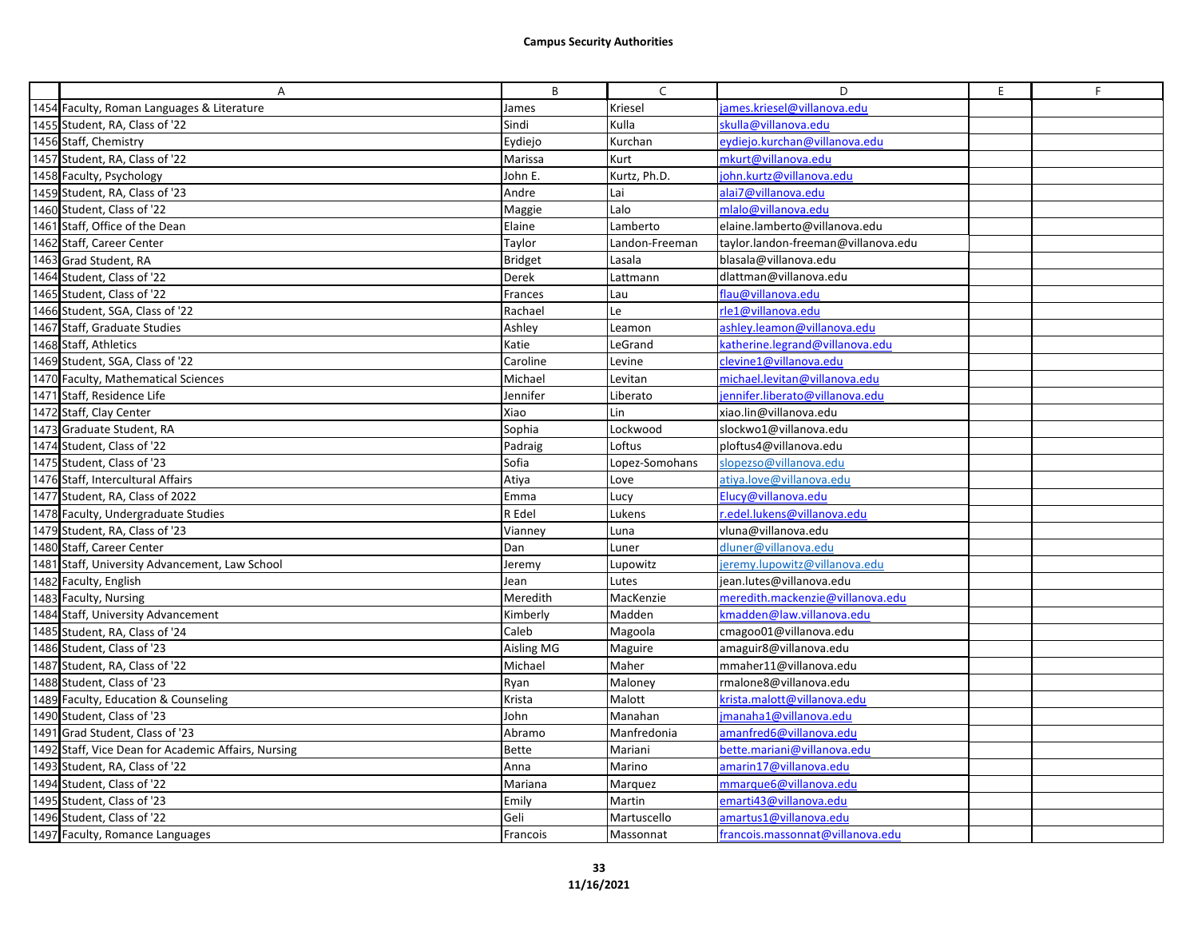# Campus Security Authorities

| | A | B | C | D | E | F |
|---|---|---|---|---|---|---|
| 1454 | Faculty, Roman Languages & Literature | James | Kriesel | james.kriesel@villanova.edu | | |
| 1455 | Student, RA, Class of '22 | Sindi | Kulla | skulla@villanova.edu | | |
| 1456 | Staff, Chemistry | Eydiejo | Kurchan | eydiejo.kurchan@villanova.edu | | |
| 1457 | Student, RA, Class of '22 | Marissa | Kurt | mkurt@villanova.edu | | |
| 1458 | Faculty, Psychology | John E. | Kurtz, Ph.D. | john.kurtz@villanova.edu | | |
| 1459 | Student, RA, Class of '23 | Andre | Lai | alai7@villanova.edu | | |
| 1460 | Student, Class of '22 | Maggie | Lalo | mlalo@villanova.edu | | |
| 1461 | Staff, Office of the Dean | Elaine | Lamberto | elaine.lamberto@villanova.edu | | |
| 1462 | Staff, Career Center | Taylor | Landon-Freeman | taylor.landon-freeman@villanova.edu | | |
| 1463 | Grad Student, RA | Bridget | Lasala | blasala@villanova.edu | | |
| 1464 | Student, Class of '22 | Derek | Lattmann | dlattman@villanova.edu | | |
| 1465 | Student, Class of '22 | Frances | Lau | flau@villanova.edu | | |
| 1466 | Student, SGA, Class of '22 | Rachael | Le | rle1@villanova.edu | | |
| 1467 | Staff, Graduate Studies | Ashley | Leamon | ashley.leamon@villanova.edu | | |
| 1468 | Staff, Athletics | Katie | LeGrand | katherine.legrand@villanova.edu | | |
| 1469 | Student, SGA, Class of '22 | Caroline | Levine | clevine1@villanova.edu | | |
| 1470 | Faculty, Mathematical Sciences | Michael | Levitan | michael.levitan@villanova.edu | | |
| 1471 | Staff, Residence Life | Jennifer | Liberato | jennifer.liberato@villanova.edu | | |
| 1472 | Staff, Clay Center | Xiao | Lin | xiao.lin@villanova.edu | | |
| 1473 | Graduate Student, RA | Sophia | Lockwood | slockwo1@villanova.edu | | |
| 1474 | Student, Class of '22 | Padraig | Loftus | ploftus4@villanova.edu | | |
| 1475 | Student, Class of '23 | Sofia | Lopez-Somohans | slopezso@villanova.edu | | |
| 1476 | Staff, Intercultural Affairs | Atiya | Love | atiya.love@villanova.edu | | |
| 1477 | Student, RA, Class of 2022 | Emma | Lucy | Elucy@villanova.edu | | |
| 1478 | Faculty, Undergraduate Studies | R Edel | Lukens | r.edel.lukens@villanova.edu | | |
| 1479 | Student, RA, Class of '23 | Vianney | Luna | vluna@villanova.edu | | |
| 1480 | Staff, Career Center | Dan | Luner | dluner@villanova.edu | | |
| 1481 | Staff, University Advancement, Law School | Jeremy | Lupowitz | jeremy.lupowitz@villanova.edu | | |
| 1482 | Faculty, English | Jean | Lutes | jean.lutes@villanova.edu | | |
| 1483 | Faculty, Nursing | Meredith | MacKenzie | meredith.mackenzie@villanova.edu | | |
| 1484 | Staff, University Advancement | Kimberly | Madden | kmadden@law.villanova.edu | | |
| 1485 | Student, RA, Class of '24 | Caleb | Magoola | cmagoo01@villanova.edu | | |
| 1486 | Student, Class of '23 | Aisling MG | Maguire | amaguir8@villanova.edu | | |
| 1487 | Student, RA, Class of '22 | Michael | Maher | mmaher11@villanova.edu | | |
| 1488 | Student, Class of '23 | Ryan | Maloney | rmalone8@villanova.edu | | |
| 1489 | Faculty, Education & Counseling | Krista | Malott | krista.malott@villanova.edu | | |
| 1490 | Student, Class of '23 | John | Manahan | jmanaha1@villanova.edu | | |
| 1491 | Grad Student, Class of '23 | Abramo | Manfredonia | amanfred6@villanova.edu | | |
| 1492 | Staff, Vice Dean for Academic Affairs, Nursing | Bette | Mariani | bette.mariani@villanova.edu | | |
| 1493 | Student, RA, Class of '22 | Anna | Marino | amarin17@villanova.edu | | |
| 1494 | Student, Class of '22 | Mariana | Marquez | mmarque6@villanova.edu | | |
| 1495 | Student, Class of '23 | Emily | Martin | emarti43@villanova.edu | | |
| 1496 | Student, Class of '22 | Geli | Martuscello | amartus1@villanova.edu | | |
| 1497 | Faculty, Romance Languages | Francois | Massonnat | francois.massonnat@villanova.edu | | |

11/16/2021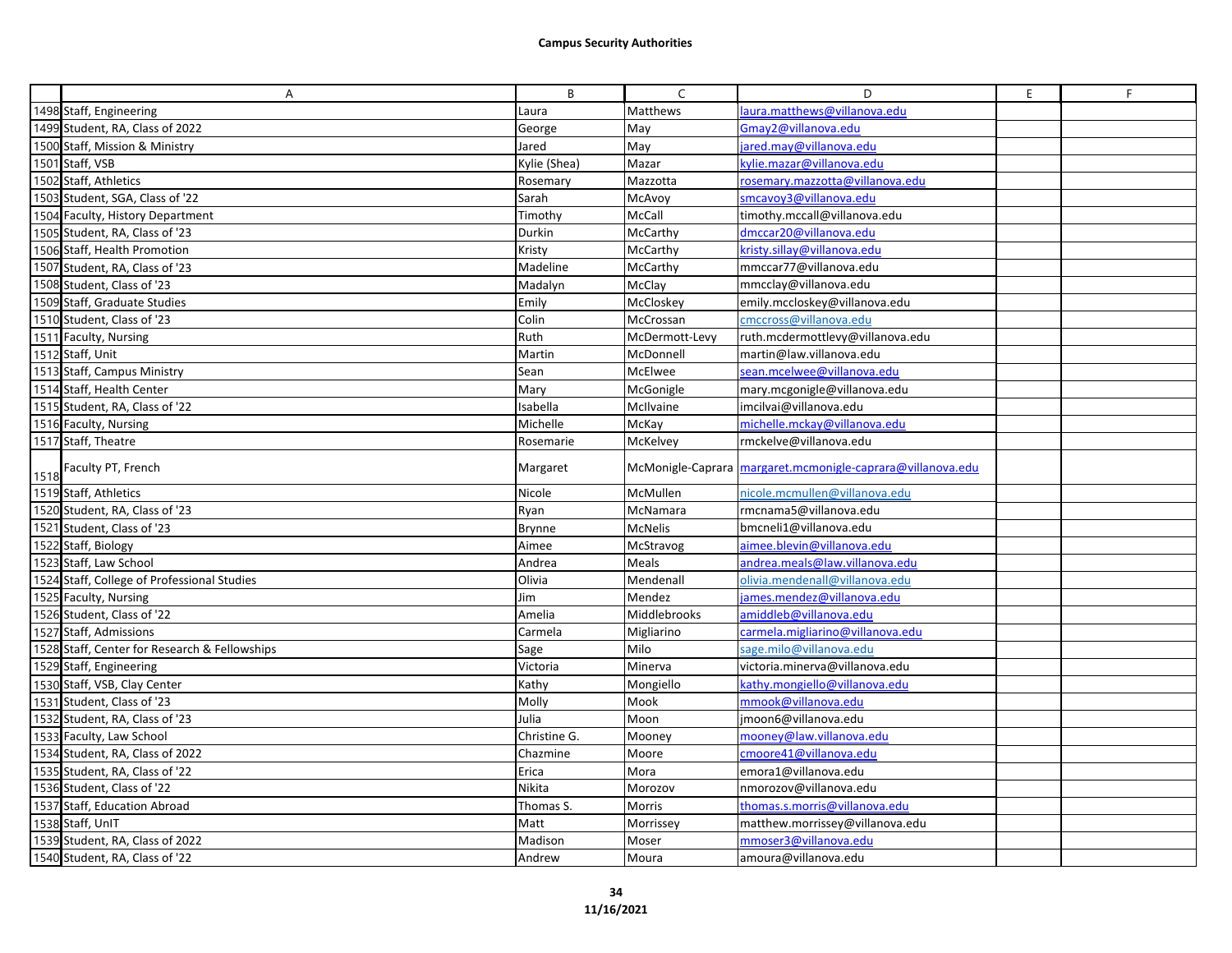**Campus Security Authorities**

| | A | B | C | D | E | F |
|---|---|---|---|---|---|---|
| 1498 | Staff, Engineering | Laura | Matthews | laura.matthews@villanova.edu | | |
| 1499 | Student, RA, Class of 2022 | George | May | Gmay2@villanova.edu | | |
| 1500 | Staff, Mission & Ministry | Jared | May | jared.may@villanova.edu | | |
| 1501 | Staff, VSB | Kylie (Shea) | Mazar | kylie.mazar@villanova.edu | | |
| 1502 | Staff, Athletics | Rosemary | Mazzotta | rosemary.mazzotta@villanova.edu | | |
| 1503 | Student, SGA, Class of '22 | Sarah | McAvoy | smcavoy3@villanova.edu | | |
| 1504 | Faculty, History Department | Timothy | McCall | timothy.mccall@villanova.edu | | |
| 1505 | Student, RA, Class of '23 | Durkin | McCarthy | dmccar20@villanova.edu | | |
| 1506 | Staff, Health Promotion | Kristy | McCarthy | kristy.sillay@villanova.edu | | |
| 1507 | Student, RA, Class of '23 | Madeline | McCarthy | mmccar77@villanova.edu | | |
| 1508 | Student, Class of '23 | Madalyn | McClay | mmcclay@villanova.edu | | |
| 1509 | Staff, Graduate Studies | Emily | McCloskey | emily.mccloskey@villanova.edu | | |
| 1510 | Student, Class of '23 | Colin | McCrossan | cmccross@villanova.edu | | |
| 1511 | Faculty, Nursing | Ruth | McDermott-Levy | ruth.mcdermottlevy@villanova.edu | | |
| 1512 | Staff, Unit | Martin | McDonnell | martin@law.villanova.edu | | |
| 1513 | Staff, Campus Ministry | Sean | McElwee | sean.mcelwee@villanova.edu | | |
| 1514 | Staff, Health Center | Mary | McGonigle | mary.mcgonigle@villanova.edu | | |
| 1515 | Student, RA, Class of '22 | Isabella | McIlvaine | imcilvai@villanova.edu | | |
| 1516 | Faculty, Nursing | Michelle | McKay | michelle.mckay@villanova.edu | | |
| 1517 | Staff, Theatre | Rosemarie | McKelvey | rmckelve@villanova.edu | | |
| 1518 | Faculty PT, French | Margaret | McMonigle-Caprara | margaret.mcmonigle-caprara@villanova.edu | | |
| 1519 | Staff, Athletics | Nicole | McMullen | nicole.mcmullen@villanova.edu | | |
| 1520 | Student, RA, Class of '23 | Ryan | McNamara | rmcnama5@villanova.edu | | |
| 1521 | Student, Class of '23 | Brynne | McNelis | bmcneli1@villanova.edu | | |
| 1522 | Staff, Biology | Aimee | McStravog | aimee.blevin@villanova.edu | | |
| 1523 | Staff, Law School | Andrea | Meals | andrea.meals@law.villanova.edu | | |
| 1524 | Staff, College of Professional Studies | Olivia | Mendenall | olivia.mendenall@villanova.edu | | |
| 1525 | Faculty, Nursing | Jim | Mendez | james.mendez@villanova.edu | | |
| 1526 | Student, Class of '22 | Amelia | Middlebrooks | amiddleb@villanova.edu | | |
| 1527 | Staff, Admissions | Carmela | Migliarino | carmela.migliarino@villanova.edu | | |
| 1528 | Staff, Center for Research & Fellowships | Sage | Milo | sage.milo@villanova.edu | | |
| 1529 | Staff, Engineering | Victoria | Minerva | victoria.minerva@villanova.edu | | |
| 1530 | Staff, VSB, Clay Center | Kathy | Mongiello | kathy.mongiello@villanova.edu | | |
| 1531 | Student, Class of '23 | Molly | Mook | mmook@villanova.edu | | |
| 1532 | Student, RA, Class of '23 | Julia | Moon | jmoon6@villanova.edu | | |
| 1533 | Faculty, Law School | Christine G. | Mooney | mooney@law.villanova.edu | | |
| 1534 | Student, RA, Class of 2022 | Chazmine | Moore | cmoore41@villanova.edu | | |
| 1535 | Student, RA, Class of '22 | Erica | Mora | emora1@villanova.edu | | |
| 1536 | Student, Class of '22 | Nikita | Morozov | nmorozov@villanova.edu | | |
| 1537 | Staff, Education Abroad | Thomas S. | Morris | thomas.s.morris@villanova.edu | | |
| 1538 | Staff, UnIT | Matt | Morrissey | matthew.morrissey@villanova.edu | | |
| 1539 | Student, RA, Class of 2022 | Madison | Moser | mmoser3@villanova.edu | | |
| 1540 | Student, RA, Class of '22 | Andrew | Moura | amoura@villanova.edu | | |

11/16/2021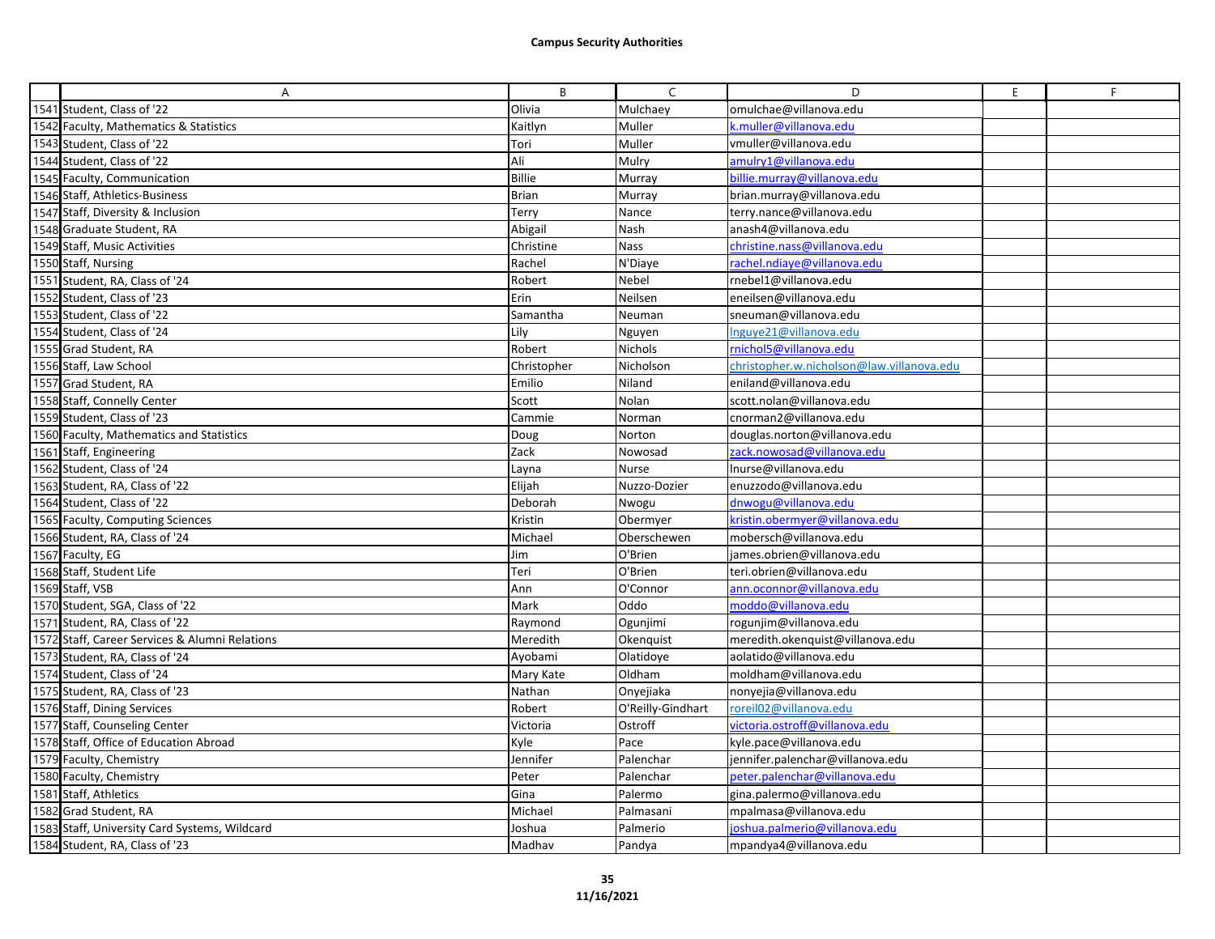**Campus Security Authorities**

| | A | B | C | D | E | F |
|---|---|---|---|---|---|---|
| 1541 | Student, Class of '22 | Olivia | Mulchaey | omulchae@villanova.edu | | |
| 1542 | Faculty, Mathematics & Statistics | Kaitlyn | Muller | k.muller@villanova.edu | | |
| 1543 | Student, Class of '22 | Tori | Muller | vmuller@villanova.edu | | |
| 1544 | Student, Class of '22 | Ali | Mulry | amulry1@villanova.edu | | |
| 1545 | Faculty, Communication | Billie | Murray | billie.murray@villanova.edu | | |
| 1546 | Staff, Athletics-Business | Brian | Murray | brian.murray@villanova.edu | | |
| 1547 | Staff, Diversity & Inclusion | Terry | Nance | terry.nance@villanova.edu | | |
| 1548 | Graduate Student, RA | Abigail | Nash | anash4@villanova.edu | | |
| 1549 | Staff, Music Activities | Christine | Nass | christine.nass@villanova.edu | | |
| 1550 | Staff, Nursing | Rachel | N'Diaye | rachel.ndiaye@villanova.edu | | |
| 1551 | Student, RA, Class of '24 | Robert | Nebel | rnebel1@villanova.edu | | |
| 1552 | Student, Class of '23 | Erin | Neilsen | eneilsen@villanova.edu | | |
| 1553 | Student, Class of '22 | Samantha | Neuman | sneuman@villanova.edu | | |
| 1554 | Student, Class of '24 | Lily | Nguyen | lnguye21@villanova.edu | | |
| 1555 | Grad Student, RA | Robert | Nichols | rnichol5@villanova.edu | | |
| 1556 | Staff, Law School | Christopher | Nicholson | christopher.w.nicholson@law.villanova.edu | | |
| 1557 | Grad Student, RA | Emilio | Niland | eniland@villanova.edu | | |
| 1558 | Staff, Connelly Center | Scott | Nolan | scott.nolan@villanova.edu | | |
| 1559 | Student, Class of '23 | Cammie | Norman | cnorman2@villanova.edu | | |
| 1560 | Faculty, Mathematics and Statistics | Doug | Norton | douglas.norton@villanova.edu | | |
| 1561 | Staff, Engineering | Zack | Nowosad | zack.nowosad@villanova.edu | | |
| 1562 | Student, Class of '24 | Layna | Nurse | lnurse@villanova.edu | | |
| 1563 | Student, RA, Class of '22 | Elijah | Nuzzo-Dozier | enuzzodo@villanova.edu | | |
| 1564 | Student, Class of '22 | Deborah | Nwogu | dnwogu@villanova.edu | | |
| 1565 | Faculty, Computing Sciences | Kristin | Obermyer | kristin.obermyer@villanova.edu | | |
| 1566 | Student, RA, Class of '24 | Michael | Oberschewen | mobersch@villanova.edu | | |
| 1567 | Faculty, EG | Jim | O'Brien | james.obrien@villanova.edu | | |
| 1568 | Staff, Student Life | Teri | O'Brien | teri.obrien@villanova.edu | | |
| 1569 | Staff, VSB | Ann | O'Connor | ann.oconnor@villanova.edu | | |
| 1570 | Student, SGA, Class of '22 | Mark | Oddo | moddo@villanova.edu | | |
| 1571 | Student, RA, Class of '22 | Raymond | Ogunjimi | rogunjim@villanova.edu | | |
| 1572 | Staff, Career Services & Alumni Relations | Meredith | Okenquist | meredith.okenquist@villanova.edu | | |
| 1573 | Student, RA, Class of '24 | Ayobami | Olatidoye | aolatido@villanova.edu | | |
| 1574 | Student, Class of '24 | Mary Kate | Oldham | moldham@villanova.edu | | |
| 1575 | Student, RA, Class of '23 | Nathan | Onyejiaka | nonyejia@villanova.edu | | |
| 1576 | Staff, Dining Services | Robert | O'Reilly-Gindhart | roreil02@villanova.edu | | |
| 1577 | Staff, Counseling Center | Victoria | Ostroff | victoria.ostroff@villanova.edu | | |
| 1578 | Staff, Office of Education Abroad | Kyle | Pace | kyle.pace@villanova.edu | | |
| 1579 | Faculty, Chemistry | Jennifer | Palenchar | jennifer.palenchar@villanova.edu | | |
| 1580 | Faculty, Chemistry | Peter | Palenchar | peter.palenchar@villanova.edu | | |
| 1581 | Staff, Athletics | Gina | Palermo | gina.palermo@villanova.edu | | |
| 1582 | Grad Student, RA | Michael | Palmasani | mpalmasa@villanova.edu | | |
| 1583 | Staff, University Card Systems, Wildcard | Joshua | Palmerio | joshua.palmerio@villanova.edu | | |
| 1584 | Student, RA, Class of '23 | Madhav | Pandya | mpandya4@villanova.edu | | |

11/16/2021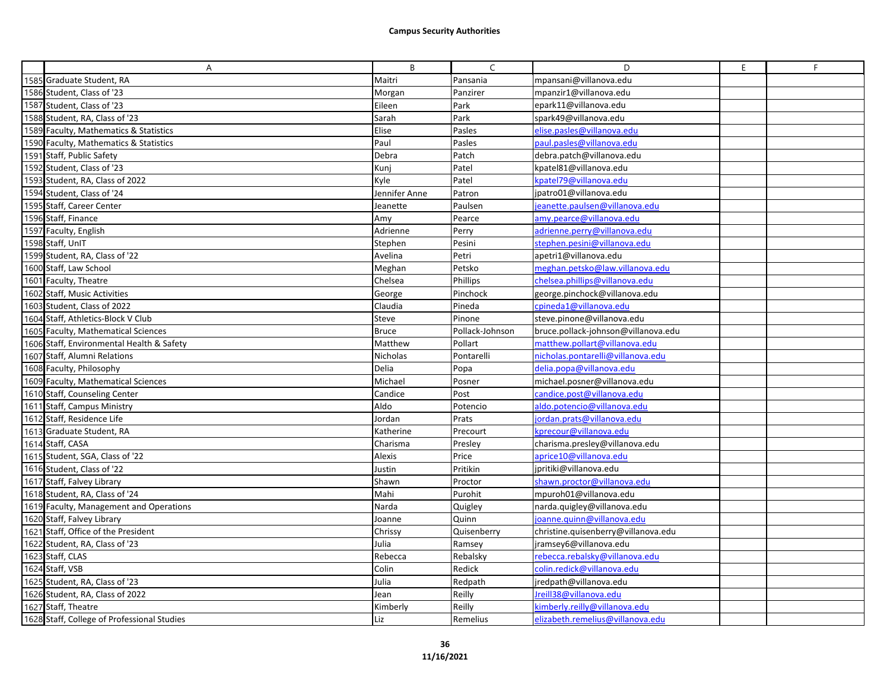## Campus Security Authorities

| | A | B | C | D | E | F |
|---|---|---|---|---|---|---|
| 1585 | Graduate Student, RA | Maitri | Pansania | mpansani@villanova.edu | | |
| 1586 | Student, Class of '23 | Morgan | Panzirer | mpanzir1@villanova.edu | | |
| 1587 | Student, Class of '23 | Eileen | Park | epark11@villanova.edu | | |
| 1588 | Student, RA, Class of '23 | Sarah | Park | spark49@villanova.edu | | |
| 1589 | Faculty, Mathematics & Statistics | Elise | Pasles | elise.pasles@villanova.edu | | |
| 1590 | Faculty, Mathematics & Statistics | Paul | Pasles | paul.pasles@villanova.edu | | |
| 1591 | Staff, Public Safety | Debra | Patch | debra.patch@villanova.edu | | |
| 1592 | Student, Class of '23 | Kunj | Patel | kpatel81@villanova.edu | | |
| 1593 | Student, RA, Class of 2022 | Kyle | Patel | kpatel79@villanova.edu | | |
| 1594 | Student, Class of '24 | Jennifer Anne | Patron | jpatro01@villanova.edu | | |
| 1595 | Staff, Career Center | Jeanette | Paulsen | jeanette.paulsen@villanova.edu | | |
| 1596 | Staff, Finance | Amy | Pearce | amy.pearce@villanova.edu | | |
| 1597 | Faculty, English | Adrienne | Perry | adrienne.perry@villanova.edu | | |
| 1598 | Staff, UnIT | Stephen | Pesini | stephen.pesini@villanova.edu | | |
| 1599 | Student, RA, Class of '22 | Avelina | Petri | apetri1@villanova.edu | | |
| 1600 | Staff, Law School | Meghan | Petsko | meghan.petsko@law.villanova.edu | | |
| 1601 | Faculty, Theatre | Chelsea | Phillips | chelsea.phillips@villanova.edu | | |
| 1602 | Staff, Music Activities | George | Pinchock | george.pinchock@villanova.edu | | |
| 1603 | Student, Class of 2022 | Claudia | Pineda | cpineda1@villanova.edu | | |
| 1604 | Staff, Athletics-Block V Club | Steve | Pinone | steve.pinone@villanova.edu | | |
| 1605 | Faculty, Mathematical Sciences | Bruce | Pollack-Johnson | bruce.pollack-johnson@villanova.edu | | |
| 1606 | Staff, Environmental Health & Safety | Matthew | Pollart | matthew.pollart@villanova.edu | | |
| 1607 | Staff, Alumni Relations | Nicholas | Pontarelli | nicholas.pontarelli@villanova.edu | | |
| 1608 | Faculty, Philosophy | Delia | Popa | delia.popa@villanova.edu | | |
| 1609 | Faculty, Mathematical Sciences | Michael | Posner | michael.posner@villanova.edu | | |
| 1610 | Staff, Counseling Center | Candice | Post | candice.post@villanova.edu | | |
| 1611 | Staff, Campus Ministry | Aldo | Potencio | aldo.potencio@villanova.edu | | |
| 1612 | Staff, Residence Life | Jordan | Prats | jordan.prats@villanova.edu | | |
| 1613 | Graduate Student, RA | Katherine | Precourt | kprecour@villanova.edu | | |
| 1614 | Staff, CASA | Charisma | Presley | charisma.presley@villanova.edu | | |
| 1615 | Student, SGA, Class of '22 | Alexis | Price | aprice10@villanova.edu | | |
| 1616 | Student, Class of '22 | Justin | Pritikin | jpritiki@villanova.edu | | |
| 1617 | Staff, Falvey Library | Shawn | Proctor | shawn.proctor@villanova.edu | | |
| 1618 | Student, RA, Class of '24 | Mahi | Purohit | mpuroh01@villanova.edu | | |
| 1619 | Faculty, Management and Operations | Narda | Quigley | narda.quigley@villanova.edu | | |
| 1620 | Staff, Falvey Library | Joanne | Quinn | joanne.quinn@villanova.edu | | |
| 1621 | Staff, Office of the President | Chrissy | Quisenberry | christine.quisenberry@villanova.edu | | |
| 1622 | Student, RA, Class of '23 | Julia | Ramsey | jramsey6@villanova.edu | | |
| 1623 | Staff, CLAS | Rebecca | Rebalsky | rebecca.rebalsky@villanova.edu | | |
| 1624 | Staff, VSB | Colin | Redick | colin.redick@villanova.edu | | |
| 1625 | Student, RA, Class of '23 | Julia | Redpath | jredpath@villanova.edu | | |
| 1626 | Student, RA, Class of 2022 | Jean | Reilly | Jreill38@villanova.edu | | |
| 1627 | Staff, Theatre | Kimberly | Reilly | kimberly.reilly@villanova.edu | | |
| 1628 | Staff, College of Professional Studies | Liz | Remelius | elizabeth.remelius@villanova.edu | | |

11/16/2021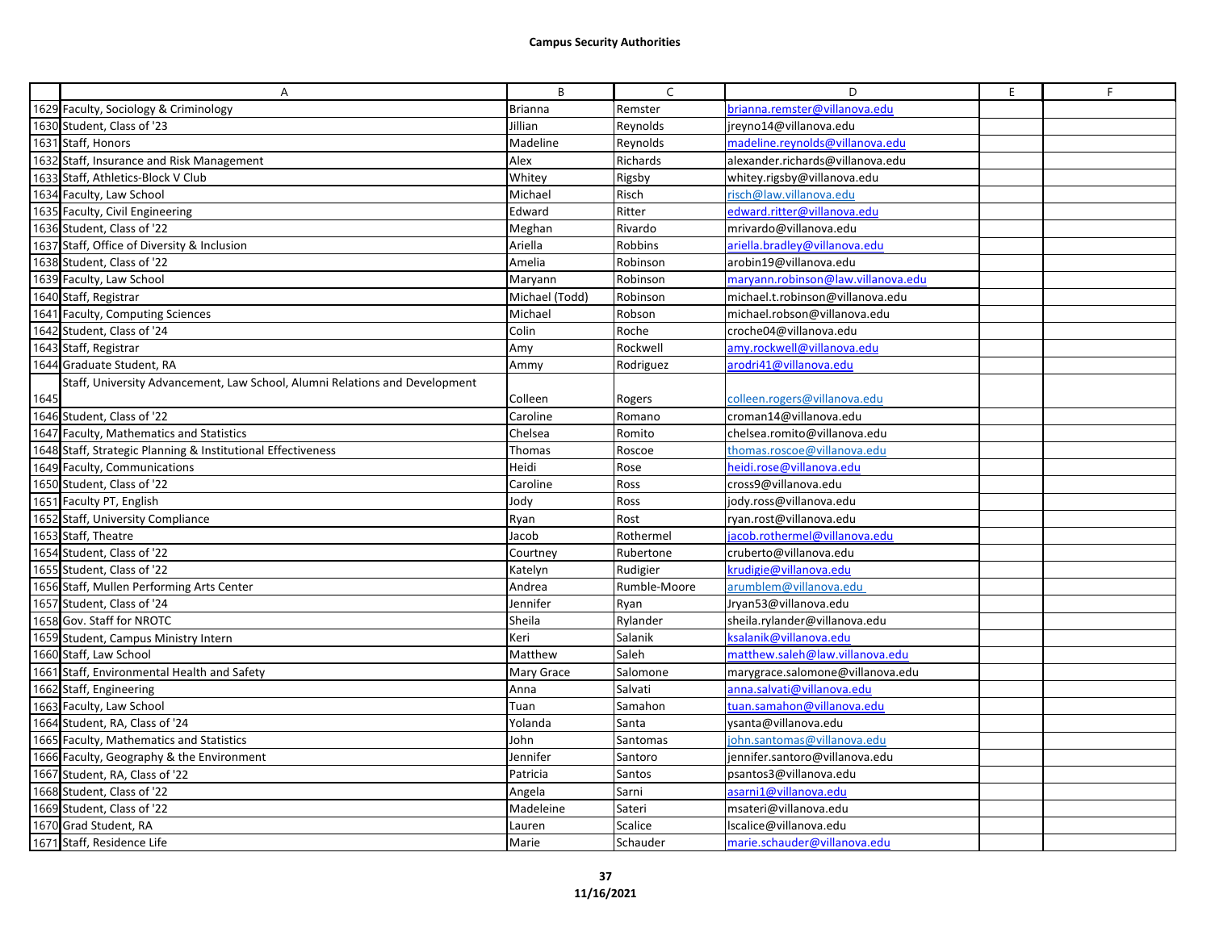# Campus Security Authorities

| | A | B | C | D | E | F |
|---|---|---|---|---|---|---|
| 1629 | Faculty, Sociology & Criminology | Brianna | Remster | brianna.remster@villanova.edu | | |
| 1630 | Student, Class of '23 | Jillian | Reynolds | jreyno14@villanova.edu | | |
| 1631 | Staff, Honors | Madeline | Reynolds | madeline.reynolds@villanova.edu | | |
| 1632 | Staff, Insurance and Risk Management | Alex | Richards | alexander.richards@villanova.edu | | |
| 1633 | Staff, Athletics-Block V Club | Whitey | Rigsby | whitey.rigsby@villanova.edu | | |
| 1634 | Faculty, Law School | Michael | Risch | risch@law.villanova.edu | | |
| 1635 | Faculty, Civil Engineering | Edward | Ritter | edward.ritter@villanova.edu | | |
| 1636 | Student, Class of '22 | Meghan | Rivardo | mrivardo@villanova.edu | | |
| 1637 | Staff, Office of Diversity & Inclusion | Ariella | Robbins | ariella.bradley@villanova.edu | | |
| 1638 | Student, Class of '22 | Amelia | Robinson | arobin19@villanova.edu | | |
| 1639 | Faculty, Law School | Maryann | Robinson | maryann.robinson@law.villanova.edu | | |
| 1640 | Staff, Registrar | Michael (Todd) | Robinson | michael.t.robinson@villanova.edu | | |
| 1641 | Faculty, Computing Sciences | Michael | Robson | michael.robson@villanova.edu | | |
| 1642 | Student, Class of '24 | Colin | Roche | croche04@villanova.edu | | |
| 1643 | Staff, Registrar | Amy | Rockwell | amy.rockwell@villanova.edu | | |
| 1644 | Graduate Student, RA | Ammy | Rodriguez | arodri41@villanova.edu | | |
| 1645 | Staff, University Advancement, Law School, Alumni Relations and Development | Colleen | Rogers | colleen.rogers@villanova.edu | | |
| 1646 | Student, Class of '22 | Caroline | Romano | croman14@villanova.edu | | |
| 1647 | Faculty, Mathematics and Statistics | Chelsea | Romito | chelsea.romito@villanova.edu | | |
| 1648 | Staff, Strategic Planning & Institutional Effectiveness | Thomas | Roscoe | thomas.roscoe@villanova.edu | | |
| 1649 | Faculty, Communications | Heidi | Rose | heidi.rose@villanova.edu | | |
| 1650 | Student, Class of '22 | Caroline | Ross | cross9@villanova.edu | | |
| 1651 | Faculty PT, English | Jody | Ross | jody.ross@villanova.edu | | |
| 1652 | Staff, University Compliance | Ryan | Rost | ryan.rost@villanova.edu | | |
| 1653 | Staff, Theatre | Jacob | Rothermel | jacob.rothermel@villanova.edu | | |
| 1654 | Student, Class of '22 | Courtney | Rubertone | cruberto@villanova.edu | | |
| 1655 | Student, Class of '22 | Katelyn | Rudigier | krudigie@villanova.edu | | |
| 1656 | Staff, Mullen Performing Arts Center | Andrea | Rumble-Moore | arumblem@villanova.edu | | |
| 1657 | Student, Class of '24 | Jennifer | Ryan | Jryan53@villanova.edu | | |
| 1658 | Gov. Staff for NROTC | Sheila | Rylander | sheila.rylander@villanova.edu | | |
| 1659 | Student, Campus Ministry Intern | Keri | Salanik | ksalanik@villanova.edu | | |
| 1660 | Staff, Law School | Matthew | Saleh | matthew.saleh@law.villanova.edu | | |
| 1661 | Staff, Environmental Health and Safety | Mary Grace | Salomone | marygrace.salomone@villanova.edu | | |
| 1662 | Staff, Engineering | Anna | Salvati | anna.salvati@villanova.edu | | |
| 1663 | Faculty, Law School | Tuan | Samahon | tuan.samahon@villanova.edu | | |
| 1664 | Student, RA, Class of '24 | Yolanda | Santa | ysanta@villanova.edu | | |
| 1665 | Faculty, Mathematics and Statistics | John | Santomas | john.santomas@villanova.edu | | |
| 1666 | Faculty, Geography & the Environment | Jennifer | Santoro | jennifer.santoro@villanova.edu | | |
| 1667 | Student, RA, Class of '22 | Patricia | Santos | psantos3@villanova.edu | | |
| 1668 | Student, Class of '22 | Angela | Sarni | asarni1@villanova.edu | | |
| 1669 | Student, Class of '22 | Madeleine | Sateri | msateri@villanova.edu | | |
| 1670 | Grad Student, RA | Lauren | Scalice | lscalice@villanova.edu | | |
| 1671 | Staff, Residence Life | Marie | Schauder | marie.schauder@villanova.edu | | |

11/16/2021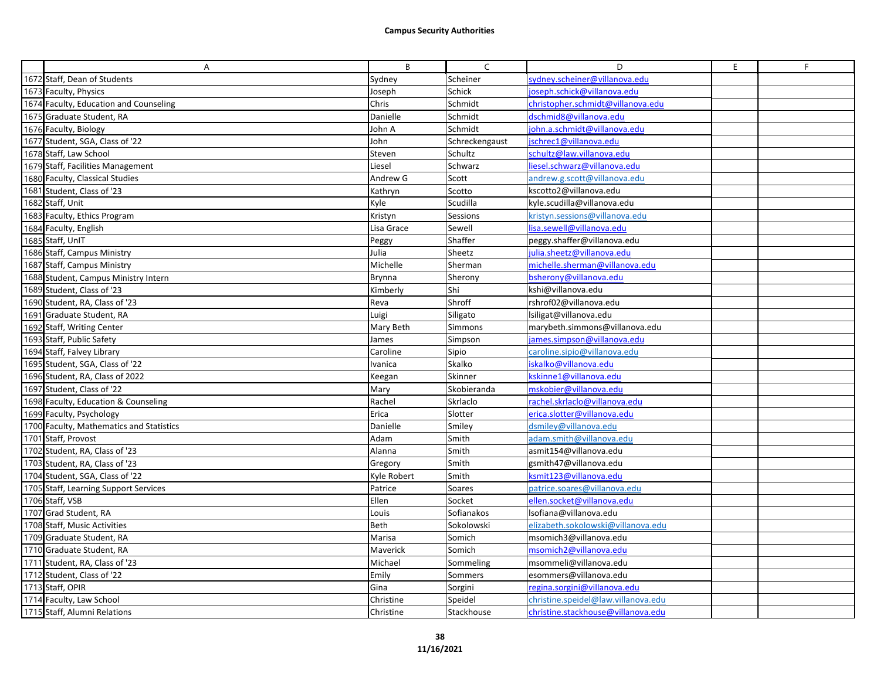**Campus Security Authorities**

| | A | B | C | D | E | F |
|---|---|---|---|---|---|---|
| 1672 | Staff, Dean of Students | Sydney | Scheiner | sydney.scheiner@villanova.edu | | |
| 1673 | Faculty, Physics | Joseph | Schick | joseph.schick@villanova.edu | | |
| 1674 | Faculty, Education and Counseling | Chris | Schmidt | christopher.schmidt@villanova.edu | | |
| 1675 | Graduate Student, RA | Danielle | Schmidt | dschmid8@villanova.edu | | |
| 1676 | Faculty, Biology | John A | Schmidt | john.a.schmidt@villanova.edu | | |
| 1677 | Student, SGA, Class of '22 | John | Schreckengaust | jschrec1@villanova.edu | | |
| 1678 | Staff, Law School | Steven | Schultz | schultz@law.villanova.edu | | |
| 1679 | Staff, Facilities Management | Liesel | Schwarz | liesel.schwarz@villanova.edu | | |
| 1680 | Faculty, Classical Studies | Andrew G | Scott | andrew.g.scott@villanova.edu | | |
| 1681 | Student, Class of '23 | Kathryn | Scotto | kscotto2@villanova.edu | | |
| 1682 | Staff, Unit | Kyle | Scudilla | kyle.scudilla@villanova.edu | | |
| 1683 | Faculty, Ethics Program | Kristyn | Sessions | kristyn.sessions@villanova.edu | | |
| 1684 | Faculty, English | Lisa Grace | Sewell | lisa.sewell@villanova.edu | | |
| 1685 | Staff, UnIT | Peggy | Shaffer | peggy.shaffer@villanova.edu | | |
| 1686 | Staff, Campus Ministry | Julia | Sheetz | julia.sheetz@villanova.edu | | |
| 1687 | Staff, Campus Ministry | Michelle | Sherman | michelle.sherman@villanova.edu | | |
| 1688 | Student, Campus Ministry Intern | Brynna | Sherony | bsherony@villanova.edu | | |
| 1689 | Student, Class of '23 | Kimberly | Shi | kshi@villanova.edu | | |
| 1690 | Student, RA, Class of '23 | Reva | Shroff | rshrof02@villanova.edu | | |
| 1691 | Graduate Student, RA | Luigi | Siligato | lsiligat@villanova.edu | | |
| 1692 | Staff, Writing Center | Mary Beth | Simmons | marybeth.simmons@villanova.edu | | |
| 1693 | Staff, Public Safety | James | Simpson | james.simpson@villanova.edu | | |
| 1694 | Staff, Falvey Library | Caroline | Sipio | caroline.sipio@villanova.edu | | |
| 1695 | Student, SGA, Class of '22 | Ivanica | Skalko | iskalko@villanova.edu | | |
| 1696 | Student, RA, Class of 2022 | Keegan | Skinner | kskinne1@villanova.edu | | |
| 1697 | Student, Class of '22 | Mary | Skobieranda | mskobier@villanova.edu | | |
| 1698 | Faculty, Education & Counseling | Rachel | Skrlaclo | rachel.skrlaclo@villanova.edu | | |
| 1699 | Faculty, Psychology | Erica | Slotter | erica.slotter@villanova.edu | | |
| 1700 | Faculty, Mathematics and Statistics | Danielle | Smiley | dsmiley@villanova.edu | | |
| 1701 | Staff, Provost | Adam | Smith | adam.smith@villanova.edu | | |
| 1702 | Student, RA, Class of '23 | Alanna | Smith | asmit154@villanova.edu | | |
| 1703 | Student, RA, Class of '23 | Gregory | Smith | gsmith47@villanova.edu | | |
| 1704 | Student, SGA, Class of '22 | Kyle Robert | Smith | ksmit123@villanova.edu | | |
| 1705 | Staff, Learning Support Services | Patrice | Soares | patrice.soares@villanova.edu | | |
| 1706 | Staff, VSB | Ellen | Socket | ellen.socket@villanova.edu | | |
| 1707 | Grad Student, RA | Louis | Sofianakos | lsofiana@villanova.edu | | |
| 1708 | Staff, Music Activities | Beth | Sokolowski | elizabeth.sokolowski@villanova.edu | | |
| 1709 | Graduate Student, RA | Marisa | Somich | msomich3@villanova.edu | | |
| 1710 | Graduate Student, RA | Maverick | Somich | msomich2@villanova.edu | | |
| 1711 | Student, RA, Class of '23 | Michael | Sommeling | msommeli@villanova.edu | | |
| 1712 | Student, Class of '22 | Emily | Sommers | esommers@villanova.edu | | |
| 1713 | Staff, OPIR | Gina | Sorgini | regina.sorgini@villanova.edu | | |
| 1714 | Faculty, Law School | Christine | Speidel | christine.speidel@law.villanova.edu | | |
| 1715 | Staff, Alumni Relations | Christine | Stackhouse | christine.stackhouse@villanova.edu | | |

11/16/2021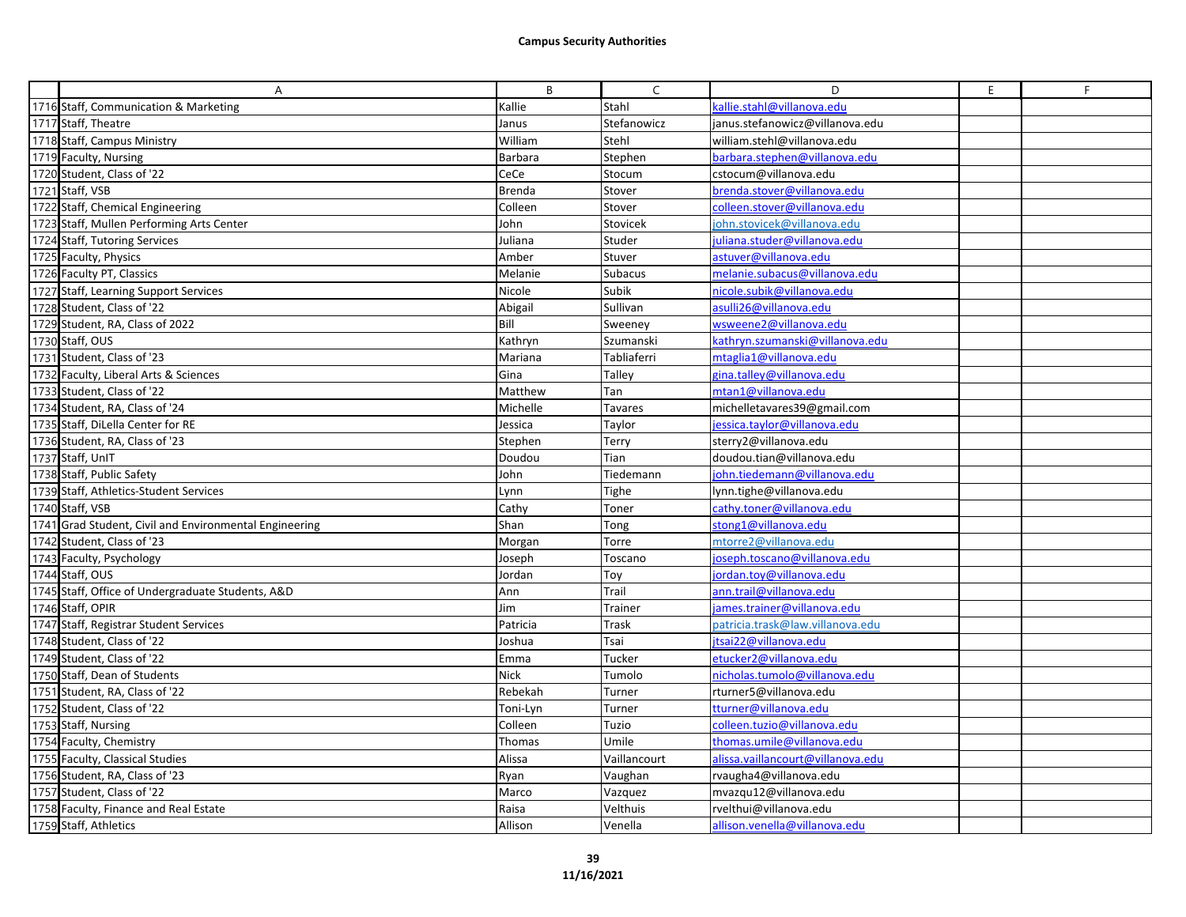**Campus Security Authorities**

| | A | B | C | D | E | F |
|---|---|---|---|---|---|---|
| 1716 | Staff, Communication & Marketing | Kallie | Stahl | kallie.stahl@villanova.edu | | |
| 1717 | Staff, Theatre | Janus | Stefanowicz | janus.stefanowicz@villanova.edu | | |
| 1718 | Staff, Campus Ministry | William | Stehl | william.stehl@villanova.edu | | |
| 1719 | Faculty, Nursing | Barbara | Stephen | barbara.stephen@villanova.edu | | |
| 1720 | Student, Class of '22 | CeCe | Stocum | cstocum@villanova.edu | | |
| 1721 | Staff, VSB | Brenda | Stover | brenda.stover@villanova.edu | | |
| 1722 | Staff, Chemical Engineering | Colleen | Stover | colleen.stover@villanova.edu | | |
| 1723 | Staff, Mullen Performing Arts Center | John | Stovicek | john.stovicek@villanova.edu | | |
| 1724 | Staff, Tutoring Services | Juliana | Studer | juliana.studer@villanova.edu | | |
| 1725 | Faculty, Physics | Amber | Stuver | astuver@villanova.edu | | |
| 1726 | Faculty PT, Classics | Melanie | Subacus | melanie.subacus@villanova.edu | | |
| 1727 | Staff, Learning Support Services | Nicole | Subik | nicole.subik@villanova.edu | | |
| 1728 | Student, Class of '22 | Abigail | Sullivan | asulli26@villanova.edu | | |
| 1729 | Student, RA, Class of 2022 | Bill | Sweeney | wsweene2@villanova.edu | | |
| 1730 | Staff, OUS | Kathryn | Szumanski | kathryn.szumanski@villanova.edu | | |
| 1731 | Student, Class of '23 | Mariana | Tabliaferri | mtaglia1@villanova.edu | | |
| 1732 | Faculty, Liberal Arts & Sciences | Gina | Talley | gina.talley@villanova.edu | | |
| 1733 | Student, Class of '22 | Matthew | Tan | mtan1@villanova.edu | | |
| 1734 | Student, RA, Class of '24 | Michelle | Tavares | michelletavares39@gmail.com | | |
| 1735 | Staff, DiLella Center for RE | Jessica | Taylor | jessica.taylor@villanova.edu | | |
| 1736 | Student, RA, Class of '23 | Stephen | Terry | sterry2@villanova.edu | | |
| 1737 | Staff, UnIT | Doudou | Tian | doudou.tian@villanova.edu | | |
| 1738 | Staff, Public Safety | John | Tiedemann | john.tiedemann@villanova.edu | | |
| 1739 | Staff, Athletics-Student Services | Lynn | Tighe | lynn.tighe@villanova.edu | | |
| 1740 | Staff, VSB | Cathy | Toner | cathy.toner@villanova.edu | | |
| 1741 | Grad Student, Civil and Environmental Engineering | Shan | Tong | stong1@villanova.edu | | |
| 1742 | Student, Class of '23 | Morgan | Torre | mtorre2@villanova.edu | | |
| 1743 | Faculty, Psychology | Joseph | Toscano | joseph.toscano@villanova.edu | | |
| 1744 | Staff, OUS | Jordan | Toy | jordan.toy@villanova.edu | | |
| 1745 | Staff, Office of Undergraduate Students, A&D | Ann | Trail | ann.trail@villanova.edu | | |
| 1746 | Staff, OPIR | Jim | Trainer | james.trainer@villanova.edu | | |
| 1747 | Staff, Registrar Student Services | Patricia | Trask | patricia.trask@law.villanova.edu | | |
| 1748 | Student, Class of '22 | Joshua | Tsai | jtsai22@villanova.edu | | |
| 1749 | Student, Class of '22 | Emma | Tucker | etucker2@villanova.edu | | |
| 1750 | Staff, Dean of Students | Nick | Tumolo | nicholas.tumolo@villanova.edu | | |
| 1751 | Student, RA, Class of '22 | Rebekah | Turner | rturner5@villanova.edu | | |
| 1752 | Student, Class of '22 | Toni-Lyn | Turner | tturner@villanova.edu | | |
| 1753 | Staff, Nursing | Colleen | Tuzio | colleen.tuzio@villanova.edu | | |
| 1754 | Faculty, Chemistry | Thomas | Umile | thomas.umile@villanova.edu | | |
| 1755 | Faculty, Classical Studies | Alissa | Vaillancourt | alissa.vaillancourt@villanova.edu | | |
| 1756 | Student, RA, Class of '23 | Ryan | Vaughan | rvaugha4@villanova.edu | | |
| 1757 | Student, Class of '22 | Marco | Vazquez | mvazqu12@villanova.edu | | |
| 1758 | Faculty, Finance and Real Estate | Raisa | Velthuis | rvelthui@villanova.edu | | |
| 1759 | Staff, Athletics | Allison | Venella | allison.venella@villanova.edu | | |

11/16/2021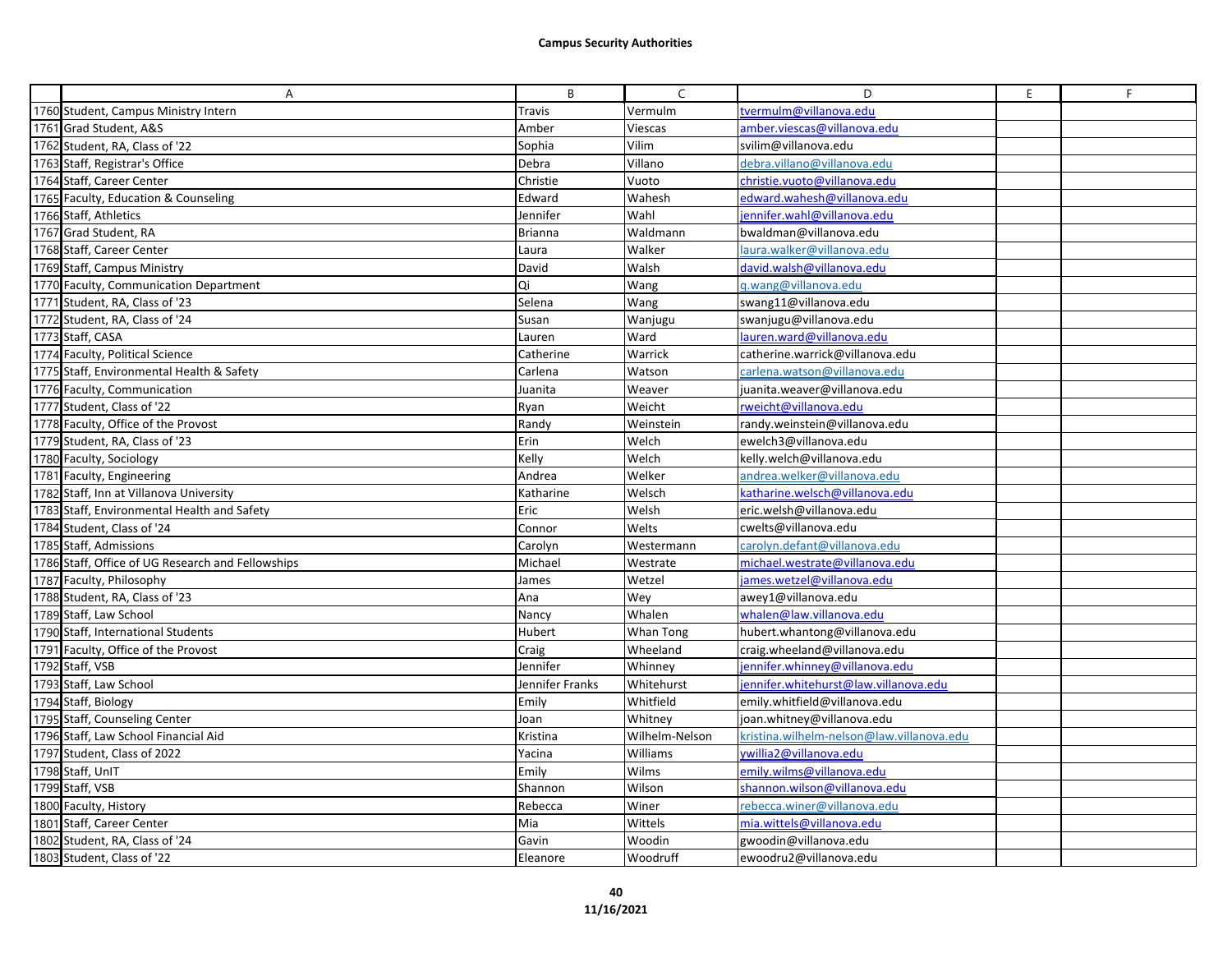**Campus Security Authorities**

| | A | B | C | D | E | F |
|---|---|---|---|---|---|---|
| 1760 | Student, Campus Ministry Intern | Travis | Vermulm | tvermulm@villanova.edu | | |
| 1761 | Grad Student, A&S | Amber | Viescas | amber.viescas@villanova.edu | | |
| 1762 | Student, RA, Class of '22 | Sophia | Vilim | svilim@villanova.edu | | |
| 1763 | Staff, Registrar's Office | Debra | Villano | debra.villano@villanova.edu | | |
| 1764 | Staff, Career Center | Christie | Vuoto | christie.vuoto@villanova.edu | | |
| 1765 | Faculty, Education & Counseling | Edward | Wahesh | edward.wahesh@villanova.edu | | |
| 1766 | Staff, Athletics | Jennifer | Wahl | jennifer.wahl@villanova.edu | | |
| 1767 | Grad Student, RA | Brianna | Waldmann | bwaldman@villanova.edu | | |
| 1768 | Staff, Career Center | Laura | Walker | laura.walker@villanova.edu | | |
| 1769 | Staff, Campus Ministry | David | Walsh | david.walsh@villanova.edu | | |
| 1770 | Faculty, Communication Department | Qi | Wang | q.wang@villanova.edu | | |
| 1771 | Student, RA, Class of '23 | Selena | Wang | swang11@villanova.edu | | |
| 1772 | Student, RA, Class of '24 | Susan | Wanjugu | swanjugu@villanova.edu | | |
| 1773 | Staff, CASA | Lauren | Ward | lauren.ward@villanova.edu | | |
| 1774 | Faculty, Political Science | Catherine | Warrick | catherine.warrick@villanova.edu | | |
| 1775 | Staff, Environmental Health & Safety | Carlena | Watson | carlena.watson@villanova.edu | | |
| 1776 | Faculty, Communication | Juanita | Weaver | juanita.weaver@villanova.edu | | |
| 1777 | Student, Class of '22 | Ryan | Weicht | rweicht@villanova.edu | | |
| 1778 | Faculty, Office of the Provost | Randy | Weinstein | randy.weinstein@villanova.edu | | |
| 1779 | Student, RA, Class of '23 | Erin | Welch | ewelch3@villanova.edu | | |
| 1780 | Faculty, Sociology | Kelly | Welch | kelly.welch@villanova.edu | | |
| 1781 | Faculty, Engineering | Andrea | Welker | andrea.welker@villanova.edu | | |
| 1782 | Staff, Inn at Villanova University | Katharine | Welsch | katharine.welsch@villanova.edu | | |
| 1783 | Staff, Environmental Health and Safety | Eric | Welsh | eric.welsh@villanova.edu | | |
| 1784 | Student, Class of '24 | Connor | Welts | cwelts@villanova.edu | | |
| 1785 | Staff, Admissions | Carolyn | Westermann | carolyn.defant@villanova.edu | | |
| 1786 | Staff, Office of UG Research and Fellowships | Michael | Westrate | michael.westrate@villanova.edu | | |
| 1787 | Faculty, Philosophy | James | Wetzel | james.wetzel@villanova.edu | | |
| 1788 | Student, RA, Class of '23 | Ana | Wey | awey1@villanova.edu | | |
| 1789 | Staff, Law School | Nancy | Whalen | whalen@law.villanova.edu | | |
| 1790 | Staff, International Students | Hubert | Whan Tong | hubert.whantong@villanova.edu | | |
| 1791 | Faculty, Office of the Provost | Craig | Wheeland | craig.wheeland@villanova.edu | | |
| 1792 | Staff, VSB | Jennifer | Whinney | jennifer.whinney@villanova.edu | | |
| 1793 | Staff, Law School | Jennifer Franks | Whitehurst | jennifer.whitehurst@law.villanova.edu | | |
| 1794 | Staff, Biology | Emily | Whitfield | emily.whitfield@villanova.edu | | |
| 1795 | Staff, Counseling Center | Joan | Whitney | joan.whitney@villanova.edu | | |
| 1796 | Staff, Law School Financial Aid | Kristina | Wilhelm-Nelson | kristina.wilhelm-nelson@law.villanova.edu | | |
| 1797 | Student, Class of 2022 | Yacina | Williams | ywillia2@villanova.edu | | |
| 1798 | Staff, UnIT | Emily | Wilms | emily.wilms@villanova.edu | | |
| 1799 | Staff, VSB | Shannon | Wilson | shannon.wilson@villanova.edu | | |
| 1800 | Faculty, History | Rebecca | Winer | rebecca.winer@villanova.edu | | |
| 1801 | Staff, Career Center | Mia | Wittels | mia.wittels@villanova.edu | | |
| 1802 | Student, RA, Class of '24 | Gavin | Woodin | gwoodin@villanova.edu | | |
| 1803 | Student, Class of '22 | Eleanore | Woodruff | ewoodru2@villanova.edu | | |

11/16/2021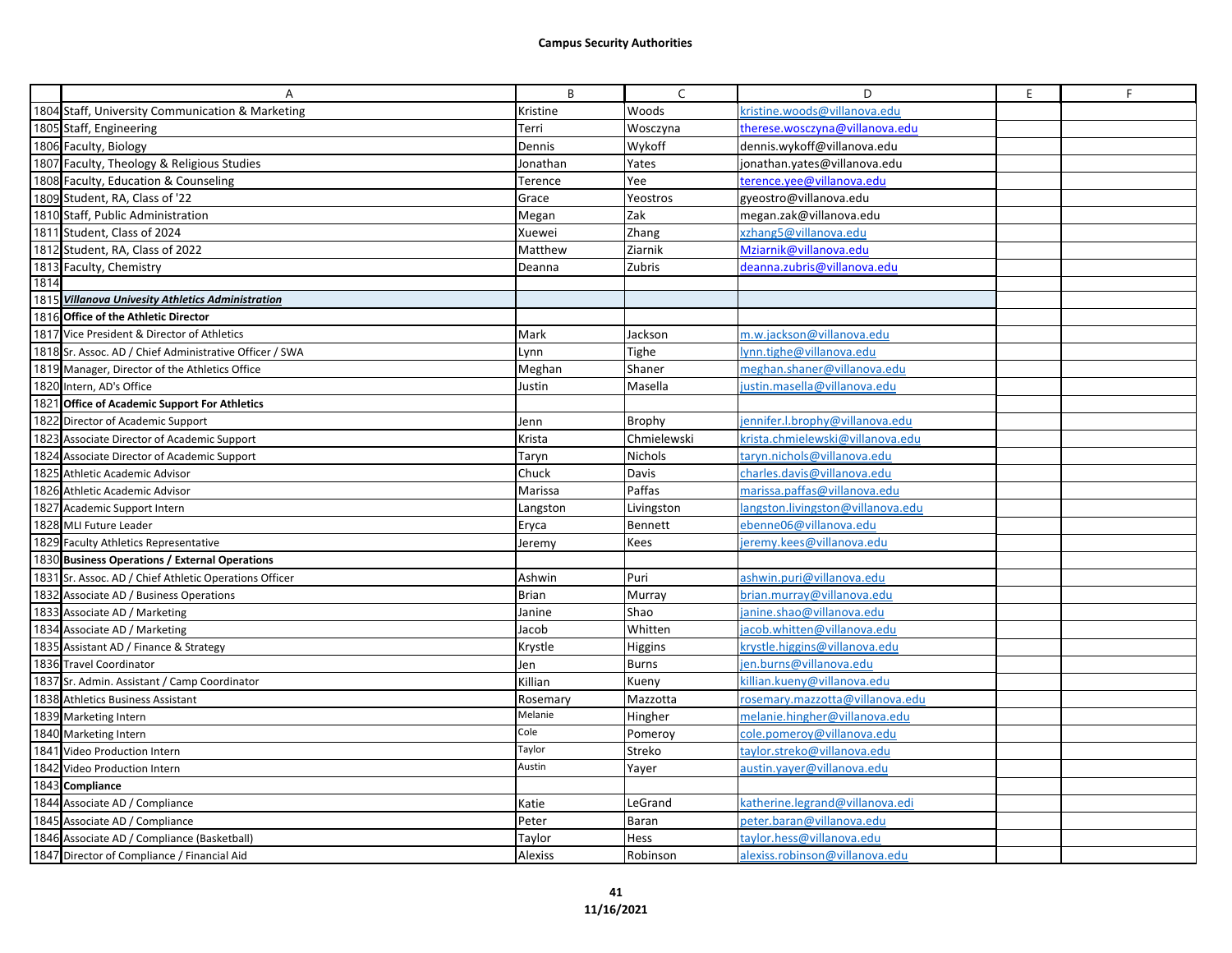**Campus Security Authorities**

| | A | B | C | D | E | F |
|---|---|---|---|---|---|---|
| 1804 | Staff, University Communication & Marketing | Kristine | Woods | kristine.woods@villanova.edu | | |
| 1805 | Staff, Engineering | Terri | Wosczyna | therese.wosczyna@villanova.edu | | |
| 1806 | Faculty, Biology | Dennis | Wykoff | dennis.wykoff@villanova.edu | | |
| 1807 | Faculty, Theology & Religious Studies | Jonathan | Yates | jonathan.yates@villanova.edu | | |
| 1808 | Faculty, Education & Counseling | Terence | Yee | terence.yee@villanova.edu | | |
| 1809 | Student, RA, Class of '22 | Grace | Yeostros | gyeostro@villanova.edu | | |
| 1810 | Staff, Public Administration | Megan | Zak | megan.zak@villanova.edu | | |
| 1811 | Student, Class of 2024 | Xuewei | Zhang | xzhang5@villanova.edu | | |
| 1812 | Student, RA, Class of 2022 | Matthew | Ziarnik | Mziarnik@villanova.edu | | |
| 1813 | Faculty, Chemistry | Deanna | Zubris | deanna.zubris@villanova.edu | | |
| 1814 | | | | | | |
| 1815 | ***Villanova Univesity Athletics Administration*** | | | | | |
| 1816 | **Office of the Athletic Director** | | | | | |
| 1817 | Vice President & Director of Athletics | Mark | Jackson | m.w.jackson@villanova.edu | | |
| 1818 | Sr. Assoc. AD / Chief Administrative Officer / SWA | Lynn | Tighe | lynn.tighe@villanova.edu | | |
| 1819 | Manager, Director of the Athletics Office | Meghan | Shaner | meghan.shaner@villanova.edu | | |
| 1820 | Intern, AD's Office | Justin | Masella | justin.masella@villanova.edu | | |
| 1821 | **Office of Academic Support For Athletics** | | | | | |
| 1822 | Director of Academic Support | Jenn | Brophy | jennifer.l.brophy@villanova.edu | | |
| 1823 | Associate Director of Academic Support | Krista | Chmielewski | krista.chmielewski@villanova.edu | | |
| 1824 | Associate Director of Academic Support | Taryn | Nichols | taryn.nichols@villanova.edu | | |
| 1825 | Athletic Academic Advisor | Chuck | Davis | charles.davis@villanova.edu | | |
| 1826 | Athletic Academic Advisor | Marissa | Paffas | marissa.paffas@villanova.edu | | |
| 1827 | Academic Support Intern | Langston | Livingston | langston.livingston@villanova.edu | | |
| 1828 | MLI Future Leader | Eryca | Bennett | ebenne06@villanova.edu | | |
| 1829 | Faculty Athletics Representative | Jeremy | Kees | jeremy.kees@villanova.edu | | |
| 1830 | **Business Operations / External Operations** | | | | | |
| 1831 | Sr. Assoc. AD / Chief Athletic Operations Officer | Ashwin | Puri | ashwin.puri@villanova.edu | | |
| 1832 | Associate AD / Business Operations | Brian | Murray | brian.murray@villanova.edu | | |
| 1833 | Associate AD / Marketing | Janine | Shao | janine.shao@villanova.edu | | |
| 1834 | Associate AD / Marketing | Jacob | Whitten | jacob.whitten@villanova.edu | | |
| 1835 | Assistant AD / Finance & Strategy | Krystle | Higgins | krystle.higgins@villanova.edu | | |
| 1836 | Travel Coordinator | Jen | Burns | jen.burns@villanova.edu | | |
| 1837 | Sr. Admin. Assistant / Camp Coordinator | Killian | Kueny | killian.kueny@villanova.edu | | |
| 1838 | Athletics Business Assistant | Rosemary | Mazzotta | rosemary.mazzotta@villanova.edu | | |
| 1839 | Marketing Intern | Melanie | Hingher | melanie.hingher@villanova.edu | | |
| 1840 | Marketing Intern | Cole | Pomeroy | cole.pomeroy@villanova.edu | | |
| 1841 | Video Production Intern | Taylor | Streko | taylor.streko@villanova.edu | | |
| 1842 | Video Production Intern | Austin | Yayer | austin.yayer@villanova.edu | | |
| 1843 | **Compliance** | | | | | |
| 1844 | Associate AD / Compliance | Katie | LeGrand | katherine.legrand@villanova.edi | | |
| 1845 | Associate AD / Compliance | Peter | Baran | peter.baran@villanova.edu | | |
| 1846 | Associate AD / Compliance (Basketball) | Taylor | Hess | taylor.hess@villanova.edu | | |
| 1847 | Director of Compliance / Financial Aid | Alexiss | Robinson | alexiss.robinson@villanova.edu | | |

11/16/2021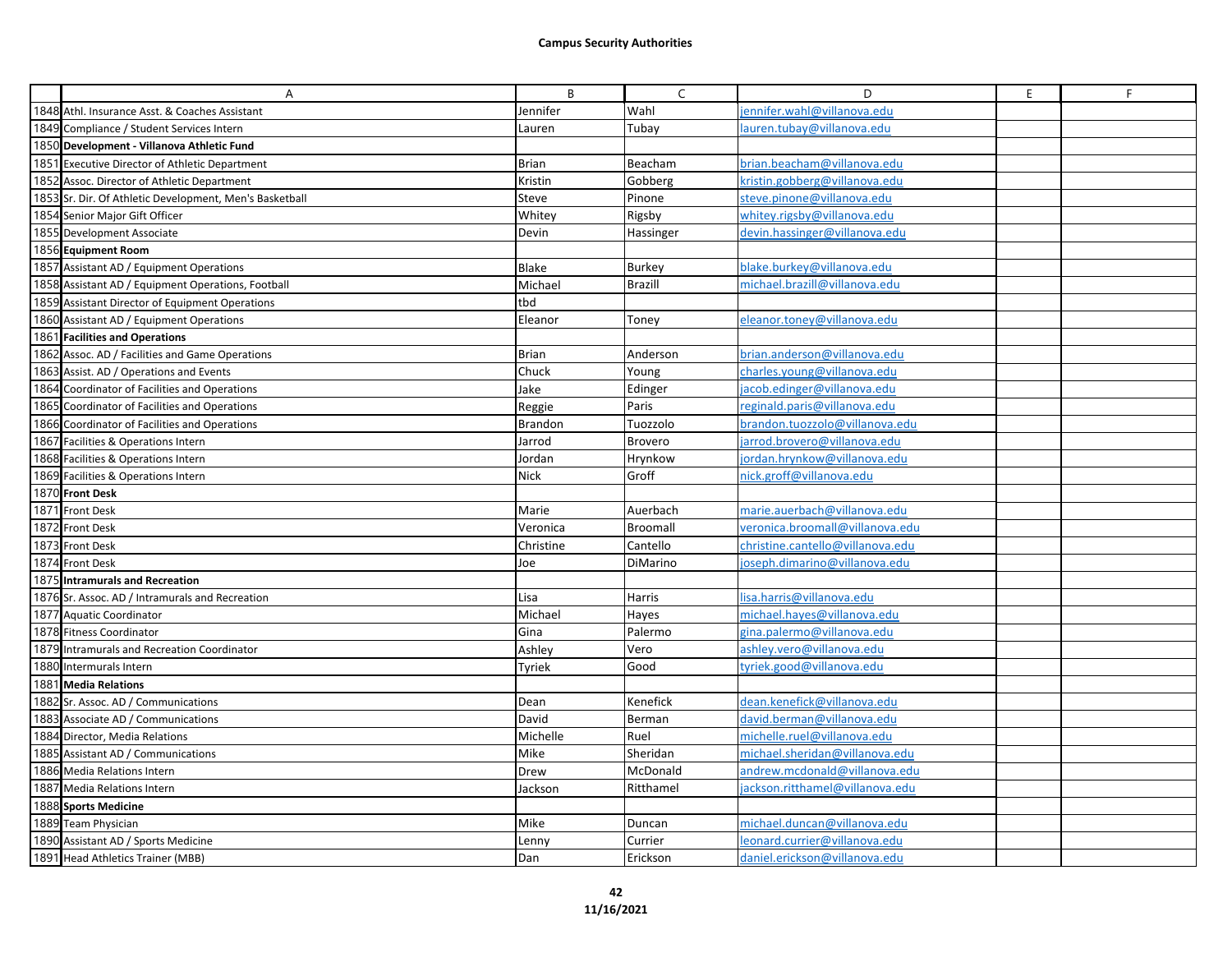**Campus Security Authorities**

| | A | B | C | D | E | F |
|---|---|---|---|---|---|---|
| 1848 | Athl. Insurance Asst. & Coaches Assistant | Jennifer | Wahl | jennifer.wahl@villanova.edu | | |
| 1849 | Compliance / Student Services Intern | Lauren | Tubay | lauren.tubay@villanova.edu | | |
| 1850 | **Development - Villanova Athletic Fund** | | | | | |
| 1851 | Executive Director of Athletic Department | Brian | Beacham | brian.beacham@villanova.edu | | |
| 1852 | Assoc. Director of Athletic Department | Kristin | Gobberg | kristin.gobberg@villanova.edu | | |
| 1853 | Sr. Dir. Of Athletic Development, Men's Basketball | Steve | Pinone | steve.pinone@villanova.edu | | |
| 1854 | Senior Major Gift Officer | Whitey | Rigsby | whitey.rigsby@villanova.edu | | |
| 1855 | Development Associate | Devin | Hassinger | devin.hassinger@villanova.edu | | |
| 1856 | **Equipment Room** | | | | | |
| 1857 | Assistant AD / Equipment Operations | Blake | Burkey | blake.burkey@villanova.edu | | |
| 1858 | Assistant AD / Equipment Operations, Football | Michael | Brazill | michael.brazill@villanova.edu | | |
| 1859 | Assistant Director of Equipment Operations | tbd | | | | |
| 1860 | Assistant AD / Equipment Operations | Eleanor | Toney | eleanor.toney@villanova.edu | | |
| 1861 | **Facilities and Operations** | | | | | |
| 1862 | Assoc. AD / Facilities and Game Operations | Brian | Anderson | brian.anderson@villanova.edu | | |
| 1863 | Assist. AD / Operations and Events | Chuck | Young | charles.young@villanova.edu | | |
| 1864 | Coordinator of Facilities and Operations | Jake | Edinger | jacob.edinger@villanova.edu | | |
| 1865 | Coordinator of Facilities and Operations | Reggie | Paris | reginald.paris@villanova.edu | | |
| 1866 | Coordinator of Facilities and Operations | Brandon | Tuozzolo | brandon.tuozzolo@villanova.edu | | |
| 1867 | Facilities & Operations Intern | Jarrod | Brovero | jarrod.brovero@villanova.edu | | |
| 1868 | Facilities & Operations Intern | Jordan | Hrynkow | jordan.hrynkow@villanova.edu | | |
| 1869 | Facilities & Operations Intern | Nick | Groff | nick.groff@villanova.edu | | |
| 1870 | **Front Desk** | | | | | |
| 1871 | Front Desk | Marie | Auerbach | marie.auerbach@villanova.edu | | |
| 1872 | Front Desk | Veronica | Broomall | veronica.broomall@villanova.edu | | |
| 1873 | Front Desk | Christine | Cantello | christine.cantello@villanova.edu | | |
| 1874 | Front Desk | Joe | DiMarino | joseph.dimarino@villanova.edu | | |
| 1875 | **Intramurals and Recreation** | | | | | |
| 1876 | Sr. Assoc. AD / Intramurals and Recreation | Lisa | Harris | lisa.harris@villanova.edu | | |
| 1877 | Aquatic Coordinator | Michael | Hayes | michael.hayes@villanova.edu | | |
| 1878 | Fitness Coordinator | Gina | Palermo | gina.palermo@villanova.edu | | |
| 1879 | Intramurals and Recreation Coordinator | Ashley | Vero | ashley.vero@villanova.edu | | |
| 1880 | Intermurals Intern | Tyriek | Good | tyriek.good@villanova.edu | | |
| 1881 | **Media Relations** | | | | | |
| 1882 | Sr. Assoc. AD / Communications | Dean | Kenefick | dean.kenefick@villanova.edu | | |
| 1883 | Associate AD / Communications | David | Berman | david.berman@villanova.edu | | |
| 1884 | Director, Media Relations | Michelle | Ruel | michelle.ruel@villanova.edu | | |
| 1885 | Assistant AD / Communications | Mike | Sheridan | michael.sheridan@villanova.edu | | |
| 1886 | Media Relations Intern | Drew | McDonald | andrew.mcdonald@villanova.edu | | |
| 1887 | Media Relations Intern | Jackson | Ritthamel | jackson.ritthamel@villanova.edu | | |
| 1888 | **Sports Medicine** | | | | | |
| 1889 | Team Physician | Mike | Duncan | michael.duncan@villanova.edu | | |
| 1890 | Assistant AD / Sports Medicine | Lenny | Currier | leonard.currier@villanova.edu | | |
| 1891 | Head Athletics Trainer (MBB) | Dan | Erickson | daniel.erickson@villanova.edu | | |

11/16/2021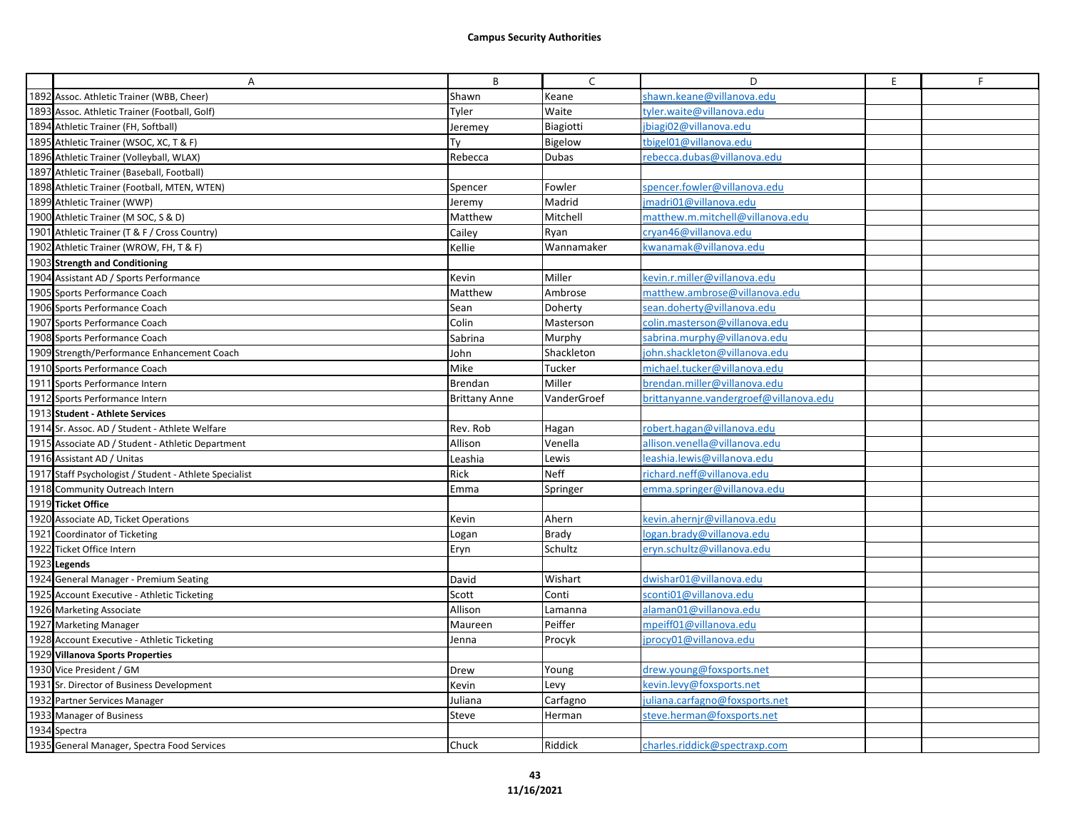## Campus Security Authorities

| | A | B | C | D | E | F |
|---|---|---|---|---|---|---|
| 1892 | Assoc. Athletic Trainer (WBB, Cheer) | Shawn | Keane | shawn.keane@villanova.edu | | |
| 1893 | Assoc. Athletic Trainer (Football, Golf) | Tyler | Waite | tyler.waite@villanova.edu | | |
| 1894 | Athletic Trainer (FH, Softball) | Jeremey | Biagiotti | jbiagi02@villanova.edu | | |
| 1895 | Athletic Trainer (WSOC, XC, T & F) | Ty | Bigelow | tbigel01@villanova.edu | | |
| 1896 | Athletic Trainer (Volleyball, WLAX) | Rebecca | Dubas | rebecca.dubas@villanova.edu | | |
| 1897 | Athletic Trainer (Baseball, Football) | | | | | |
| 1898 | Athletic Trainer (Football, MTEN, WTEN) | Spencer | Fowler | spencer.fowler@villanova.edu | | |
| 1899 | Athletic Trainer (WWP) | Jeremy | Madrid | jmadri01@villanova.edu | | |
| 1900 | Athletic Trainer (M SOC, S & D) | Matthew | Mitchell | matthew.m.mitchell@villanova.edu | | |
| 1901 | Athletic Trainer (T & F / Cross Country) | Cailey | Ryan | cryan46@villanova.edu | | |
| 1902 | Athletic Trainer (WROW, FH, T & F) | Kellie | Wannamaker | kwanamak@villanova.edu | | |
| 1903 | **Strength and Conditioning** | | | | | |
| 1904 | Assistant AD / Sports Performance | Kevin | Miller | kevin.r.miller@villanova.edu | | |
| 1905 | Sports Performance Coach | Matthew | Ambrose | matthew.ambrose@villanova.edu | | |
| 1906 | Sports Performance Coach | Sean | Doherty | sean.doherty@villanova.edu | | |
| 1907 | Sports Performance Coach | Colin | Masterson | colin.masterson@villanova.edu | | |
| 1908 | Sports Performance Coach | Sabrina | Murphy | sabrina.murphy@villanova.edu | | |
| 1909 | Strength/Performance Enhancement Coach | John | Shackleton | john.shackleton@villanova.edu | | |
| 1910 | Sports Performance Coach | Mike | Tucker | michael.tucker@villanova.edu | | |
| 1911 | Sports Performance Intern | Brendan | Miller | brendan.miller@villanova.edu | | |
| 1912 | Sports Performance Intern | Brittany Anne | VanderGroef | brittanyanne.vandergroef@villanova.edu | | |
| 1913 | **Student - Athlete Services** | | | | | |
| 1914 | Sr. Assoc. AD / Student - Athlete Welfare | Rev. Rob | Hagan | robert.hagan@villanova.edu | | |
| 1915 | Associate AD / Student - Athletic Department | Allison | Venella | allison.venella@villanova.edu | | |
| 1916 | Assistant AD / Unitas | Leashia | Lewis | leashia.lewis@villanova.edu | | |
| 1917 | Staff Psychologist / Student - Athlete Specialist | Rick | Neff | richard.neff@villanova.edu | | |
| 1918 | Community Outreach Intern | Emma | Springer | emma.springer@villanova.edu | | |
| 1919 | **Ticket Office** | | | | | |
| 1920 | Associate AD, Ticket Operations | Kevin | Ahern | kevin.ahernjr@villanova.edu | | |
| 1921 | Coordinator of Ticketing | Logan | Brady | logan.brady@villanova.edu | | |
| 1922 | Ticket Office Intern | Eryn | Schultz | eryn.schultz@villanova.edu | | |
| 1923 | **Legends** | | | | | |
| 1924 | General Manager - Premium Seating | David | Wishart | dwishar01@villanova.edu | | |
| 1925 | Account Executive - Athletic Ticketing | Scott | Conti | sconti01@villanova.edu | | |
| 1926 | Marketing Associate | Allison | Lamanna | alaman01@villanova.edu | | |
| 1927 | Marketing Manager | Maureen | Peiffer | mpeiff01@villanova.edu | | |
| 1928 | Account Executive - Athletic Ticketing | Jenna | Procyk | jprocy01@villanova.edu | | |
| 1929 | **Villanova Sports Properties** | | | | | |
| 1930 | Vice President / GM | Drew | Young | drew.young@foxsports.net | | |
| 1931 | Sr. Director of Business Development | Kevin | Levy | kevin.levy@foxsports.net | | |
| 1932 | Partner Services Manager | Juliana | Carfagno | juliana.carfagno@foxsports.net | | |
| 1933 | Manager of Business | Steve | Herman | steve.herman@foxsports.net | | |
| 1934 | Spectra | | | | | |
| 1935 | General Manager, Spectra Food Services | Chuck | Riddick | charles.riddick@spectraxp.com | | |

11/16/2021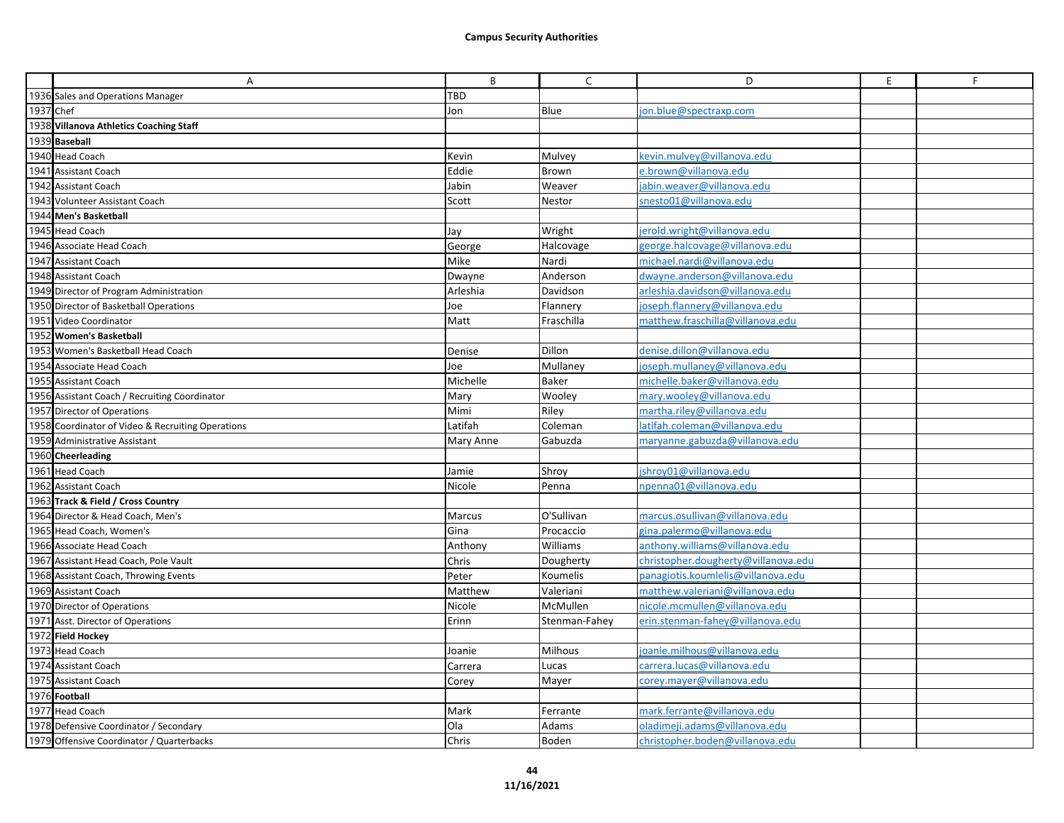**Campus Security Authorities**

| | A | B | C | D | E | F |
|---|---|---|---|---|---|---|
| 1936 | Sales and Operations Manager | TBD | | | | |
| 1937 | Chef | Jon | Blue | jon.blue@spectraxp.com | | |
| 1938 | **Villanova Athletics Coaching Staff** | | | | | |
| 1939 | **Baseball** | | | | | |
| 1940 | Head Coach | Kevin | Mulvey | kevin.mulvey@villanova.edu | | |
| 1941 | Assistant Coach | Eddie | Brown | e.brown@villanova.edu | | |
| 1942 | Assistant Coach | Jabin | Weaver | jabin.weaver@villanova.edu | | |
| 1943 | Volunteer Assistant Coach | Scott | Nestor | snesto01@villanova.edu | | |
| 1944 | **Men's Basketball** | | | | | |
| 1945 | Head Coach | Jay | Wright | jerold.wright@villanova.edu | | |
| 1946 | Associate Head Coach | George | Halcovage | george.halcovage@villanova.edu | | |
| 1947 | Assistant Coach | Mike | Nardi | michael.nardi@villanova.edu | | |
| 1948 | Assistant Coach | Dwayne | Anderson | dwayne.anderson@villanova.edu | | |
| 1949 | Director of Program Administration | Arleshia | Davidson | arleshia.davidson@villanova.edu | | |
| 1950 | Director of Basketball Operations | Joe | Flannery | joseph.flannery@villanova.edu | | |
| 1951 | Video Coordinator | Matt | Fraschilla | matthew.fraschilla@villanova.edu | | |
| 1952 | **Women's Basketball** | | | | | |
| 1953 | Women's Basketball Head Coach | Denise | Dillon | denise.dillon@villanova.edu | | |
| 1954 | Associate Head Coach | Joe | Mullaney | joseph.mullaney@villanova.edu | | |
| 1955 | Assistant Coach | Michelle | Baker | michelle.baker@villanova.edu | | |
| 1956 | Assistant Coach / Recruiting Coordinator | Mary | Wooley | mary.wooley@villanova.edu | | |
| 1957 | Director of Operations | Mimi | Riley | martha.riley@villanova.edu | | |
| 1958 | Coordinator of Video & Recruiting Operations | Latifah | Coleman | latifah.coleman@villanova.edu | | |
| 1959 | Administrative Assistant | Mary Anne | Gabuzda | maryanne.gabuzda@villanova.edu | | |
| 1960 | **Cheerleading** | | | | | |
| 1961 | Head Coach | Jamie | Shroy | jshroy01@villanova.edu | | |
| 1962 | Assistant Coach | Nicole | Penna | npenna01@villanova.edu | | |
| 1963 | **Track & Field / Cross Country** | | | | | |
| 1964 | Director & Head Coach, Men's | Marcus | O'Sullivan | marcus.osullivan@villanova.edu | | |
| 1965 | Head Coach, Women's | Gina | Procaccio | gina.palermo@villanova.edu | | |
| 1966 | Associate Head Coach | Anthony | Williams | anthony.williams@villanova.edu | | |
| 1967 | Assistant Head Coach, Pole Vault | Chris | Dougherty | christopher.dougherty@villanova.edu | | |
| 1968 | Assistant Coach, Throwing Events | Peter | Koumelis | panagiotis.koumlelis@villanova.edu | | |
| 1969 | Assistant Coach | Matthew | Valeriani | matthew.valeriani@villanova.edu | | |
| 1970 | Director of Operations | Nicole | McMullen | nicole.mcmullen@villanova.edu | | |
| 1971 | Asst. Director of Operations | Erinn | Stenman-Fahey | erin.stenman-fahey@villanova.edu | | |
| 1972 | **Field Hockey** | | | | | |
| 1973 | Head Coach | Joanie | Milhous | joanie.milhous@villanova.edu | | |
| 1974 | Assistant Coach | Carrera | Lucas | carrera.lucas@villanova.edu | | |
| 1975 | Assistant Coach | Corey | Mayer | corey.mayer@villanova.edu | | |
| 1976 | **Football** | | | | | |
| 1977 | Head Coach | Mark | Ferrante | mark.ferrante@villanova.edu | | |
| 1978 | Defensive Coordinator / Secondary | Ola | Adams | oladimeji.adams@villanova.edu | | |
| 1979 | Offensive Coordinator / Quarterbacks | Chris | Boden | christopher.boden@villanova.edu | | |

11/16/2021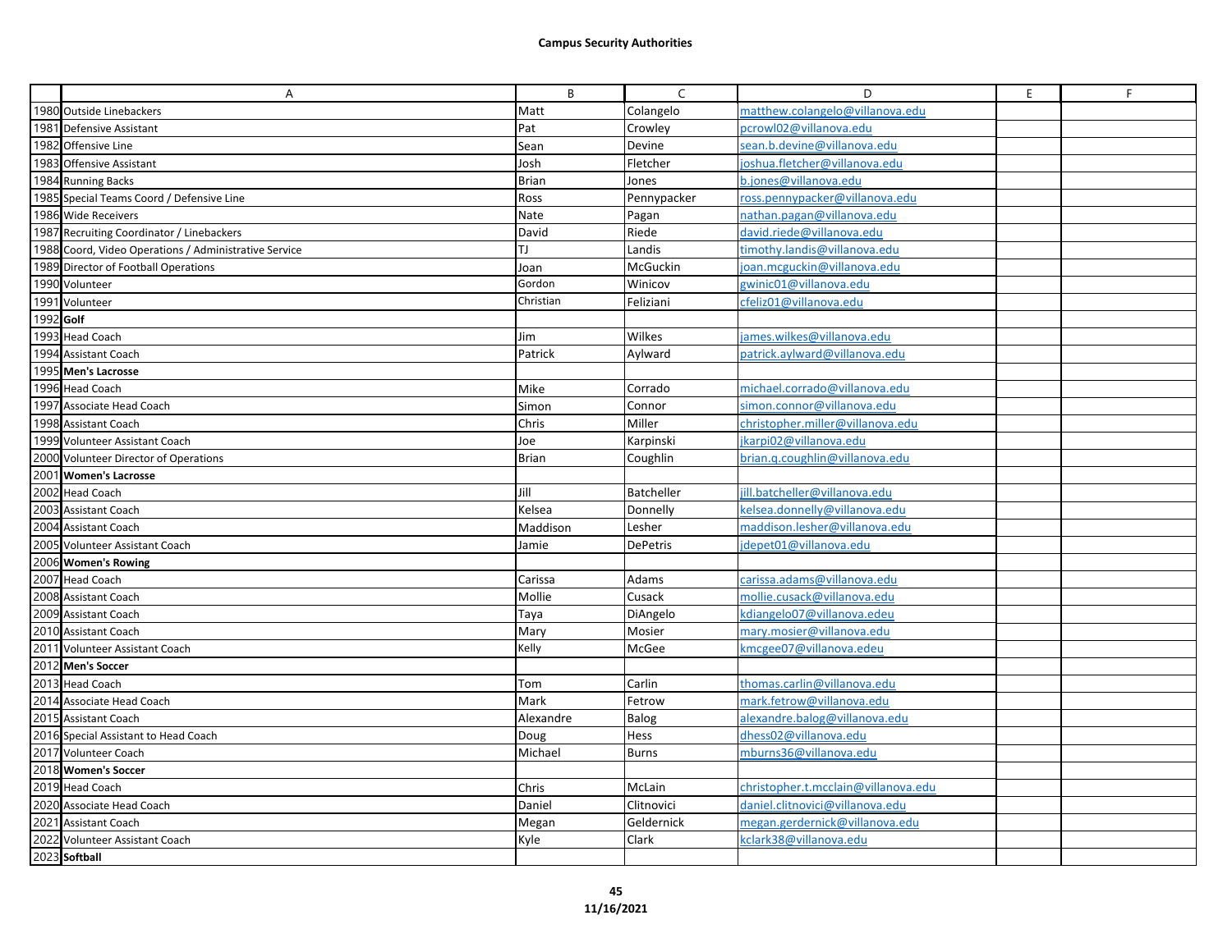**Campus Security Authorities**

| | A | B | C | D | E | F |
|---|---|---|---|---|---|---|
| 1980 | Outside Linebackers | Matt | Colangelo | matthew.colangelo@villanova.edu | | |
| 1981 | Defensive Assistant | Pat | Crowley | pcrowl02@villanova.edu | | |
| 1982 | Offensive Line | Sean | Devine | sean.b.devine@villanova.edu | | |
| 1983 | Offensive Assistant | Josh | Fletcher | joshua.fletcher@villanova.edu | | |
| 1984 | Running Backs | Brian | Jones | b.jones@villanova.edu | | |
| 1985 | Special Teams Coord / Defensive Line | Ross | Pennypacker | ross.pennypacker@villanova.edu | | |
| 1986 | Wide Receivers | Nate | Pagan | nathan.pagan@villanova.edu | | |
| 1987 | Recruiting Coordinator / Linebackers | David | Riede | david.riede@villanova.edu | | |
| 1988 | Coord, Video Operations / Administrative Service | TJ | Landis | timothy.landis@villanova.edu | | |
| 1989 | Director of Football Operations | Joan | McGuckin | joan.mcguckin@villanova.edu | | |
| 1990 | Volunteer | Gordon | Winicov | gwinic01@villanova.edu | | |
| 1991 | Volunteer | Christian | Feliziani | cfeliz01@villanova.edu | | |
| 1992 | **Golf** | | | | | |
| 1993 | Head Coach | Jim | Wilkes | james.wilkes@villanova.edu | | |
| 1994 | Assistant Coach | Patrick | Aylward | patrick.aylward@villanova.edu | | |
| 1995 | **Men's Lacrosse** | | | | | |
| 1996 | Head Coach | Mike | Corrado | michael.corrado@villanova.edu | | |
| 1997 | Associate Head Coach | Simon | Connor | simon.connor@villanova.edu | | |
| 1998 | Assistant Coach | Chris | Miller | christopher.miller@villanova.edu | | |
| 1999 | Volunteer Assistant Coach | Joe | Karpinski | jkarpi02@villanova.edu | | |
| 2000 | Volunteer Director of Operations | Brian | Coughlin | brian.q.coughlin@villanova.edu | | |
| 2001 | **Women's Lacrosse** | | | | | |
| 2002 | Head Coach | Jill | Batcheller | jill.batcheller@villanova.edu | | |
| 2003 | Assistant Coach | Kelsea | Donnelly | kelsea.donnelly@villanova.edu | | |
| 2004 | Assistant Coach | Maddison | Lesher | maddison.lesher@villanova.edu | | |
| 2005 | Volunteer Assistant Coach | Jamie | DePetris | jdepet01@villanova.edu | | |
| 2006 | **Women's Rowing** | | | | | |
| 2007 | Head Coach | Carissa | Adams | carissa.adams@villanova.edu | | |
| 2008 | Assistant Coach | Mollie | Cusack | mollie.cusack@villanova.edu | | |
| 2009 | Assistant Coach | Taya | DiAngelo | kdiangelo07@villanova.edeu | | |
| 2010 | Assistant Coach | Mary | Mosier | mary.mosier@villanova.edu | | |
| 2011 | Volunteer Assistant Coach | Kelly | McGee | kmcgee07@villanova.edeu | | |
| 2012 | **Men's Soccer** | | | | | |
| 2013 | Head Coach | Tom | Carlin | thomas.carlin@villanova.edu | | |
| 2014 | Associate Head Coach | Mark | Fetrow | mark.fetrow@villanova.edu | | |
| 2015 | Assistant Coach | Alexandre | Balog | alexandre.balog@villanova.edu | | |
| 2016 | Special Assistant to Head Coach | Doug | Hess | dhess02@villanova.edu | | |
| 2017 | Volunteer Coach | Michael | Burns | mburns36@villanova.edu | | |
| 2018 | **Women's Soccer** | | | | | |
| 2019 | Head Coach | Chris | McLain | christopher.t.mcclain@villanova.edu | | |
| 2020 | Associate Head Coach | Daniel | Clitnovici | daniel.clitnovici@villanova.edu | | |
| 2021 | Assistant Coach | Megan | Geldernick | megan.gerdernick@villanova.edu | | |
| 2022 | Volunteer Assistant Coach | Kyle | Clark | kclark38@villanova.edu | | |
| 2023 | **Softball** | | | | | |

11/16/2021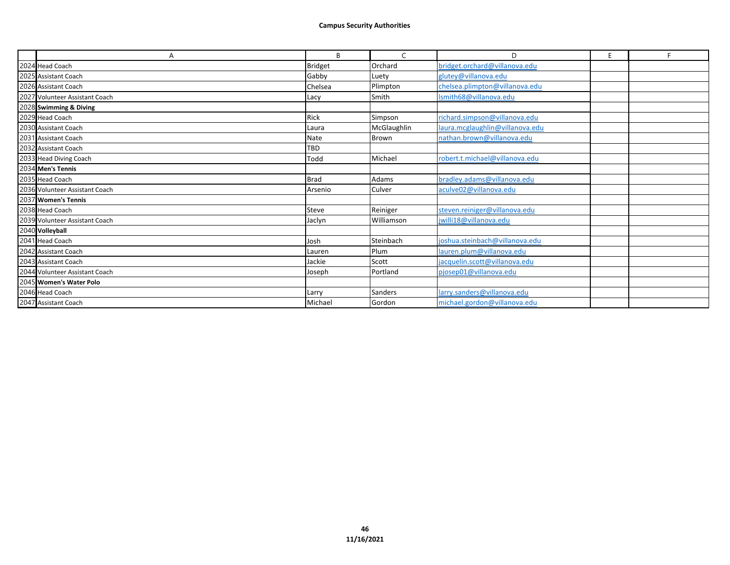**Campus Security Authorities**

| | A | B | C | D | E | F |
|---|---|---|---|---|---|---|
| 2024 | Head Coach | Bridget | Orchard | bridget.orchard@villanova.edu | | |
| 2025 | Assistant Coach | Gabby | Luety | glutey@villanova.edu | | |
| 2026 | Assistant Coach | Chelsea | Plimpton | chelsea.plimpton@villanova.edu | | |
| 2027 | Volunteer Assistant Coach | Lacy | Smith | lsmith68@villanova.edu | | |
| 2028 | **Swimming & Diving** | | | | | |
| 2029 | Head Coach | Rick | Simpson | richard.simpson@villanova.edu | | |
| 2030 | Assistant Coach | Laura | McGlaughlin | laura.mcglaughlin@villanova.edu | | |
| 2031 | Assistant Coach | Nate | Brown | nathan.brown@villanova.edu | | |
| 2032 | Assistant Coach | TBD | | | | |
| 2033 | Head Diving Coach | Todd | Michael | robert.t.michael@villanova.edu | | |
| 2034 | **Men's Tennis** | | | | | |
| 2035 | Head Coach | Brad | Adams | bradley.adams@villanova.edu | | |
| 2036 | Volunteer Assistant Coach | Arsenio | Culver | aculve02@villanova.edu | | |
| 2037 | **Women's Tennis** | | | | | |
| 2038 | Head Coach | Steve | Reiniger | steven.reiniger@villanova.edu | | |
| 2039 | Volunteer Assistant Coach | Jaclyn | Williamson | jwilli18@villanova.edu | | |
| 2040 | **Volleyball** | | | | | |
| 2041 | Head Coach | Josh | Steinbach | joshua.steinbach@villanova.edu | | |
| 2042 | Assistant Coach | Lauren | Plum | lauren.plum@villanova.edu | | |
| 2043 | Assistant Coach | Jackie | Scott | jacquelin.scott@villanova.edu | | |
| 2044 | Volunteer Assistant Coach | Joseph | Portland | pjosep01@villanova.edu | | |
| 2045 | **Women's Water Polo** | | | | | |
| 2046 | Head Coach | Larry | Sanders | larry.sanders@villanova.edu | | |
| 2047 | Assistant Coach | Michael | Gordon | michael.gordon@villanova.edu | | |

11/16/2021